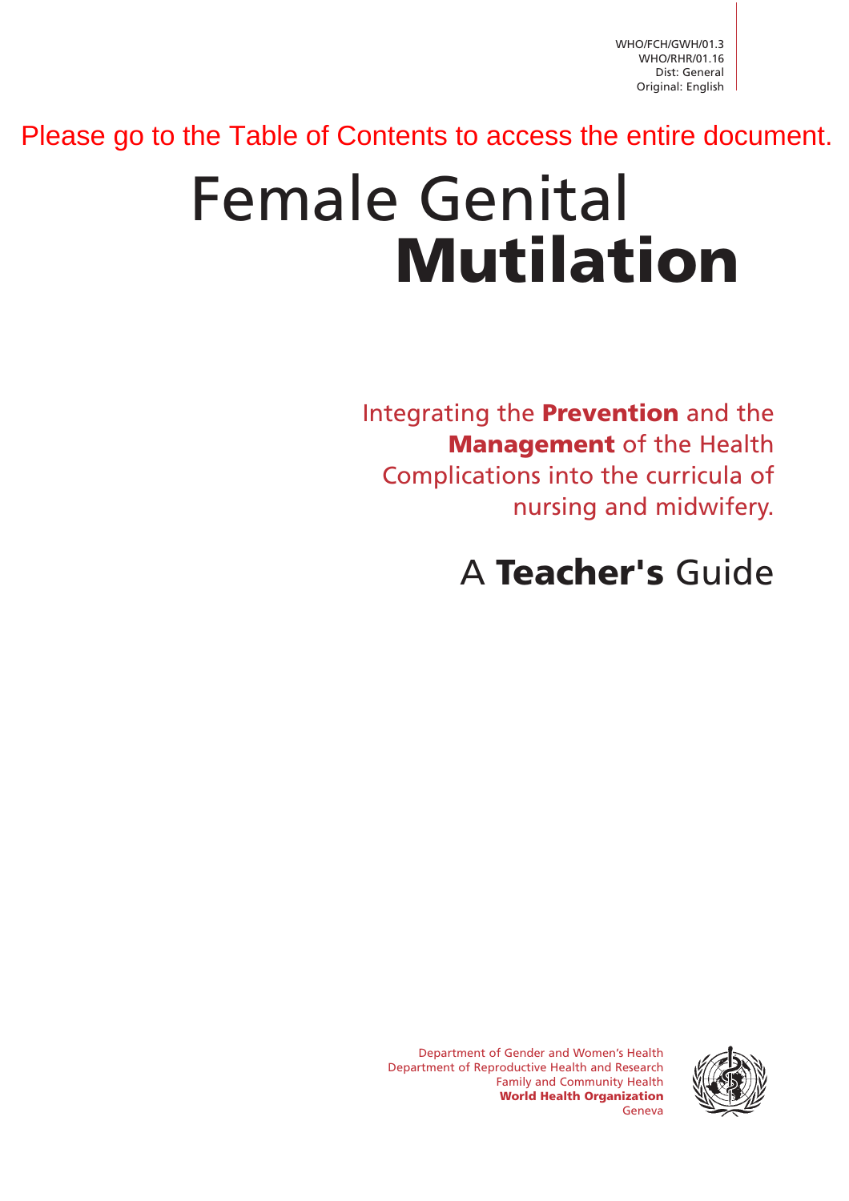WHO/FCH/GWH/01.3
WHO/RHR/01.16
Dist: General
Original: English

Please go to the Table of Contents to access the entire document.

# Female Genital **Mutilation**

Integrating the **Prevention** and the **Management** of the Health Complications into the curricula of nursing and midwifery.

## A **Teacher's** Guide

Department of Gender and Women's Health
Department of Reproductive Health and Research
Family and Community Health
**World Health Organization**
Geneva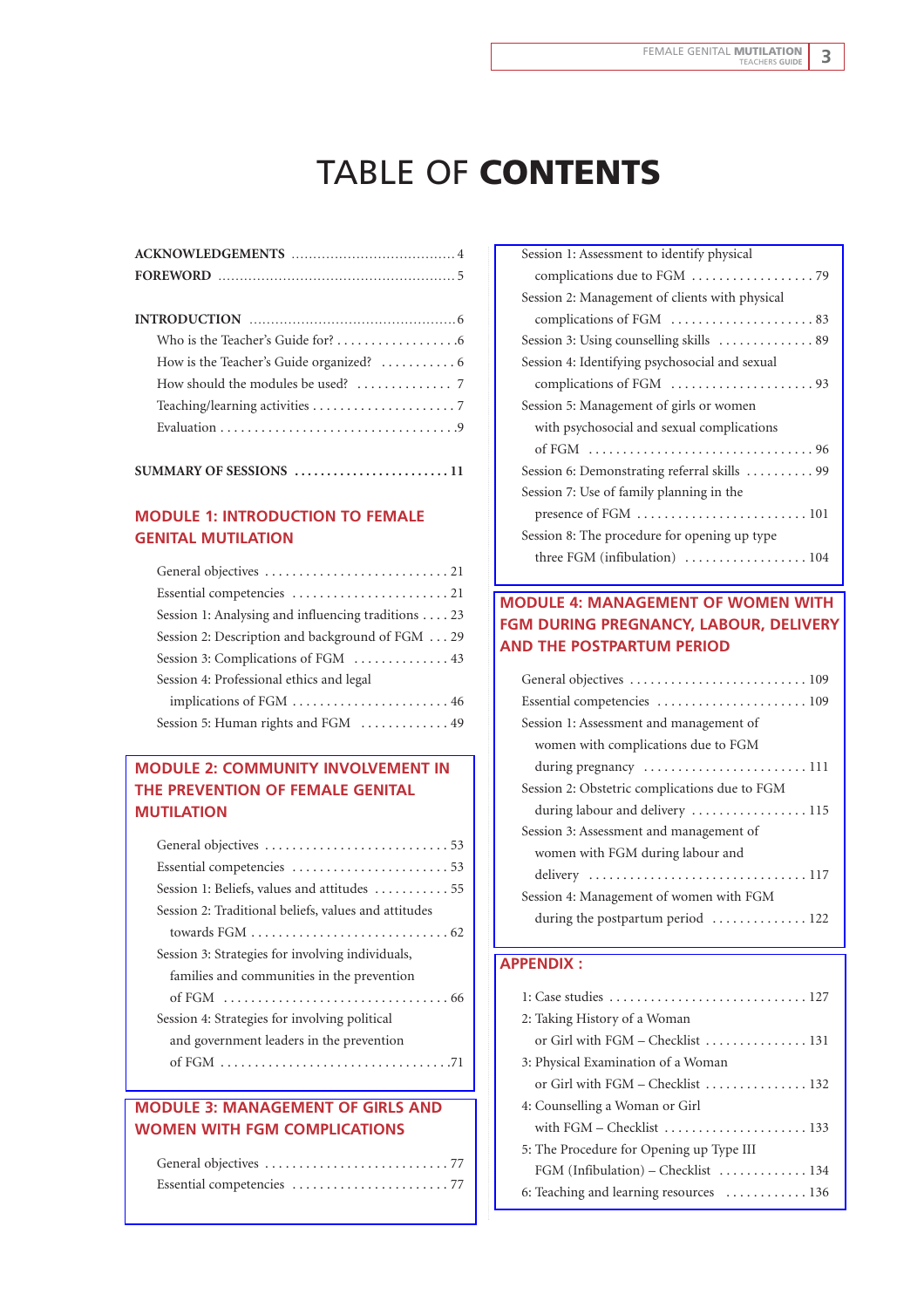# TABLE OF CONTENTS

**ACKNOWLEDGEMENTS** ..................................... 4
**FOREWORD** ...................................................... 5

**INTRODUCTION** ............................................... 6

- Who is the Teacher's Guide for? .................. 6
- How is the Teacher's Guide organized? ........... 6
- How should the modules be used? .............. 7
- Teaching/learning activities ..................... 7
- Evaluation .................................. 9

**SUMMARY OF SESSIONS** ........................ 11

## MODULE 1: INTRODUCTION TO FEMALE GENITAL MUTILATION

- General objectives ........................... 21
- Essential competencies ....................... 21
- Session 1: Analysing and influencing traditions .... 23
- Session 2: Description and background of FGM ... 29
- Session 3: Complications of FGM .............. 43
- Session 4: Professional ethics and legal implications of FGM ....................... 46
- Session 5: Human rights and FGM ............. 49

## MODULE 2: COMMUNITY INVOLVEMENT IN THE PREVENTION OF FEMALE GENITAL MUTILATION

- General objectives ........................... 53
- Essential competencies ....................... 53
- Session 1: Beliefs, values and attitudes ........... 55
- Session 2: Traditional beliefs, values and attitudes towards FGM ............................ 62
- Session 3: Strategies for involving individuals, families and communities in the prevention of FGM ................................. 66
- Session 4: Strategies for involving political and government leaders in the prevention of FGM ................................. 71

## MODULE 3: MANAGEMENT OF GIRLS AND WOMEN WITH FGM COMPLICATIONS

- General objectives ........................... 77
- Essential competencies ....................... 77
- Session 1: Assessment to identify physical complications due to FGM .................. 79
- Session 2: Management of clients with physical complications of FGM ..................... 83
- Session 3: Using counselling skills .............. 89
- Session 4: Identifying psychosocial and sexual complications of FGM ..................... 93
- Session 5: Management of girls or women with psychosocial and sexual complications of FGM ................................. 96
- Session 6: Demonstrating referral skills .......... 99
- Session 7: Use of family planning in the presence of FGM ......................... 101
- Session 8: The procedure for opening up type three FGM (infibulation) .................. 104

## MODULE 4: MANAGEMENT OF WOMEN WITH FGM DURING PREGNANCY, LABOUR, DELIVERY AND THE POSTPARTUM PERIOD

- General objectives .......................... 109
- Essential competencies ...................... 109
- Session 1: Assessment and management of women with complications due to FGM during pregnancy ........................ 111
- Session 2: Obstetric complications due to FGM during labour and delivery ................. 115
- Session 3: Assessment and management of women with FGM during labour and delivery ............................... 117
- Session 4: Management of women with FGM during the postpartum period .............. 122

## APPENDIX :

- 1: Case studies ............................. 127
- 2: Taking History of a Woman or Girl with FGM – Checklist ............... 131
- 3: Physical Examination of a Woman or Girl with FGM – Checklist ............... 132
- 4: Counselling a Woman or Girl with FGM – Checklist ..................... 133
- 5: The Procedure for Opening up Type III FGM (Infibulation) – Checklist ............. 134
- 6: Teaching and learning resources ............ 136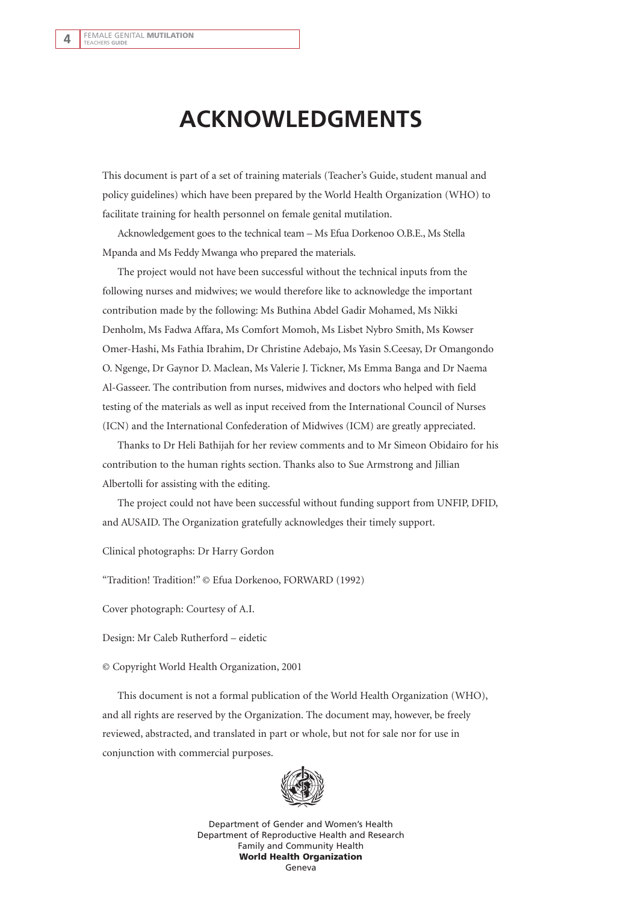# ACKNOWLEDGMENTS

This document is part of a set of training materials (Teacher's Guide, student manual and policy guidelines) which have been prepared by the World Health Organization (WHO) to facilitate training for health personnel on female genital mutilation.

Acknowledgement goes to the technical team – Ms Efua Dorkenoo O.B.E., Ms Stella Mpanda and Ms Feddy Mwanga who prepared the materials.

The project would not have been successful without the technical inputs from the following nurses and midwives; we would therefore like to acknowledge the important contribution made by the following: Ms Buthina Abdel Gadir Mohamed, Ms Nikki Denholm, Ms Fadwa Affara, Ms Comfort Momoh, Ms Lisbet Nybro Smith, Ms Kowser Omer-Hashi, Ms Fathia Ibrahim, Dr Christine Adebajo, Ms Yasin S.Ceesay, Dr Omangondo O. Ngenge, Dr Gaynor D. Maclean, Ms Valerie J. Tickner, Ms Emma Banga and Dr Naema Al-Gasseer. The contribution from nurses, midwives and doctors who helped with field testing of the materials as well as input received from the International Council of Nurses (ICN) and the International Confederation of Midwives (ICM) are greatly appreciated.

Thanks to Dr Heli Bathijah for her review comments and to Mr Simeon Obidairo for his contribution to the human rights section. Thanks also to Sue Armstrong and Jillian Albertolli for assisting with the editing.

The project could not have been successful without funding support from UNFIP, DFID, and AUSAID. The Organization gratefully acknowledges their timely support.

Clinical photographs: Dr Harry Gordon

"Tradition! Tradition!" © Efua Dorkenoo, FORWARD (1992)

Cover photograph: Courtesy of A.I.

Design: Mr Caleb Rutherford – eidetic

© Copyright World Health Organization, 2001

This document is not a formal publication of the World Health Organization (WHO), and all rights are reserved by the Organization. The document may, however, be freely reviewed, abstracted, and translated in part or whole, but not for sale nor for use in conjunction with commercial purposes.

Department of Gender and Women's Health
Department of Reproductive Health and Research
Family and Community Health
**World Health Organization**
Geneva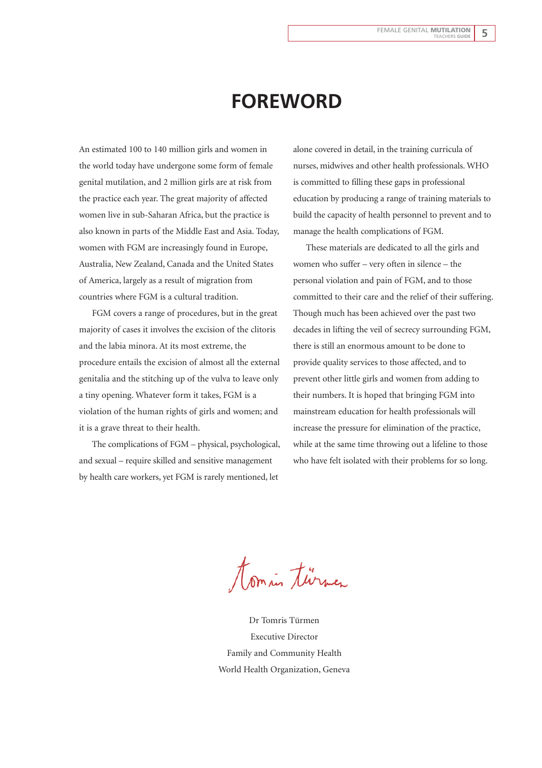# FOREWORD

An estimated 100 to 140 million girls and women in the world today have undergone some form of female genital mutilation, and 2 million girls are at risk from the practice each year. The great majority of affected women live in sub-Saharan Africa, but the practice is also known in parts of the Middle East and Asia. Today, women with FGM are increasingly found in Europe, Australia, New Zealand, Canada and the United States of America, largely as a result of migration from countries where FGM is a cultural tradition.

FGM covers a range of procedures, but in the great majority of cases it involves the excision of the clitoris and the labia minora. At its most extreme, the procedure entails the excision of almost all the external genitalia and the stitching up of the vulva to leave only a tiny opening. Whatever form it takes, FGM is a violation of the human rights of girls and women; and it is a grave threat to their health.

The complications of FGM – physical, psychological, and sexual – require skilled and sensitive management by health care workers, yet FGM is rarely mentioned, let alone covered in detail, in the training curricula of nurses, midwives and other health professionals. WHO is committed to filling these gaps in professional education by producing a range of training materials to build the capacity of health personnel to prevent and to manage the health complications of FGM.

These materials are dedicated to all the girls and women who suffer – very often in silence – the personal violation and pain of FGM, and to those committed to their care and the relief of their suffering. Though much has been achieved over the past two decades in lifting the veil of secrecy surrounding FGM, there is still an enormous amount to be done to provide quality services to those affected, and to prevent other little girls and women from adding to their numbers. It is hoped that bringing FGM into mainstream education for health professionals will increase the pressure for elimination of the practice, while at the same time throwing out a lifeline to those who have felt isolated with their problems for so long.

Tomris Türmen

Dr Tomris Türmen
Executive Director
Family and Community Health
World Health Organization, Geneva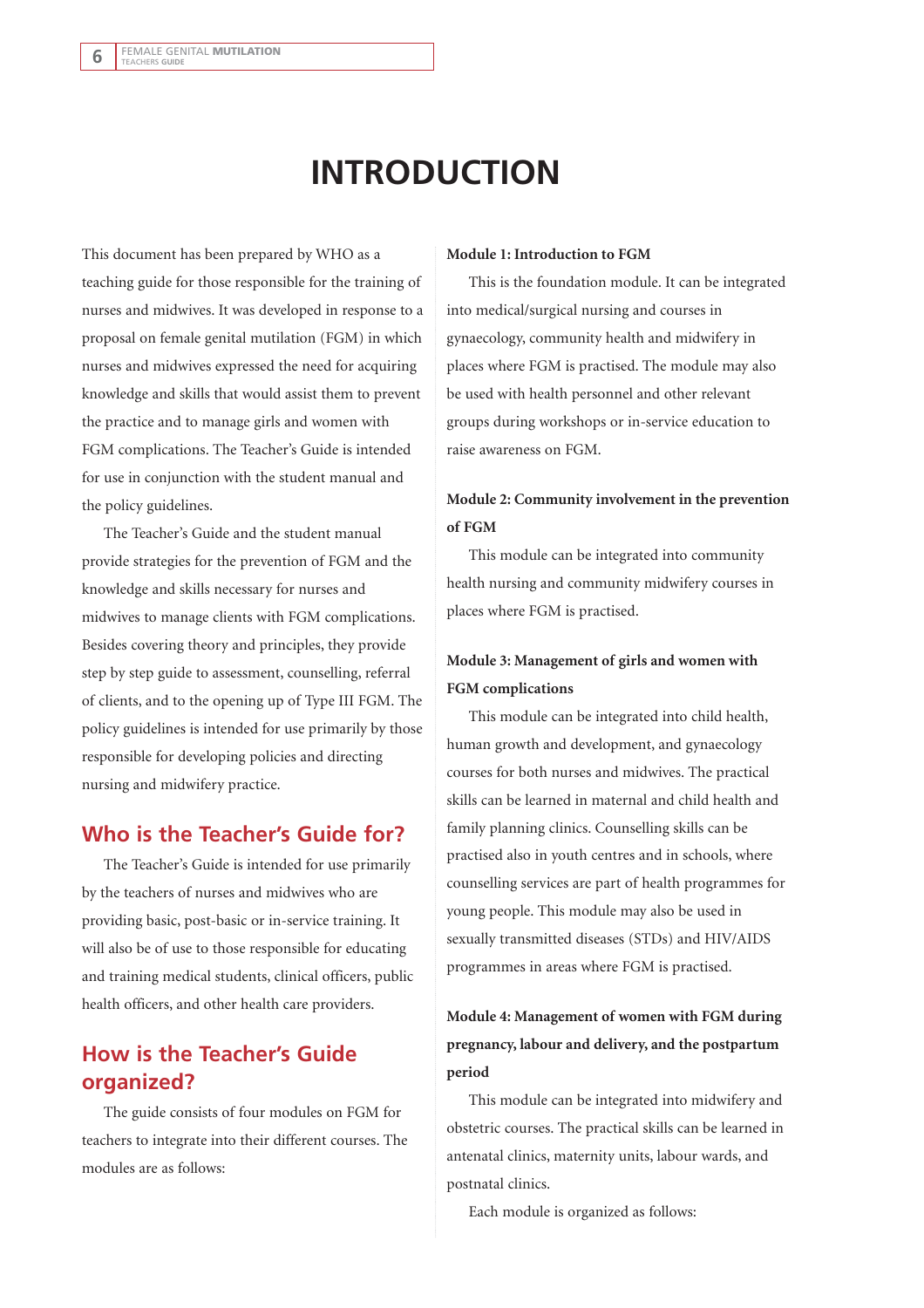# INTRODUCTION

This document has been prepared by WHO as a teaching guide for those responsible for the training of nurses and midwives. It was developed in response to a proposal on female genital mutilation (FGM) in which nurses and midwives expressed the need for acquiring knowledge and skills that would assist them to prevent the practice and to manage girls and women with FGM complications. The Teacher's Guide is intended for use in conjunction with the student manual and the policy guidelines.

The Teacher's Guide and the student manual provide strategies for the prevention of FGM and the knowledge and skills necessary for nurses and midwives to manage clients with FGM complications. Besides covering theory and principles, they provide step by step guide to assessment, counselling, referral of clients, and to the opening up of Type III FGM. The policy guidelines is intended for use primarily by those responsible for developing policies and directing nursing and midwifery practice.

## Who is the Teacher's Guide for?

The Teacher's Guide is intended for use primarily by the teachers of nurses and midwives who are providing basic, post-basic or in-service training. It will also be of use to those responsible for educating and training medical students, clinical officers, public health officers, and other health care providers.

## How is the Teacher's Guide organized?

The guide consists of four modules on FGM for teachers to integrate into their different courses. The modules are as follows:

**Module 1: Introduction to FGM**

This is the foundation module. It can be integrated into medical/surgical nursing and courses in gynaecology, community health and midwifery in places where FGM is practised. The module may also be used with health personnel and other relevant groups during workshops or in-service education to raise awareness on FGM.

**Module 2: Community involvement in the prevention of FGM**

This module can be integrated into community health nursing and community midwifery courses in places where FGM is practised.

**Module 3: Management of girls and women with FGM complications**

This module can be integrated into child health, human growth and development, and gynaecology courses for both nurses and midwives. The practical skills can be learned in maternal and child health and family planning clinics. Counselling skills can be practised also in youth centres and in schools, where counselling services are part of health programmes for young people. This module may also be used in sexually transmitted diseases (STDs) and HIV/AIDS programmes in areas where FGM is practised.

**Module 4: Management of women with FGM during pregnancy, labour and delivery, and the postpartum period**

This module can be integrated into midwifery and obstetric courses. The practical skills can be learned in antenatal clinics, maternity units, labour wards, and postnatal clinics.

Each module is organized as follows: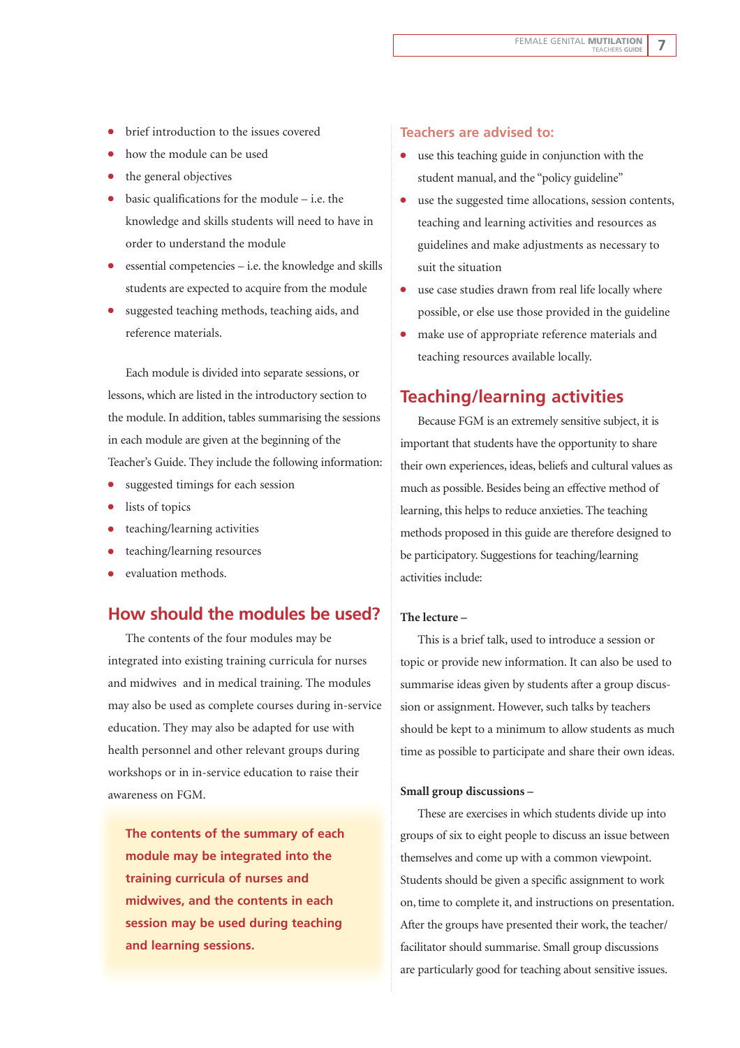- brief introduction to the issues covered
- how the module can be used
- the general objectives
- basic qualifications for the module – i.e. the knowledge and skills students will need to have in order to understand the module
- essential competencies – i.e. the knowledge and skills students are expected to acquire from the module
- suggested teaching methods, teaching aids, and reference materials.

Each module is divided into separate sessions, or lessons, which are listed in the introductory section to the module. In addition, tables summarising the sessions in each module are given at the beginning of the Teacher's Guide. They include the following information:

- suggested timings for each session
- lists of topics
- teaching/learning activities
- teaching/learning resources
- evaluation methods.

## How should the modules be used?

The contents of the four modules may be integrated into existing training curricula for nurses and midwives and in medical training. The modules may also be used as complete courses during in-service education. They may also be adapted for use with health personnel and other relevant groups during workshops or in in-service education to raise their awareness on FGM.

**The contents of the summary of each module may be integrated into the training curricula of nurses and midwives, and the contents in each session may be used during teaching and learning sessions.**

### Teachers are advised to:

- use this teaching guide in conjunction with the student manual, and the "policy guideline"
- use the suggested time allocations, session contents, teaching and learning activities and resources as guidelines and make adjustments as necessary to suit the situation
- use case studies drawn from real life locally where possible, or else use those provided in the guideline
- make use of appropriate reference materials and teaching resources available locally.

## Teaching/learning activities

Because FGM is an extremely sensitive subject, it is important that students have the opportunity to share their own experiences, ideas, beliefs and cultural values as much as possible. Besides being an effective method of learning, this helps to reduce anxieties. The teaching methods proposed in this guide are therefore designed to be participatory. Suggestions for teaching/learning activities include:

**The lecture –**

This is a brief talk, used to introduce a session or topic or provide new information. It can also be used to summarise ideas given by students after a group discussion or assignment. However, such talks by teachers should be kept to a minimum to allow students as much time as possible to participate and share their own ideas.

**Small group discussions –**

These are exercises in which students divide up into groups of six to eight people to discuss an issue between themselves and come up with a common viewpoint. Students should be given a specific assignment to work on, time to complete it, and instructions on presentation. After the groups have presented their work, the teacher/facilitator should summarise. Small group discussions are particularly good for teaching about sensitive issues.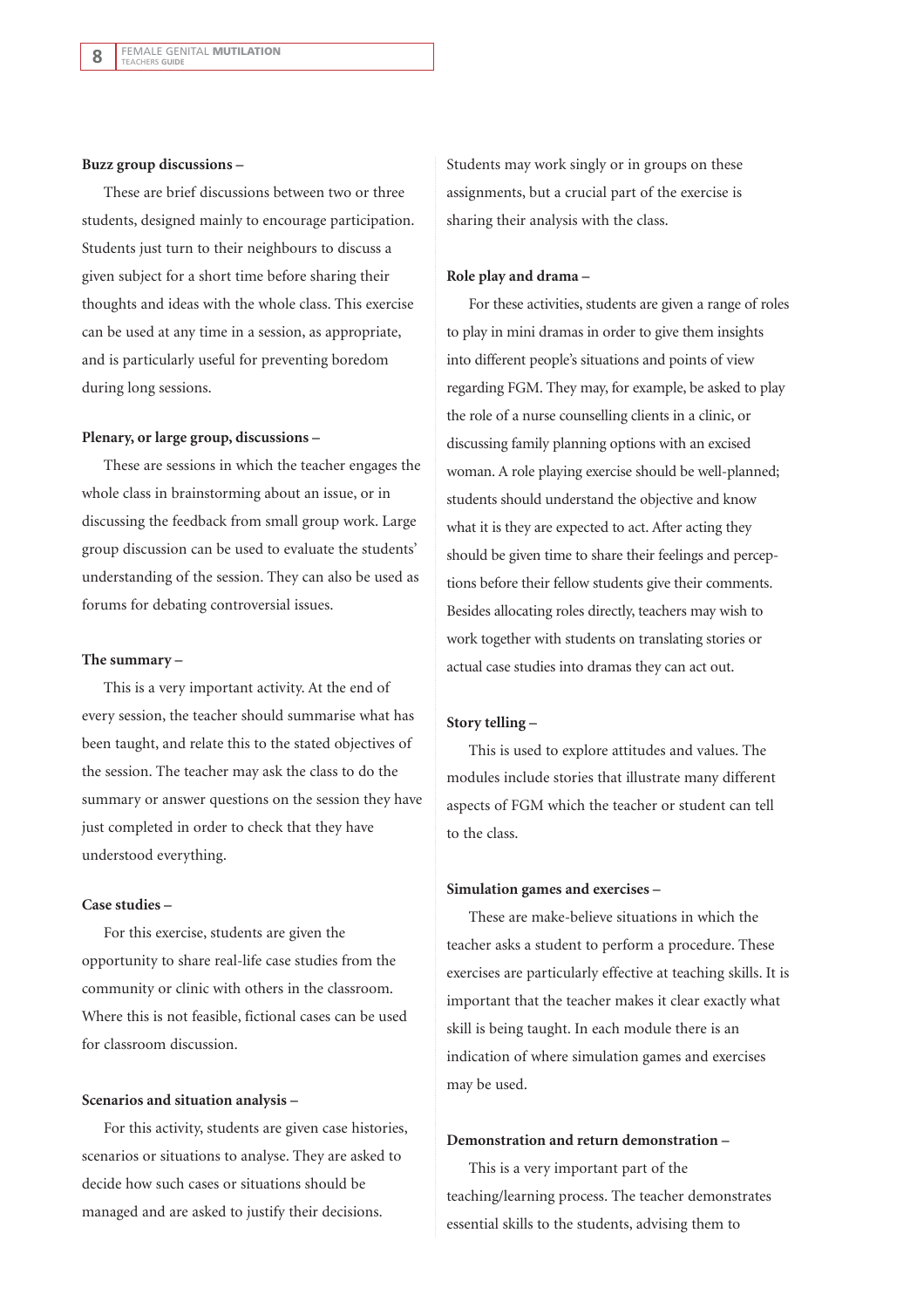**Buzz group discussions –**

These are brief discussions between two or three students, designed mainly to encourage participation. Students just turn to their neighbours to discuss a given subject for a short time before sharing their thoughts and ideas with the whole class. This exercise can be used at any time in a session, as appropriate, and is particularly useful for preventing boredom during long sessions.

**Plenary, or large group, discussions –**

These are sessions in which the teacher engages the whole class in brainstorming about an issue, or in discussing the feedback from small group work. Large group discussion can be used to evaluate the students' understanding of the session. They can also be used as forums for debating controversial issues.

**The summary –**

This is a very important activity. At the end of every session, the teacher should summarise what has been taught, and relate this to the stated objectives of the session. The teacher may ask the class to do the summary or answer questions on the session they have just completed in order to check that they have understood everything.

**Case studies –**

For this exercise, students are given the opportunity to share real-life case studies from the community or clinic with others in the classroom. Where this is not feasible, fictional cases can be used for classroom discussion.

**Scenarios and situation analysis –**

For this activity, students are given case histories, scenarios or situations to analyse. They are asked to decide how such cases or situations should be managed and are asked to justify their decisions. Students may work singly or in groups on these assignments, but a crucial part of the exercise is sharing their analysis with the class.

**Role play and drama –**

For these activities, students are given a range of roles to play in mini dramas in order to give them insights into different people's situations and points of view regarding FGM. They may, for example, be asked to play the role of a nurse counselling clients in a clinic, or discussing family planning options with an excised woman. A role playing exercise should be well-planned; students should understand the objective and know what it is they are expected to act. After acting they should be given time to share their feelings and perceptions before their fellow students give their comments. Besides allocating roles directly, teachers may wish to work together with students on translating stories or actual case studies into dramas they can act out.

**Story telling –**

This is used to explore attitudes and values. The modules include stories that illustrate many different aspects of FGM which the teacher or student can tell to the class.

**Simulation games and exercises –**

These are make-believe situations in which the teacher asks a student to perform a procedure. These exercises are particularly effective at teaching skills. It is important that the teacher makes it clear exactly what skill is being taught. In each module there is an indication of where simulation games and exercises may be used.

**Demonstration and return demonstration –**

This is a very important part of the teaching/learning process. The teacher demonstrates essential skills to the students, advising them to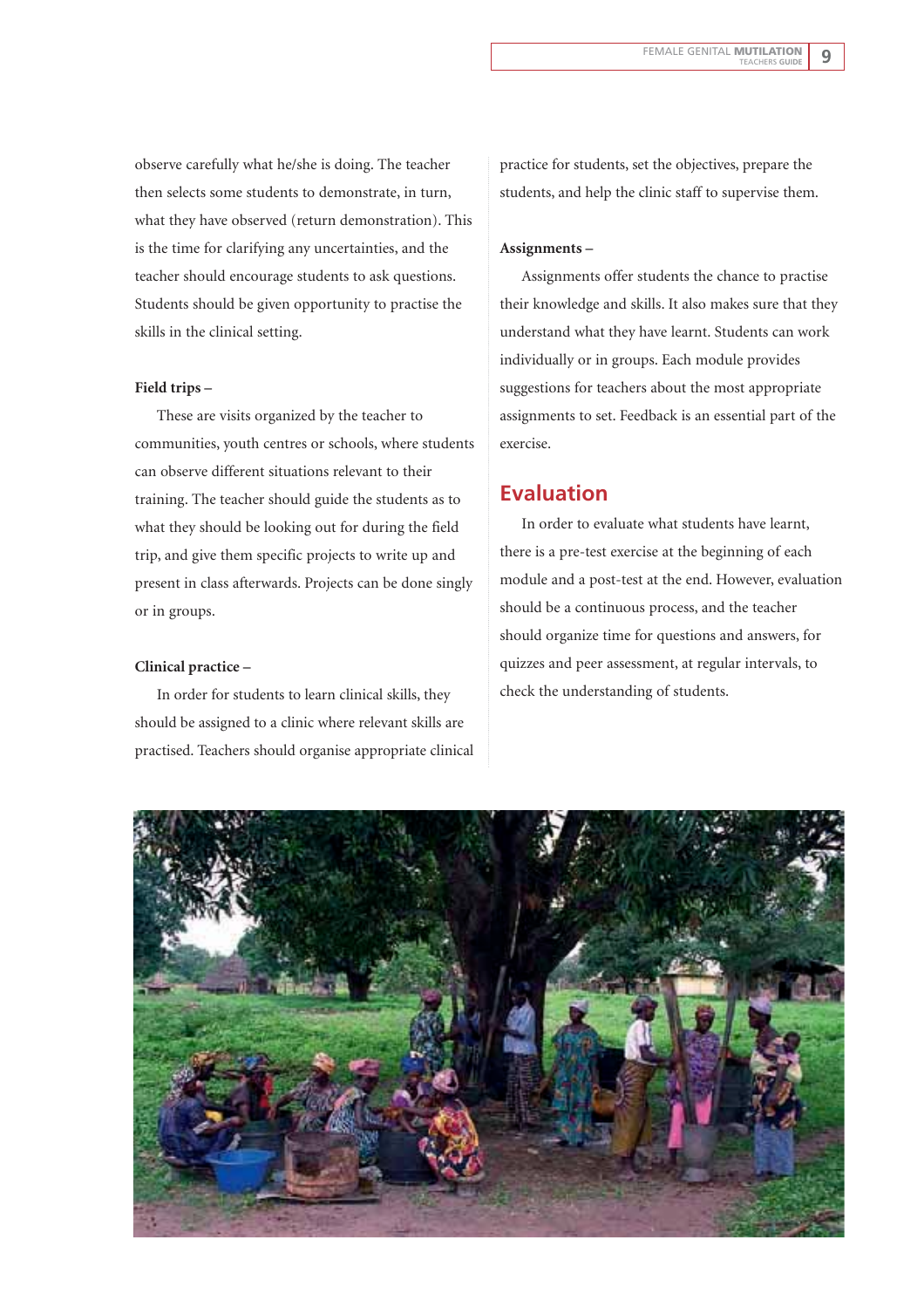observe carefully what he/she is doing. The teacher then selects some students to demonstrate, in turn, what they have observed (return demonstration). This is the time for clarifying any uncertainties, and the teacher should encourage students to ask questions. Students should be given opportunity to practise the skills in the clinical setting.

**Field trips –**

These are visits organized by the teacher to communities, youth centres or schools, where students can observe different situations relevant to their training. The teacher should guide the students as to what they should be looking out for during the field trip, and give them specific projects to write up and present in class afterwards. Projects can be done singly or in groups.

**Clinical practice –**

In order for students to learn clinical skills, they should be assigned to a clinic where relevant skills are practised. Teachers should organise appropriate clinical practice for students, set the objectives, prepare the students, and help the clinic staff to supervise them.

**Assignments –**

Assignments offer students the chance to practise their knowledge and skills. It also makes sure that they understand what they have learnt. Students can work individually or in groups. Each module provides suggestions for teachers about the most appropriate assignments to set. Feedback is an essential part of the exercise.

## Evaluation

In order to evaluate what students have learnt, there is a pre-test exercise at the beginning of each module and a post-test at the end. However, evaluation should be a continuous process, and the teacher should organize time for questions and answers, for quizzes and peer assessment, at regular intervals, to check the understanding of students.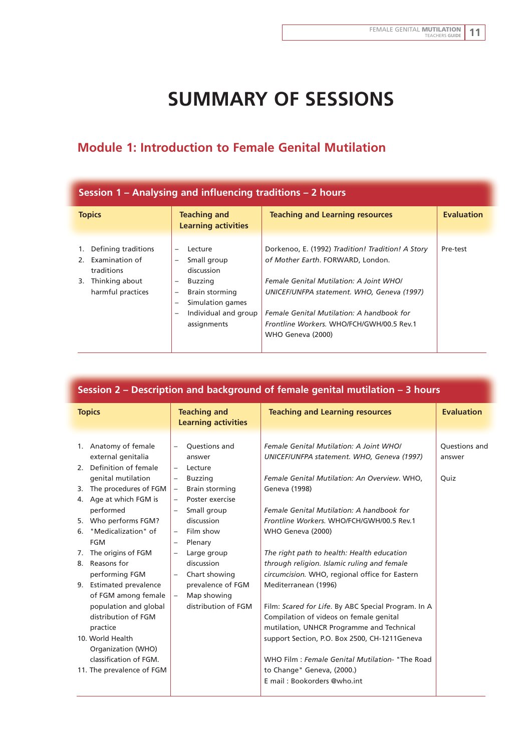# SUMMARY OF SESSIONS

## Module 1: Introduction to Female Genital Mutilation

### Session 1 – Analysing and influencing traditions – 2 hours

| Topics | Teaching and Learning activities | Teaching and Learning resources | Evaluation |
|---|---|---|---|
| 1. Defining traditions<br>2. Examination of traditions<br>3. Thinking about harmful practices | – Lecture<br>– Small group discussion<br>– Buzzing<br>– Brain storming<br>– Simulation games<br>– Individual and group assignments | Dorkenoo, E. (1992) *Tradition! Tradition! A Story of Mother Earth*. FORWARD, London.<br><br>*Female Genital Mutilation: A Joint WHO/ UNICEF/UNFPA statement. WHO, Geneva (1997)*<br><br>*Female Genital Mutilation: A handbook for Frontline Workers.* WHO/FCH/GWH/00.5 Rev.1 WHO Geneva (2000) | Pre-test |

### Session 2 – Description and background of female genital mutilation – 3 hours

| Topics | Teaching and Learning activities | Teaching and Learning resources | Evaluation |
|---|---|---|---|
| 1. Anatomy of female external genitalia<br>2. Definition of female genital mutilation<br>3. The procedures of FGM<br>4. Age at which FGM is performed<br>5. Who performs FGM?<br>6. "Medicalization" of FGM<br>7. The origins of FGM<br>8. Reasons for performing FGM<br>9. Estimated prevalence of FGM among female population and global distribution of FGM practice<br>10. World Health Organization (WHO) classification of FGM.<br>11. The prevalence of FGM | – Questions and answer<br>– Lecture<br>– Buzzing<br>– Brain storming<br>– Poster exercise<br>– Small group discussion<br>– Film show<br>– Plenary<br>– Large group discussion<br>– Chart showing prevalence of FGM<br>– Map showing distribution of FGM | *Female Genital Mutilation: A Joint WHO/ UNICEF/UNFPA statement. WHO, Geneva (1997)*<br><br>*Female Genital Mutilation: An Overview*. WHO, Geneva (1998)<br><br>*Female Genital Mutilation: A handbook for Frontline Workers.* WHO/FCH/GWH/00.5 Rev.1 WHO Geneva (2000)<br><br>*The right path to health: Health education through religion. Islamic ruling and female circumcision.* WHO, regional office for Eastern Mediterranean (1996)<br><br>Film: *Scared for Life*. By ABC Special Program. In A Compilation of videos on female genital mutilation, UNHCR Programme and Technical support Section, P.O. Box 2500, CH-1211Geneva<br><br>WHO Film : *Female Genital Mutilation*- "The Road to Change" Geneva, (2000.)<br>E mail : Bookorders @who.int | Questions and answer<br><br>Quiz |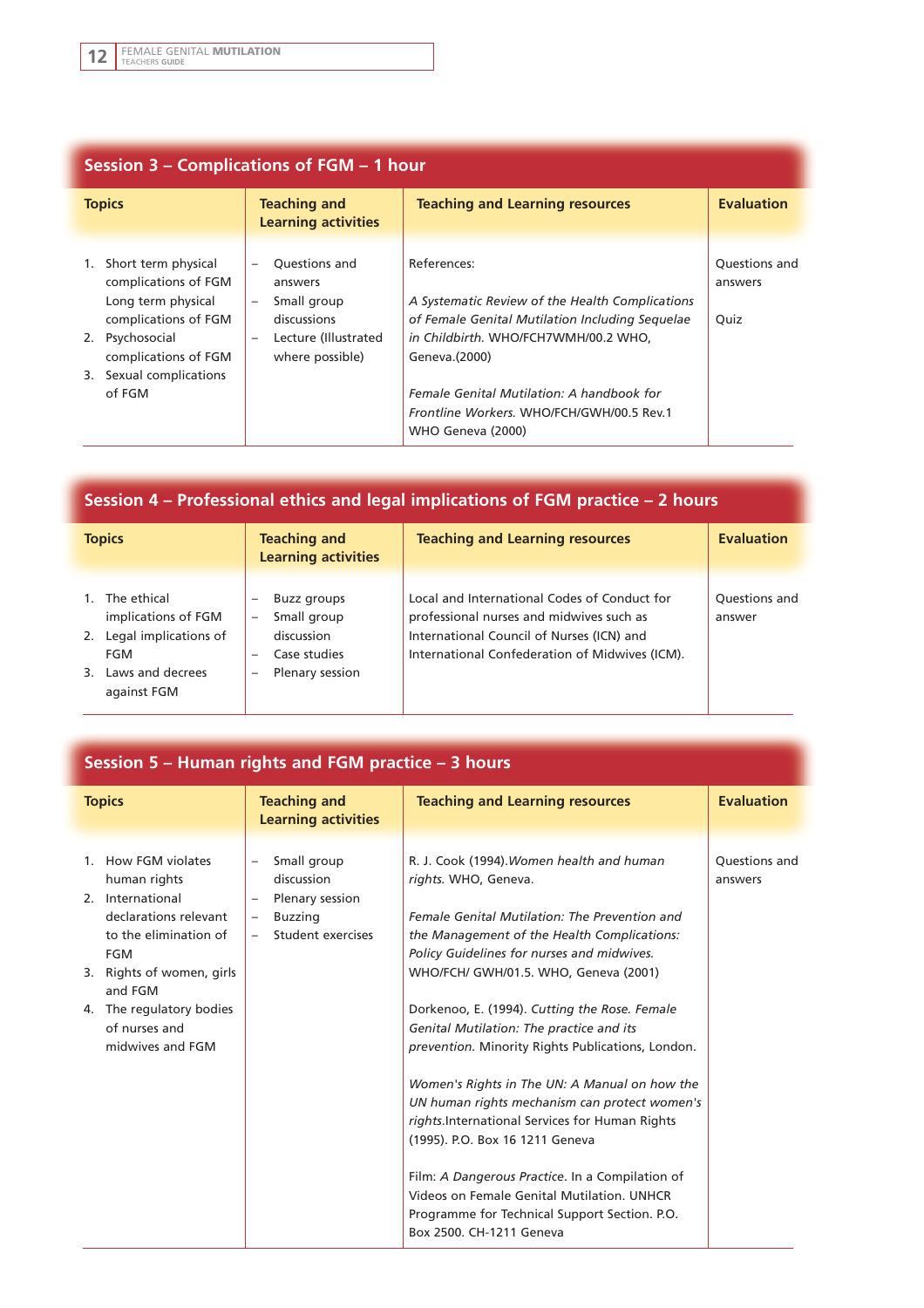## Session 3 – Complications of FGM – 1 hour

| Topics | Teaching and Learning activities | Teaching and Learning resources | Evaluation |
|---|---|---|---|
| 1. Short term physical complications of FGM Long term physical complications of FGM<br>2. Psychosocial complications of FGM<br>3. Sexual complications of FGM | – Questions and answers<br>– Small group discussions<br>– Lecture (Illustrated where possible) | References:<br><br>*A Systematic Review of the Health Complications of Female Genital Mutilation Including Sequelae in Childbirth.* WHO/FCH7WMH/00.2 WHO, Geneva.(2000)<br><br>*Female Genital Mutilation: A handbook for Frontline Workers.* WHO/FCH/GWH/00.5 Rev.1 WHO Geneva (2000) | Questions and answers<br><br>Quiz |

## Session 4 – Professional ethics and legal implications of FGM practice – 2 hours

| Topics | Teaching and Learning activities | Teaching and Learning resources | Evaluation |
|---|---|---|---|
| 1. The ethical implications of FGM<br>2. Legal implications of FGM<br>3. Laws and decrees against FGM | – Buzz groups<br>– Small group discussion<br>– Case studies<br>– Plenary session | Local and International Codes of Conduct for professional nurses and midwives such as International Council of Nurses (ICN) and International Confederation of Midwives (ICM). | Questions and answer |

## Session 5 – Human rights and FGM practice – 3 hours

| Topics | Teaching and Learning activities | Teaching and Learning resources | Evaluation |
|---|---|---|---|
| 1. How FGM violates human rights<br>2. International declarations relevant to the elimination of FGM<br>3. Rights of women, girls and FGM<br>4. The regulatory bodies of nurses and midwives and FGM | – Small group discussion<br>– Plenary session<br>– Buzzing<br>– Student exercises | R. J. Cook (1994).*Women health and human rights.* WHO, Geneva.<br><br>*Female Genital Mutilation: The Prevention and the Management of the Health Complications: Policy Guidelines for nurses and midwives.* WHO/FCH/ GWH/01.5. WHO, Geneva (2001)<br><br>Dorkenoo, E. (1994). *Cutting the Rose. Female Genital Mutilation: The practice and its prevention.* Minority Rights Publications, London.<br><br>*Women's Rights in The UN: A Manual on how the UN human rights mechanism can protect women's rights.*International Services for Human Rights (1995). P.O. Box 16 1211 Geneva<br><br>Film: *A Dangerous Practice*. In a Compilation of Videos on Female Genital Mutilation. UNHCR Programme for Technical Support Section. P.O. Box 2500. CH-1211 Geneva | Questions and answers |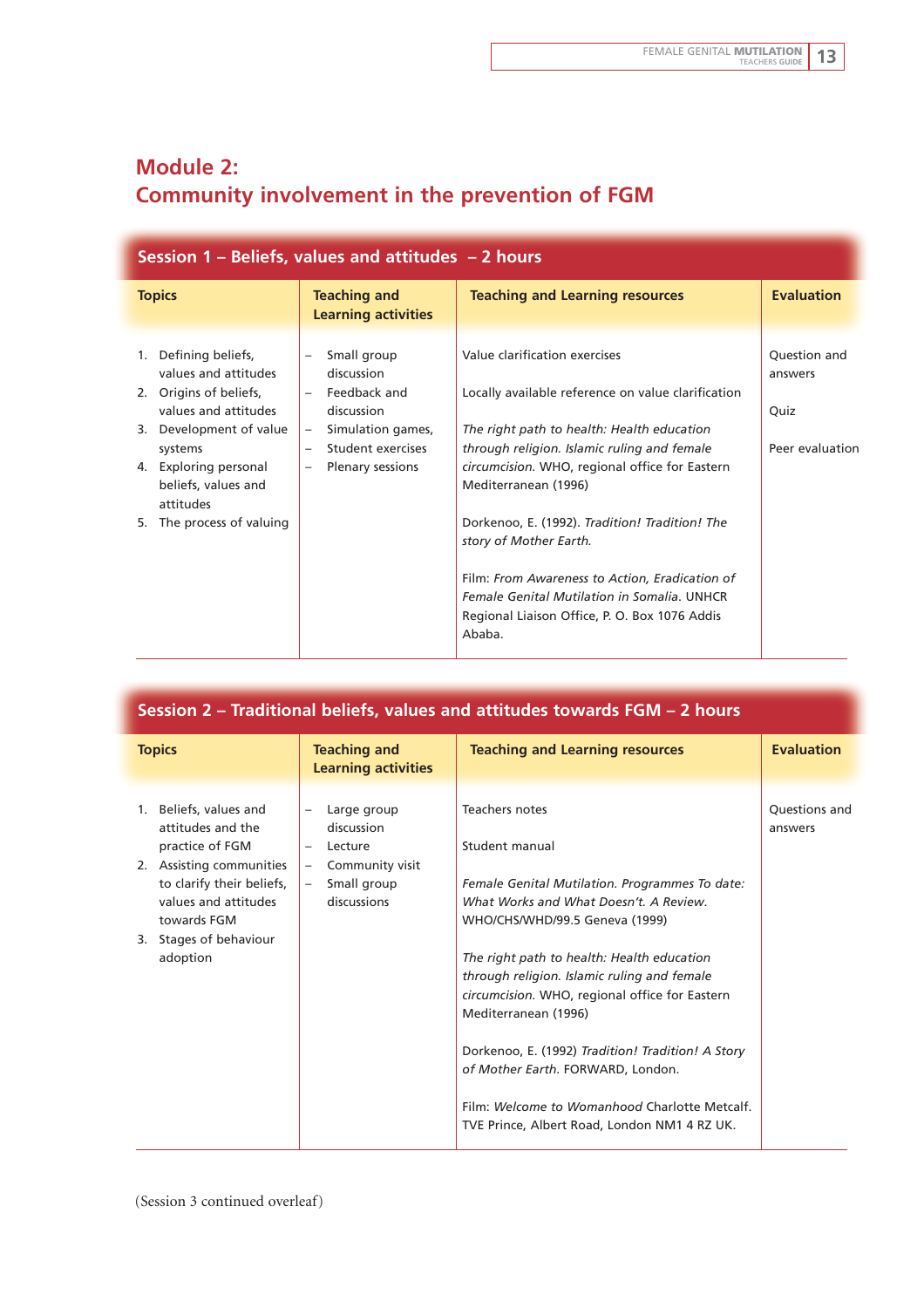# Module 2:
# Community involvement in the prevention of FGM

## Session 1 – Beliefs, values and attitudes – 2 hours

| Topics | Teaching and Learning activities | Teaching and Learning resources | Evaluation |
|---|---|---|---|
| 1. Defining beliefs, values and attitudes<br>2. Origins of beliefs, values and attitudes<br>3. Development of value systems<br>4. Exploring personal beliefs, values and attitudes<br>5. The process of valuing | – Small group discussion<br>– Feedback and discussion<br>– Simulation games,<br>– Student exercises<br>– Plenary sessions | Value clarification exercises<br><br>Locally available reference on value clarification<br><br>*The right path to health: Health education through religion. Islamic ruling and female circumcision.* WHO, regional office for Eastern Mediterranean (1996)<br><br>Dorkenoo, E. (1992). *Tradition! Tradition! The story of Mother Earth.*<br><br>Film: *From Awareness to Action, Eradication of Female Genital Mutilation in Somalia*. UNHCR Regional Liaison Office, P. O. Box 1076 Addis Ababa. | Question and answers<br><br>Quiz<br><br>Peer evaluation |

## Session 2 – Traditional beliefs, values and attitudes towards FGM – 2 hours

| Topics | Teaching and Learning activities | Teaching and Learning resources | Evaluation |
|---|---|---|---|
| 1. Beliefs, values and attitudes and the practice of FGM<br>2. Assisting communities to clarify their beliefs, values and attitudes towards FGM<br>3. Stages of behaviour adoption | – Large group discussion<br>– Lecture<br>– Community visit<br>– Small group discussions | Teachers notes<br><br>Student manual<br><br>*Female Genital Mutilation. Programmes To date: What Works and What Doesn't. A Review.* WHO/CHS/WHD/99.5 Geneva (1999)<br><br>*The right path to health: Health education through religion. Islamic ruling and female circumcision.* WHO, regional office for Eastern Mediterranean (1996)<br><br>Dorkenoo, E. (1992) *Tradition! Tradition! A Story of Mother Earth*. FORWARD, London.<br><br>Film: *Welcome to Womanhood* Charlotte Metcalf. TVE Prince, Albert Road, London NM1 4 RZ UK. | Questions and answers |

(Session 3 continued overleaf)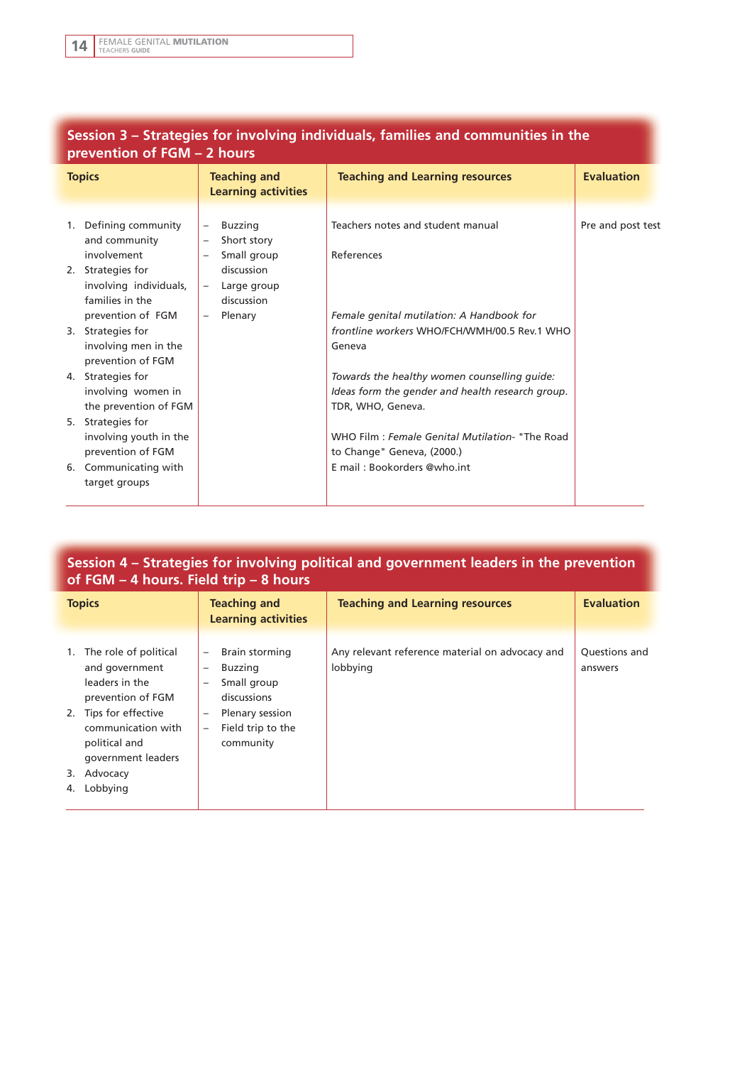## Session 3 – Strategies for involving individuals, families and communities in the prevention of FGM – 2 hours

| Topics | Teaching and Learning activities | Teaching and Learning resources | Evaluation |
|---|---|---|---|
| 1. Defining community and community involvement<br>2. Strategies for involving individuals, families in the prevention of FGM<br>3. Strategies for involving men in the prevention of FGM<br>4. Strategies for involving women in the prevention of FGM<br>5. Strategies for involving youth in the prevention of FGM<br>6. Communicating with target groups | – Buzzing<br>– Short story<br>– Small group discussion<br>– Large group discussion<br>– Plenary | Teachers notes and student manual<br><br>References<br><br>*Female genital mutilation: A Handbook for frontline workers* WHO/FCH/WMH/00.5 Rev.1 WHO Geneva<br><br>*Towards the healthy women counselling guide: Ideas form the gender and health research group.* TDR, WHO, Geneva.<br><br>WHO Film : *Female Genital Mutilation-* "The Road to Change" Geneva, (2000.)<br>E mail : Bookorders @who.int | Pre and post test |

## Session 4 – Strategies for involving political and government leaders in the prevention of FGM – 4 hours. Field trip – 8 hours

| Topics | Teaching and Learning activities | Teaching and Learning resources | Evaluation |
|---|---|---|---|
| 1. The role of political and government leaders in the prevention of FGM<br>2. Tips for effective communication with political and government leaders<br>3. Advocacy<br>4. Lobbying | – Brain storming<br>– Buzzing<br>– Small group discussions<br>– Plenary session<br>– Field trip to the community | Any relevant reference material on advocacy and lobbying | Questions and answers |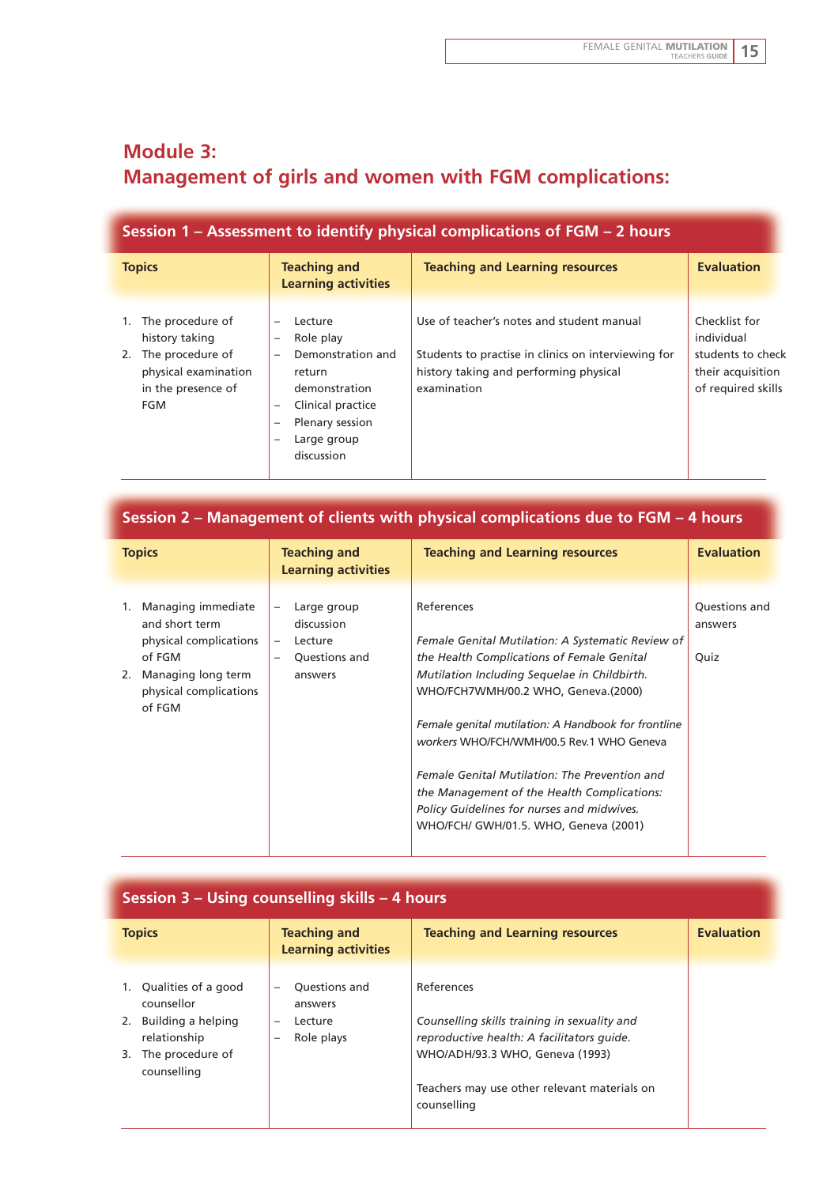## Module 3:
## Management of girls and women with FGM complications:

### Session 1 – Assessment to identify physical complications of FGM – 2 hours

| Topics | Teaching and Learning activities | Teaching and Learning resources | Evaluation |
|---|---|---|---|
| 1. The procedure of history taking<br>2. The procedure of physical examination in the presence of FGM | – Lecture<br>– Role play<br>– Demonstration and return demonstration<br>– Clinical practice<br>– Plenary session<br>– Large group discussion | Use of teacher's notes and student manual<br><br>Students to practise in clinics on interviewing for history taking and performing physical examination | Checklist for individual students to check their acquisition of required skills |

### Session 2 – Management of clients with physical complications due to FGM – 4 hours

| Topics | Teaching and Learning activities | Teaching and Learning resources | Evaluation |
|---|---|---|---|
| 1. Managing immediate and short term physical complications of FGM<br>2. Managing long term physical complications of FGM | – Large group discussion<br>– Lecture<br>– Questions and answers | References<br><br>*Female Genital Mutilation: A Systematic Review of the Health Complications of Female Genital Mutilation Including Sequelae in Childbirth.* WHO/FCH7WMH/00.2 WHO, Geneva.(2000)<br><br>*Female genital mutilation: A Handbook for frontline workers* WHO/FCH/WMH/00.5 Rev.1 WHO Geneva<br><br>*Female Genital Mutilation: The Prevention and the Management of the Health Complications: Policy Guidelines for nurses and midwives.* WHO/FCH/ GWH/01.5. WHO, Geneva (2001) | Questions and answers<br><br>Quiz |

### Session 3 – Using counselling skills – 4 hours

| Topics | Teaching and Learning activities | Teaching and Learning resources | Evaluation |
|---|---|---|---|
| 1. Qualities of a good counsellor<br>2. Building a helping relationship<br>3. The procedure of counselling | – Questions and answers<br>– Lecture<br>– Role plays | References<br><br>*Counselling skills training in sexuality and reproductive health: A facilitators guide.* WHO/ADH/93.3 WHO, Geneva (1993)<br><br>Teachers may use other relevant materials on counselling | |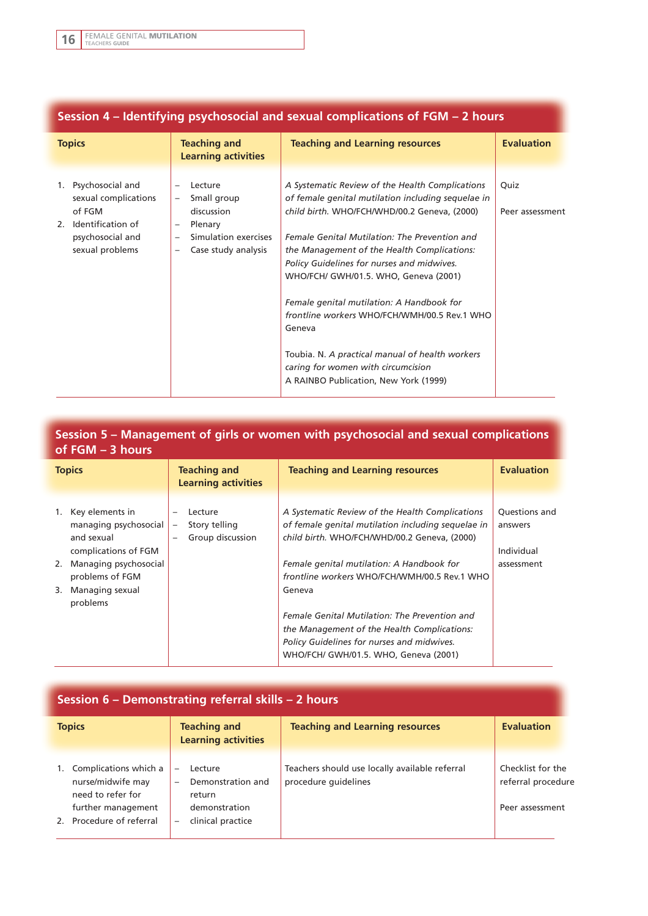## Session 4 – Identifying psychosocial and sexual complications of FGM – 2 hours

| Topics | Teaching and Learning activities | Teaching and Learning resources | Evaluation |
|---|---|---|---|
| 1. Psychosocial and sexual complications of FGM<br>2. Identification of psychosocial and sexual problems | – Lecture<br>– Small group discussion<br>– Plenary<br>– Simulation exercises<br>– Case study analysis | *A Systematic Review of the Health Complications of female genital mutilation including sequelae in child birth.* WHO/FCH/WHD/00.2 Geneva, (2000)<br><br>*Female Genital Mutilation: The Prevention and the Management of the Health Complications: Policy Guidelines for nurses and midwives.* WHO/FCH/ GWH/01.5. WHO, Geneva (2001)<br><br>*Female genital mutilation: A Handbook for frontline workers* WHO/FCH/WMH/00.5 Rev.1 WHO Geneva<br><br>Toubia. N. *A practical manual of health workers caring for women with circumcision* A RAINBO Publication, New York (1999) | Quiz<br><br>Peer assessment |

## Session 5 – Management of girls or women with psychosocial and sexual complications of FGM – 3 hours

| Topics | Teaching and Learning activities | Teaching and Learning resources | Evaluation |
|---|---|---|---|
| 1. Key elements in managing psychosocial and sexual complications of FGM<br>2. Managing psychosocial problems of FGM<br>3. Managing sexual problems | – Lecture<br>– Story telling<br>– Group discussion | *A Systematic Review of the Health Complications of female genital mutilation including sequelae in child birth.* WHO/FCH/WHD/00.2 Geneva, (2000)<br><br>*Female genital mutilation: A Handbook for frontline workers* WHO/FCH/WMH/00.5 Rev.1 WHO Geneva<br><br>*Female Genital Mutilation: The Prevention and the Management of the Health Complications: Policy Guidelines for nurses and midwives.* WHO/FCH/ GWH/01.5. WHO, Geneva (2001) | Questions and answers<br><br>Individual assessment |

## Session 6 – Demonstrating referral skills – 2 hours

| Topics | Teaching and Learning activities | Teaching and Learning resources | Evaluation |
|---|---|---|---|
| 1. Complications which a nurse/midwife may need to refer for further management<br>2. Procedure of referral | – Lecture<br>– Demonstration and return demonstration<br>– clinical practice | Teachers should use locally available referral procedure guidelines | Checklist for the referral procedure<br><br>Peer assessment |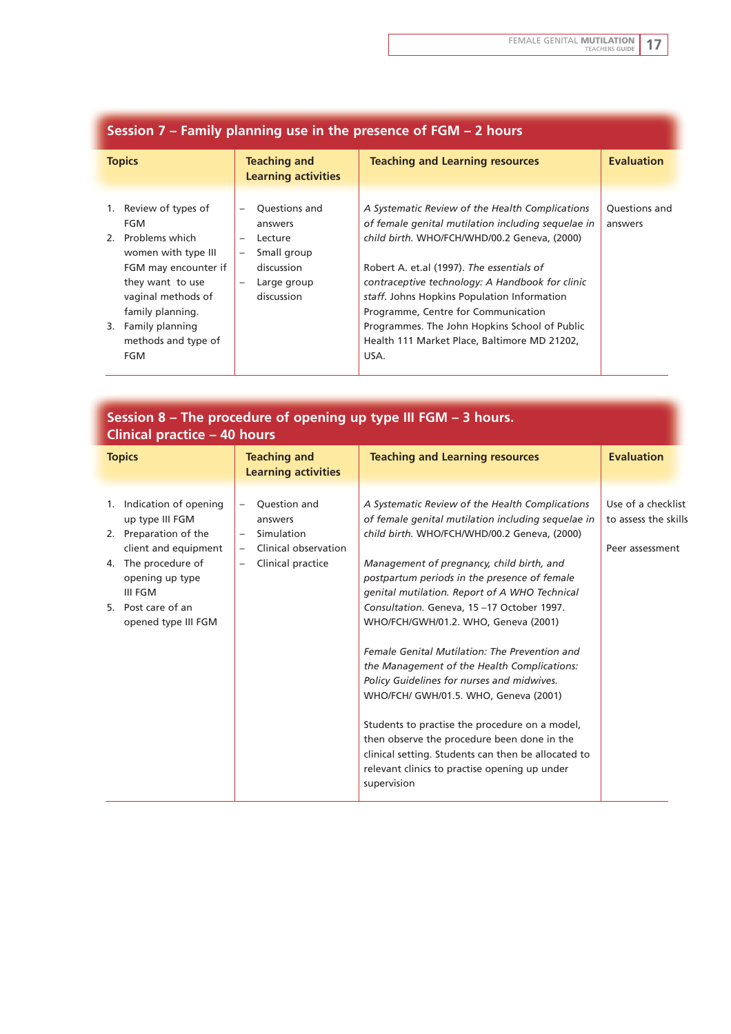## Session 7 – Family planning use in the presence of FGM – 2 hours

| Topics | Teaching and Learning activities | Teaching and Learning resources | Evaluation |
|---|---|---|---|
| 1. Review of types of FGM<br>2. Problems which women with type III FGM may encounter if they want to use vaginal methods of family planning.<br>3. Family planning methods and type of FGM | – Questions and answers<br>– Lecture<br>– Small group discussion<br>– Large group discussion | *A Systematic Review of the Health Complications of female genital mutilation including sequelae in child birth.* WHO/FCH/WHD/00.2 Geneva, (2000)<br><br>Robert A. et.al (1997). *The essentials of contraceptive technology: A Handbook for clinic staff.* Johns Hopkins Population Information Programme, Centre for Communication Programmes. The John Hopkins School of Public Health 111 Market Place, Baltimore MD 21202, USA. | Questions and answers |

## Session 8 – The procedure of opening up type III FGM – 3 hours. Clinical practice – 40 hours

| Topics | Teaching and Learning activities | Teaching and Learning resources | Evaluation |
|---|---|---|---|
| 1. Indication of opening up type III FGM<br>2. Preparation of the client and equipment<br>4. The procedure of opening up type III FGM<br>5. Post care of an opened type III FGM | – Question and answers<br>– Simulation<br>– Clinical observation<br>– Clinical practice | *A Systematic Review of the Health Complications of female genital mutilation including sequelae in child birth.* WHO/FCH/WHD/00.2 Geneva, (2000)<br><br>*Management of pregnancy, child birth, and postpartum periods in the presence of female genital mutilation. Report of A WHO Technical Consultation.* Geneva, 15 –17 October 1997. WHO/FCH/GWH/01.2. WHO, Geneva (2001)<br><br>*Female Genital Mutilation: The Prevention and the Management of the Health Complications: Policy Guidelines for nurses and midwives.* WHO/FCH/ GWH/01.5. WHO, Geneva (2001)<br><br>Students to practise the procedure on a model, then observe the procedure been done in the clinical setting. Students can then be allocated to relevant clinics to practise opening up under supervision | Use of a checklist to assess the skills<br><br>Peer assessment |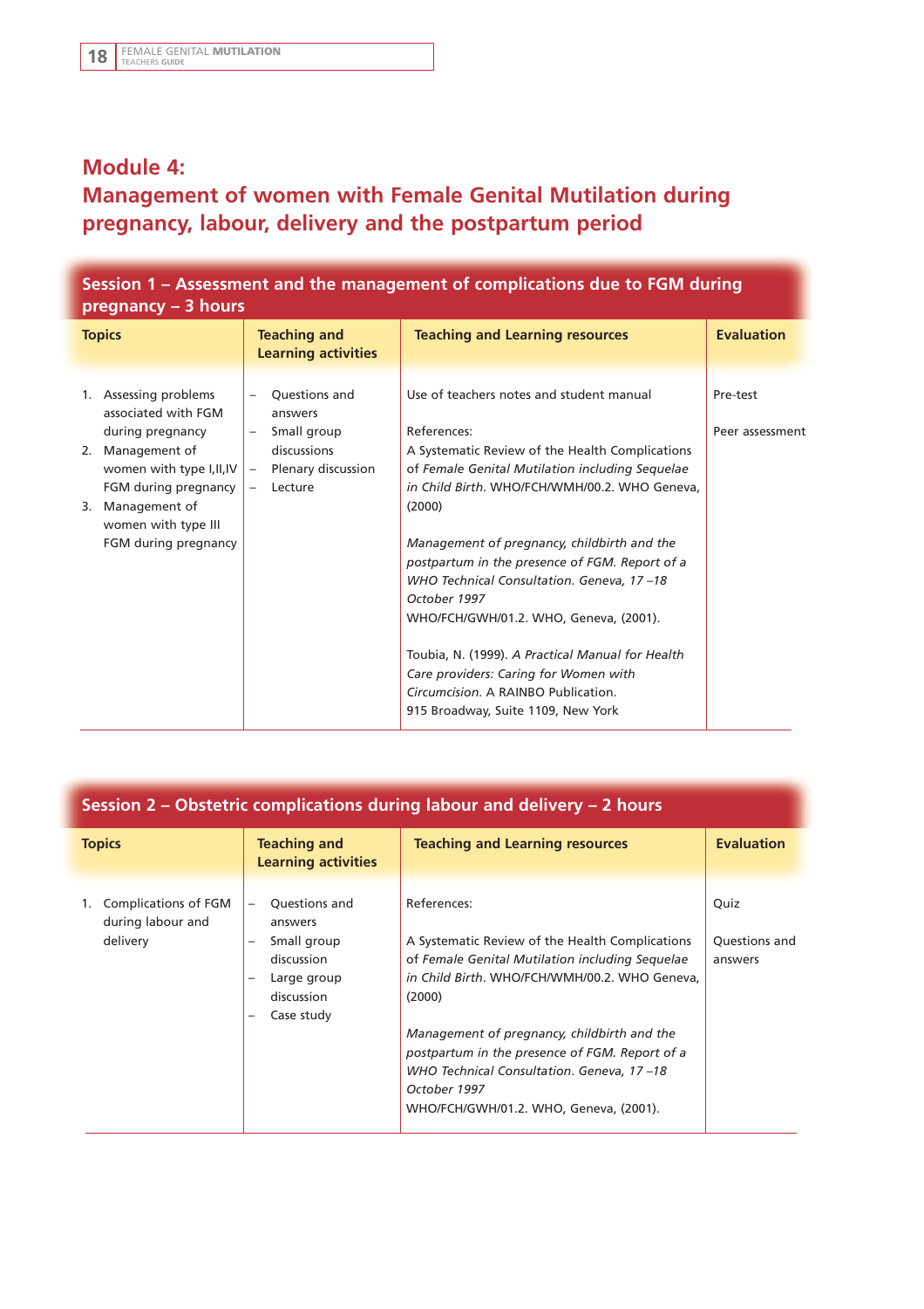# Module 4:
# Management of women with Female Genital Mutilation during pregnancy, labour, delivery and the postpartum period

## Session 1 – Assessment and the management of complications due to FGM during pregnancy – 3 hours

| Topics | Teaching and Learning activities | Teaching and Learning resources | Evaluation |
|---|---|---|---|
| 1. Assessing problems associated with FGM during pregnancy<br>2. Management of women with type I,II,IV FGM during pregnancy<br>3. Management of women with type III FGM during pregnancy | – Questions and answers<br>– Small group discussions<br>– Plenary discussion<br>– Lecture | Use of teachers notes and student manual<br><br>References:<br>A Systematic Review of the Health Complications of *Female Genital Mutilation including Sequelae in Child Birth*. WHO/FCH/WMH/00.2. WHO Geneva, (2000)<br><br>*Management of pregnancy, childbirth and the postpartum in the presence of FGM. Report of a WHO Technical Consultation. Geneva, 17 –18 October 1997*<br>WHO/FCH/GWH/01.2. WHO, Geneva, (2001).<br><br>Toubia, N. (1999). *A Practical Manual for Health Care providers: Caring for Women with Circumcision*. A RAINBO Publication.<br>915 Broadway, Suite 1109, New York | Pre-test<br><br>Peer assessment |

## Session 2 – Obstetric complications during labour and delivery – 2 hours

| Topics | Teaching and Learning activities | Teaching and Learning resources | Evaluation |
|---|---|---|---|
| 1. Complications of FGM during labour and delivery | – Questions and answers<br>– Small group discussion<br>– Large group discussion<br>– Case study | References:<br><br>A Systematic Review of the Health Complications of *Female Genital Mutilation including Sequelae in Child Birth*. WHO/FCH/WMH/00.2. WHO Geneva, (2000)<br><br>*Management of pregnancy, childbirth and the postpartum in the presence of FGM. Report of a WHO Technical Consultation. Geneva, 17 –18 October 1997*<br>WHO/FCH/GWH/01.2. WHO, Geneva, (2001). | Quiz<br><br>Questions and answers |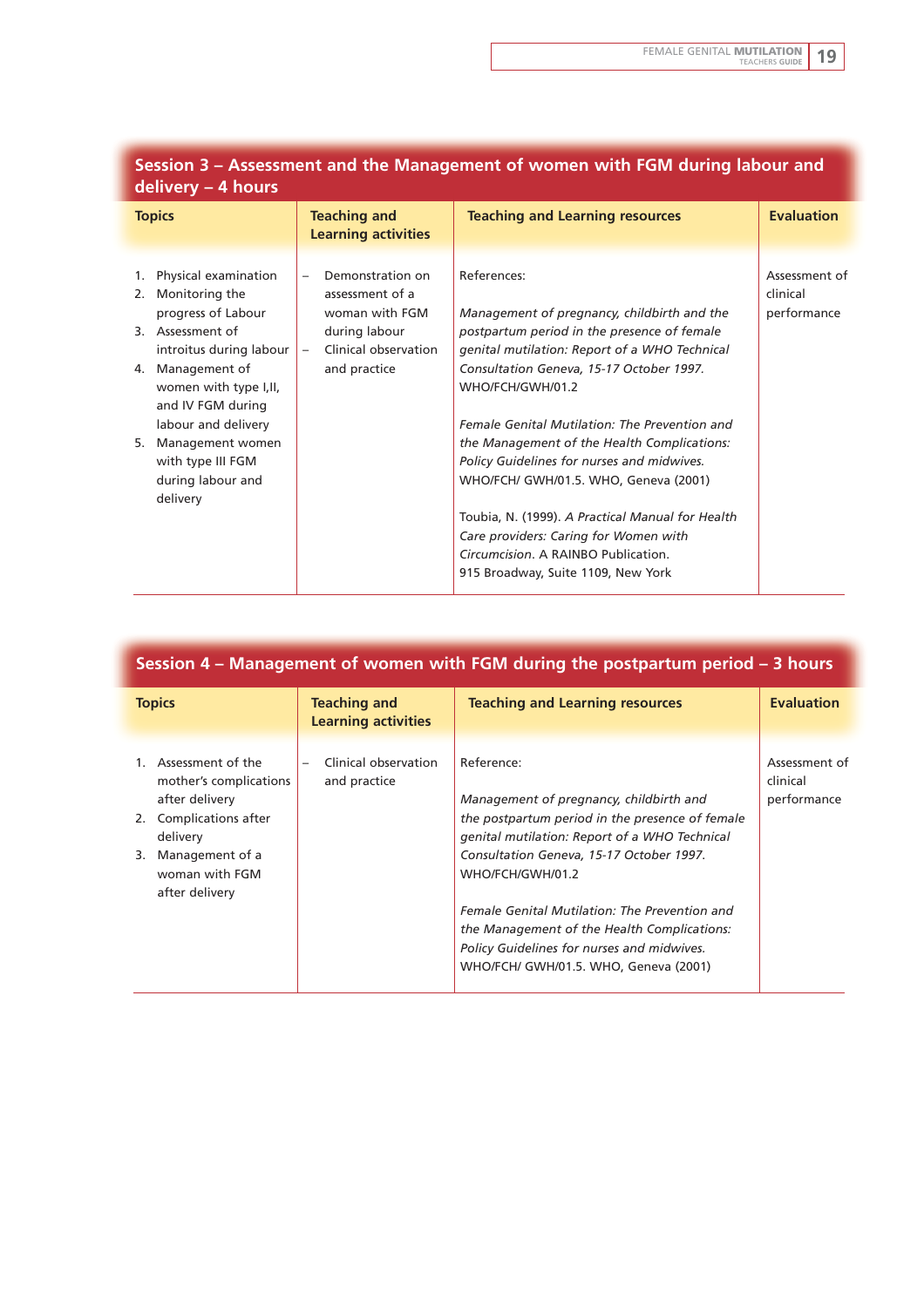## Session 3 – Assessment and the Management of women with FGM during labour and delivery – 4 hours

| Topics | Teaching and Learning activities | Teaching and Learning resources | Evaluation |
|---|---|---|---|
| 1. Physical examination<br>2. Monitoring the progress of Labour<br>3. Assessment of introitus during labour<br>4. Management of women with type I,II, and IV FGM during labour and delivery<br>5. Management women with type III FGM during labour and delivery | – Demonstration on assessment of a woman with FGM during labour<br>– Clinical observation and practice | References:<br><br>*Management of pregnancy, childbirth and the postpartum period in the presence of female genital mutilation: Report of a WHO Technical Consultation Geneva, 15-17 October 1997.* WHO/FCH/GWH/01.2<br><br>*Female Genital Mutilation: The Prevention and the Management of the Health Complications: Policy Guidelines for nurses and midwives.* WHO/FCH/ GWH/01.5. WHO, Geneva (2001)<br><br>Toubia, N. (1999). *A Practical Manual for Health Care providers: Caring for Women with Circumcision*. A RAINBO Publication. 915 Broadway, Suite 1109, New York | Assessment of clinical performance |

## Session 4 – Management of women with FGM during the postpartum period – 3 hours

| Topics | Teaching and Learning activities | Teaching and Learning resources | Evaluation |
|---|---|---|---|
| 1. Assessment of the mother's complications after delivery<br>2. Complications after delivery<br>3. Management of a woman with FGM after delivery | – Clinical observation and practice | Reference:<br><br>*Management of pregnancy, childbirth and the postpartum period in the presence of female genital mutilation: Report of a WHO Technical Consultation Geneva, 15-17 October 1997.* WHO/FCH/GWH/01.2<br><br>*Female Genital Mutilation: The Prevention and the Management of the Health Complications: Policy Guidelines for nurses and midwives.* WHO/FCH/ GWH/01.5. WHO, Geneva (2001) | Assessment of clinical performance |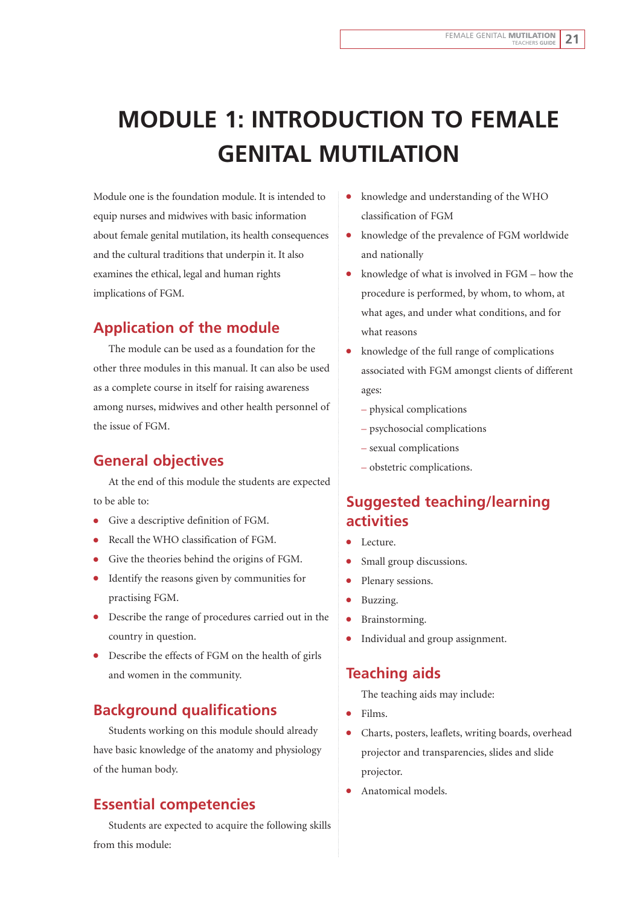# MODULE 1: INTRODUCTION TO FEMALE GENITAL MUTILATION

Module one is the foundation module. It is intended to equip nurses and midwives with basic information about female genital mutilation, its health consequences and the cultural traditions that underpin it. It also examines the ethical, legal and human rights implications of FGM.

## Application of the module

The module can be used as a foundation for the other three modules in this manual. It can also be used as a complete course in itself for raising awareness among nurses, midwives and other health personnel of the issue of FGM.

## General objectives

At the end of this module the students are expected to be able to:

- Give a descriptive definition of FGM.
- Recall the WHO classification of FGM.
- Give the theories behind the origins of FGM.
- Identify the reasons given by communities for practising FGM.
- Describe the range of procedures carried out in the country in question.
- Describe the effects of FGM on the health of girls and women in the community.

## Background qualifications

Students working on this module should already have basic knowledge of the anatomy and physiology of the human body.

## Essential competencies

Students are expected to acquire the following skills from this module:

- knowledge and understanding of the WHO classification of FGM
- knowledge of the prevalence of FGM worldwide and nationally
- knowledge of what is involved in FGM – how the procedure is performed, by whom, to whom, at what ages, and under what conditions, and for what reasons
- knowledge of the full range of complications associated with FGM amongst clients of different ages:
  - physical complications
  - psychosocial complications
  - sexual complications
  - obstetric complications.

## Suggested teaching/learning activities

- Lecture.
- Small group discussions.
- Plenary sessions.
- Buzzing.
- Brainstorming.
- Individual and group assignment.

## Teaching aids

The teaching aids may include:

- Films.
- Charts, posters, leaflets, writing boards, overhead projector and transparencies, slides and slide projector.
- Anatomical models.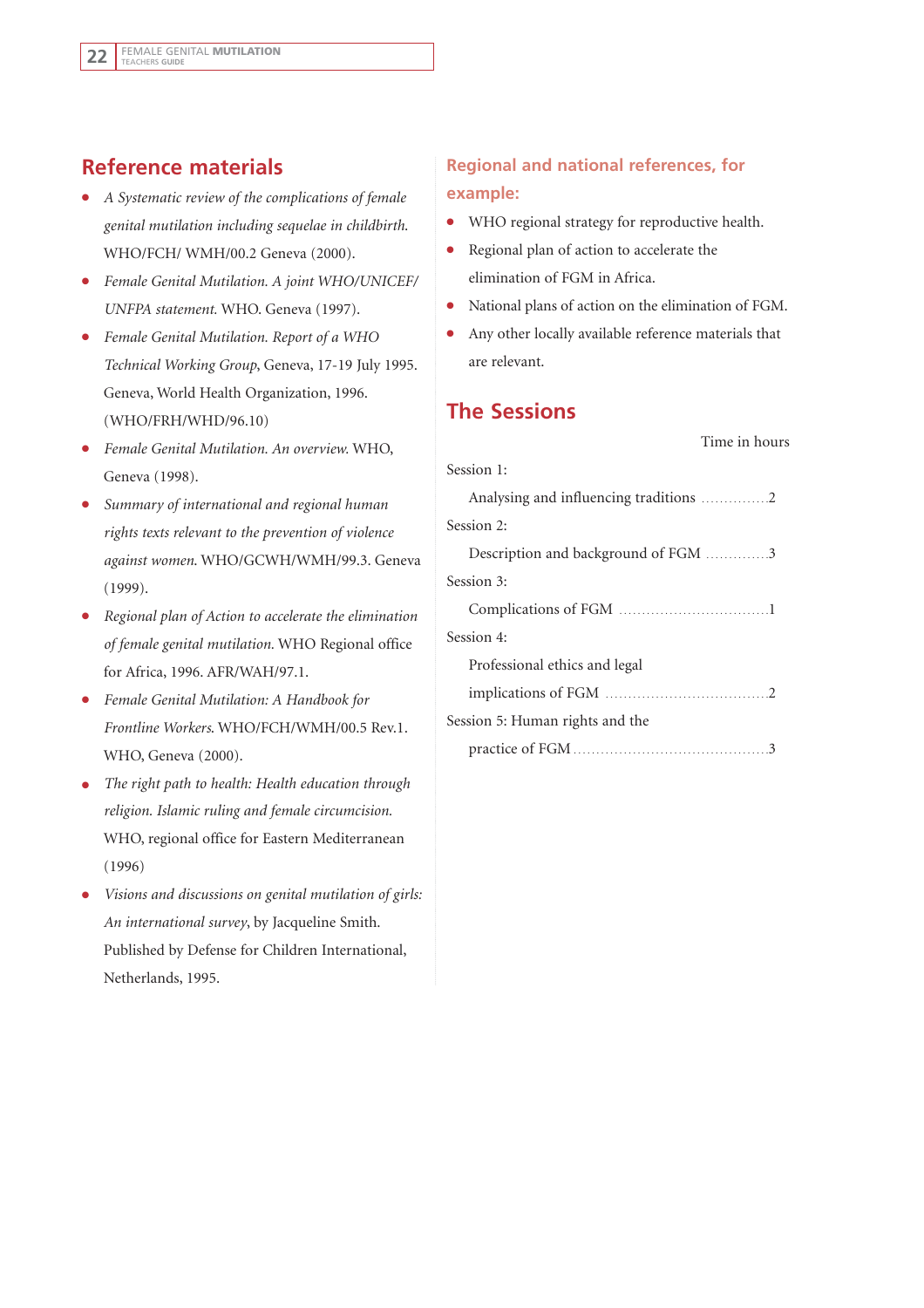## Reference materials

- *A Systematic review of the complications of female genital mutilation including sequelae in childbirth.* WHO/FCH/ WMH/00.2 Geneva (2000).
- *Female Genital Mutilation. A joint WHO/UNICEF/ UNFPA statement.* WHO. Geneva (1997).
- *Female Genital Mutilation. Report of a WHO Technical Working Group*, Geneva, 17-19 July 1995. Geneva, World Health Organization, 1996. (WHO/FRH/WHD/96.10)
- *Female Genital Mutilation. An overview.* WHO, Geneva (1998).
- *Summary of international and regional human rights texts relevant to the prevention of violence against women.* WHO/GCWH/WMH/99.3. Geneva (1999).
- *Regional plan of Action to accelerate the elimination of female genital mutilation.* WHO Regional office for Africa, 1996. AFR/WAH/97.1.
- *Female Genital Mutilation: A Handbook for Frontline Workers.* WHO/FCH/WMH/00.5 Rev.1. WHO, Geneva (2000).
- *The right path to health: Health education through religion. Islamic ruling and female circumcision.* WHO, regional office for Eastern Mediterranean (1996)
- *Visions and discussions on genital mutilation of girls: An international survey*, by Jacqueline Smith. Published by Defense for Children International, Netherlands, 1995.

### Regional and national references, for example:

- WHO regional strategy for reproductive health.
- Regional plan of action to accelerate the elimination of FGM in Africa.
- National plans of action on the elimination of FGM.
- Any other locally available reference materials that are relevant.

## The Sessions

| Session | Time in hours |
|---|---|
| Session 1: Analysing and influencing traditions | 2 |
| Session 2: Description and background of FGM | 3 |
| Session 3: Complications of FGM | 1 |
| Session 4: Professional ethics and legal implications of FGM | 2 |
| Session 5: Human rights and the practice of FGM | 3 |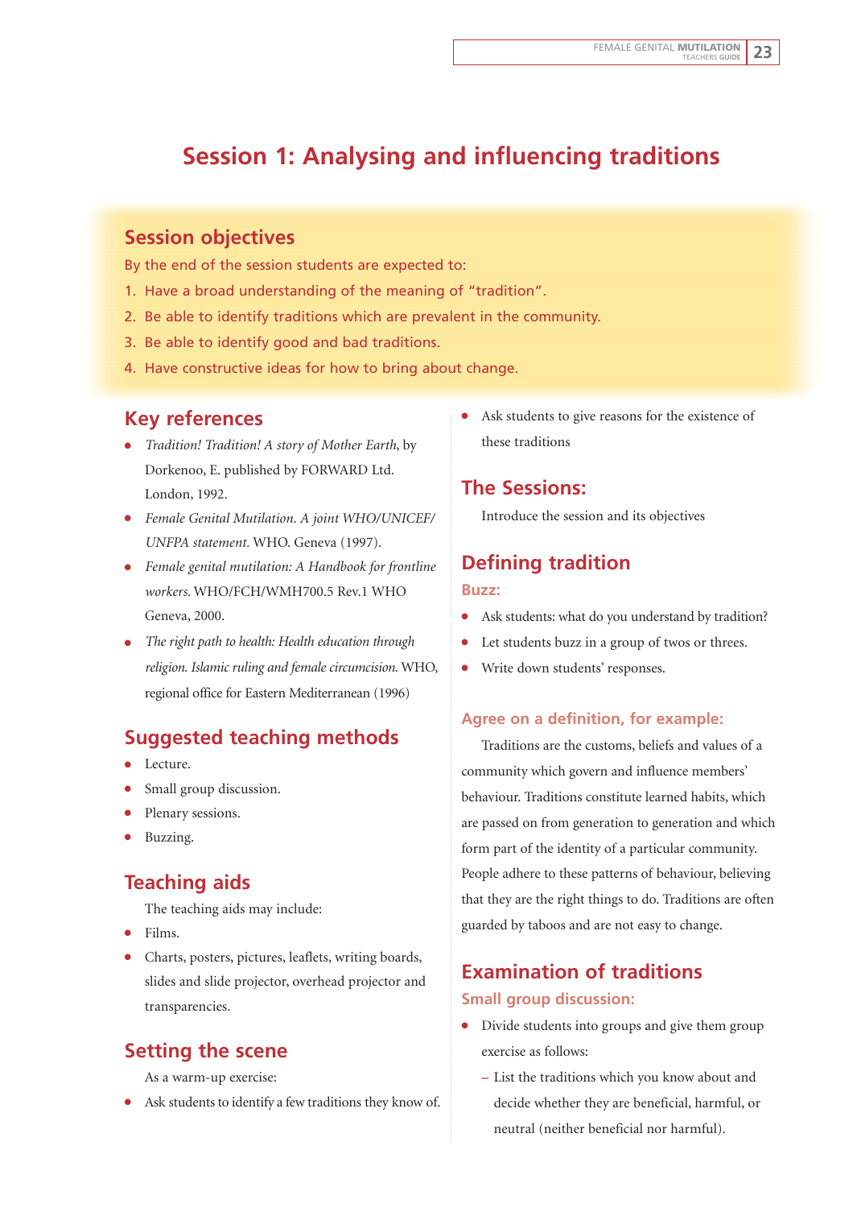# Session 1: Analysing and influencing traditions

## Session objectives

By the end of the session students are expected to:

1. Have a broad understanding of the meaning of "tradition".
2. Be able to identify traditions which are prevalent in the community.
3. Be able to identify good and bad traditions.
4. Have constructive ideas for how to bring about change.

## Key references

- *Tradition! Tradition! A story of Mother Earth*, by Dorkenoo, E. published by FORWARD Ltd. London, 1992.
- *Female Genital Mutilation. A joint WHO/UNICEF/UNFPA statement.* WHO. Geneva (1997).
- *Female genital mutilation: A Handbook for frontline workers.* WHO/FCH/WMH700.5 Rev.1 WHO Geneva, 2000.
- *The right path to health: Health education through religion. Islamic ruling and female circumcision.* WHO, regional office for Eastern Mediterranean (1996)

## Suggested teaching methods

- Lecture.
- Small group discussion.
- Plenary sessions.
- Buzzing.

## Teaching aids

The teaching aids may include:

- Films.
- Charts, posters, pictures, leaflets, writing boards, slides and slide projector, overhead projector and transparencies.

## Setting the scene

As a warm-up exercise:

- Ask students to identify a few traditions they know of.
- Ask students to give reasons for the existence of these traditions

## The Sessions:

Introduce the session and its objectives

## Defining tradition

### Buzz:

- Ask students: what do you understand by tradition?
- Let students buzz in a group of twos or threes.
- Write down students' responses.

### Agree on a definition, for example:

Traditions are the customs, beliefs and values of a community which govern and influence members' behaviour. Traditions constitute learned habits, which are passed on from generation to generation and which form part of the identity of a particular community. People adhere to these patterns of behaviour, believing that they are the right things to do. Traditions are often guarded by taboos and are not easy to change.

## Examination of traditions

### Small group discussion:

- Divide students into groups and give them group exercise as follows:
  - List the traditions which you know about and decide whether they are beneficial, harmful, or neutral (neither beneficial nor harmful).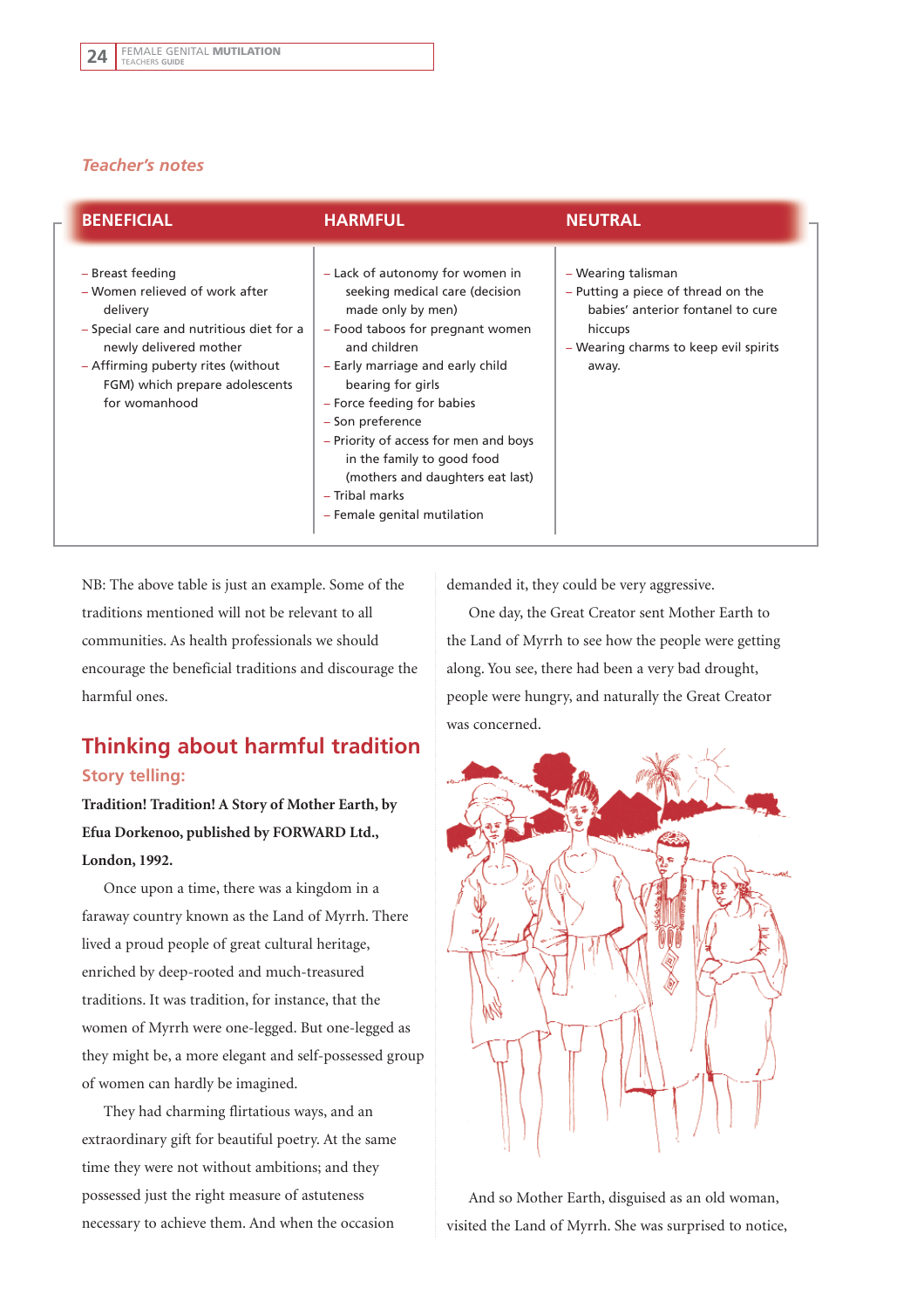*Teacher's notes*

| BENEFICIAL | HARMFUL | NEUTRAL |
|---|---|---|
| – Breast feeding<br>– Women relieved of work after delivery<br>– Special care and nutritious diet for a newly delivered mother<br>– Affirming puberty rites (without FGM) which prepare adolescents for womanhood | – Lack of autonomy for women in seeking medical care (decision made only by men)<br>– Food taboos for pregnant women and children<br>– Early marriage and early child bearing for girls<br>– Force feeding for babies<br>– Son preference<br>– Priority of access for men and boys in the family to good food (mothers and daughters eat last)<br>– Tribal marks<br>– Female genital mutilation | – Wearing talisman<br>– Putting a piece of thread on the babies' anterior fontanel to cure hiccups<br>– Wearing charms to keep evil spirits away. |

NB: The above table is just an example. Some of the traditions mentioned will not be relevant to all communities. As health professionals we should encourage the beneficial traditions and discourage the harmful ones.

## Thinking about harmful tradition

### Story telling:

**Tradition! Tradition! A Story of Mother Earth, by Efua Dorkenoo, published by FORWARD Ltd., London, 1992.**

Once upon a time, there was a kingdom in a faraway country known as the Land of Myrrh. There lived a proud people of great cultural heritage, enriched by deep-rooted and much-treasured traditions. It was tradition, for instance, that the women of Myrrh were one-legged. But one-legged as they might be, a more elegant and self-possessed group of women can hardly be imagined.

They had charming flirtatious ways, and an extraordinary gift for beautiful poetry. At the same time they were not without ambitions; and they possessed just the right measure of astuteness necessary to achieve them. And when the occasion demanded it, they could be very aggressive.

One day, the Great Creator sent Mother Earth to the Land of Myrrh to see how the people were getting along. You see, there had been a very bad drought, people were hungry, and naturally the Great Creator was concerned.

And so Mother Earth, disguised as an old woman, visited the Land of Myrrh. She was surprised to notice,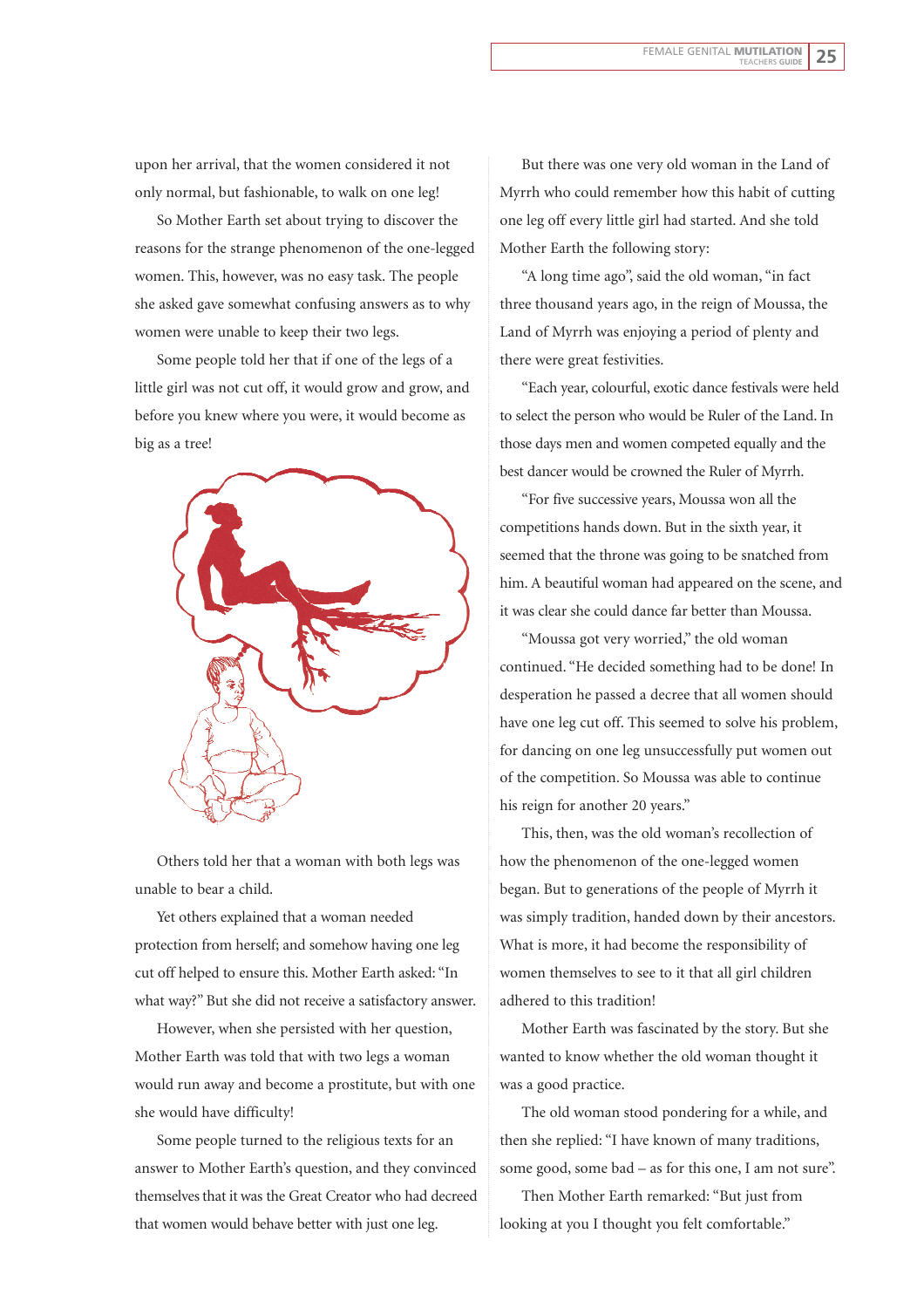upon her arrival, that the women considered it not only normal, but fashionable, to walk on one leg!

So Mother Earth set about trying to discover the reasons for the strange phenomenon of the one-legged women. This, however, was no easy task. The people she asked gave somewhat confusing answers as to why women were unable to keep their two legs.

Some people told her that if one of the legs of a little girl was not cut off, it would grow and grow, and before you knew where you were, it would become as big as a tree!

Others told her that a woman with both legs was unable to bear a child.

Yet others explained that a woman needed protection from herself; and somehow having one leg cut off helped to ensure this. Mother Earth asked: "In what way?" But she did not receive a satisfactory answer.

However, when she persisted with her question, Mother Earth was told that with two legs a woman would run away and become a prostitute, but with one she would have difficulty!

Some people turned to the religious texts for an answer to Mother Earth's question, and they convinced themselves that it was the Great Creator who had decreed that women would behave better with just one leg.

But there was one very old woman in the Land of Myrrh who could remember how this habit of cutting one leg off every little girl had started. And she told Mother Earth the following story:

"A long time ago", said the old woman, "in fact three thousand years ago, in the reign of Moussa, the Land of Myrrh was enjoying a period of plenty and there were great festivities.

"Each year, colourful, exotic dance festivals were held to select the person who would be Ruler of the Land. In those days men and women competed equally and the best dancer would be crowned the Ruler of Myrrh.

"For five successive years, Moussa won all the competitions hands down. But in the sixth year, it seemed that the throne was going to be snatched from him. A beautiful woman had appeared on the scene, and it was clear she could dance far better than Moussa.

"Moussa got very worried," the old woman continued. "He decided something had to be done! In desperation he passed a decree that all women should have one leg cut off. This seemed to solve his problem, for dancing on one leg unsuccessfully put women out of the competition. So Moussa was able to continue his reign for another 20 years."

This, then, was the old woman's recollection of how the phenomenon of the one-legged women began. But to generations of the people of Myrrh it was simply tradition, handed down by their ancestors. What is more, it had become the responsibility of women themselves to see to it that all girl children adhered to this tradition!

Mother Earth was fascinated by the story. But she wanted to know whether the old woman thought it was a good practice.

The old woman stood pondering for a while, and then she replied: "I have known of many traditions, some good, some bad – as for this one, I am not sure".

Then Mother Earth remarked: "But just from looking at you I thought you felt comfortable."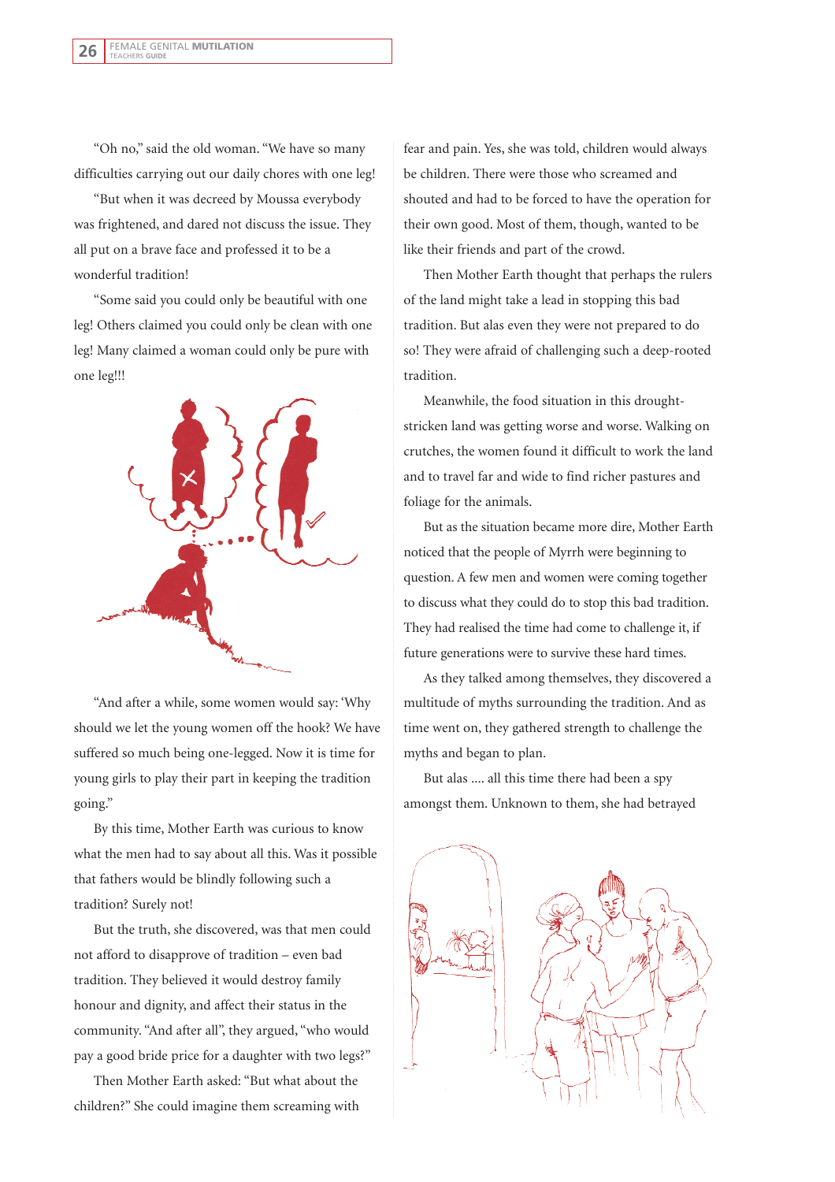"Oh no," said the old woman. "We have so many difficulties carrying out our daily chores with one leg!

"But when it was decreed by Moussa everybody was frightened, and dared not discuss the issue. They all put on a brave face and professed it to be a wonderful tradition!

"Some said you could only be beautiful with one leg! Others claimed you could only be clean with one leg! Many claimed a woman could only be pure with one leg!!!

"And after a while, some women would say: 'Why should we let the young women off the hook? We have suffered so much being one-legged. Now it is time for young girls to play their part in keeping the tradition going."

By this time, Mother Earth was curious to know what the men had to say about all this. Was it possible that fathers would be blindly following such a tradition? Surely not!

But the truth, she discovered, was that men could not afford to disapprove of tradition – even bad tradition. They believed it would destroy family honour and dignity, and affect their status in the community. "And after all", they argued, "who would pay a good bride price for a daughter with two legs?"

Then Mother Earth asked: "But what about the children?" She could imagine them screaming with fear and pain. Yes, she was told, children would always be children. There were those who screamed and shouted and had to be forced to have the operation for their own good. Most of them, though, wanted to be like their friends and part of the crowd.

Then Mother Earth thought that perhaps the rulers of the land might take a lead in stopping this bad tradition. But alas even they were not prepared to do so! They were afraid of challenging such a deep-rooted tradition.

Meanwhile, the food situation in this drought-stricken land was getting worse and worse. Walking on crutches, the women found it difficult to work the land and to travel far and wide to find richer pastures and foliage for the animals.

But as the situation became more dire, Mother Earth noticed that the people of Myrrh were beginning to question. A few men and women were coming together to discuss what they could do to stop this bad tradition. They had realised the time had come to challenge it, if future generations were to survive these hard times.

As they talked among themselves, they discovered a multitude of myths surrounding the tradition. And as time went on, they gathered strength to challenge the myths and began to plan.

But alas .... all this time there had been a spy amongst them. Unknown to them, she had betrayed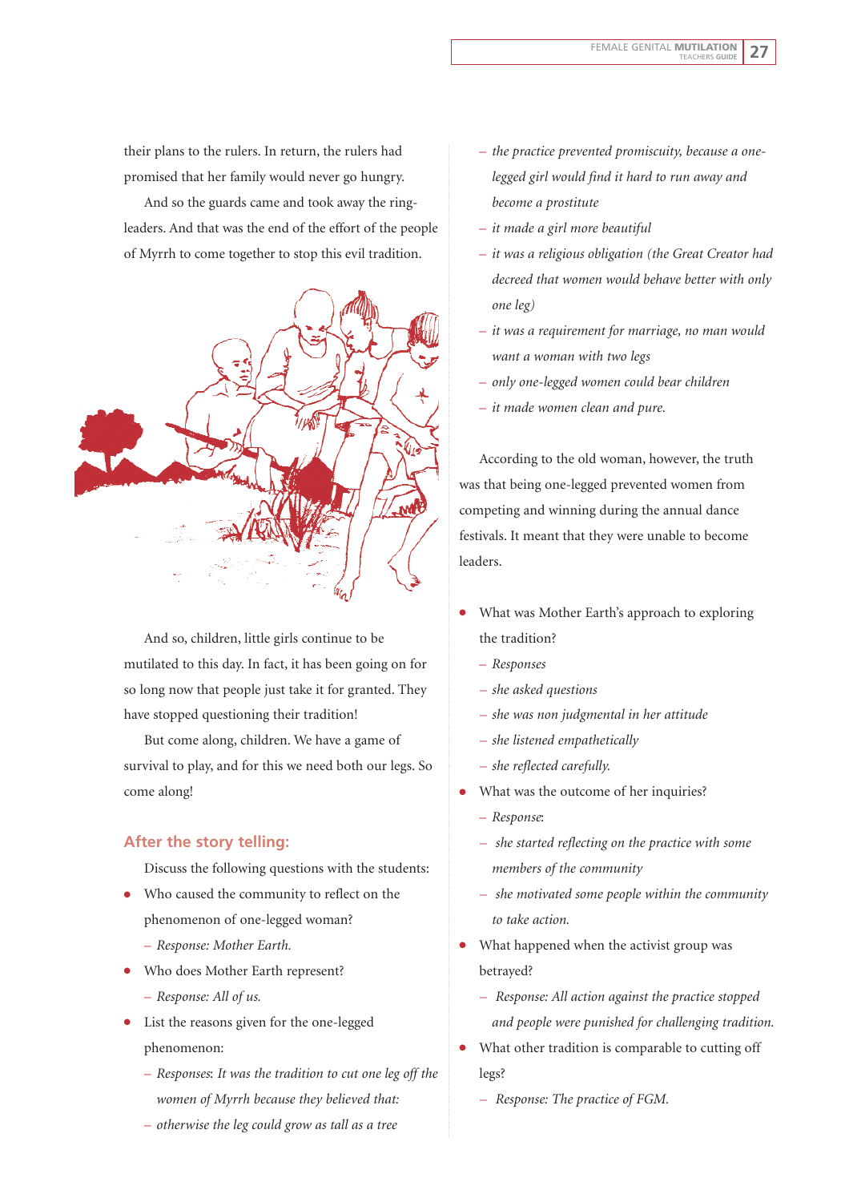their plans to the rulers. In return, the rulers had promised that her family would never go hungry.

And so the guards came and took away the ring-leaders. And that was the end of the effort of the people of Myrrh to come together to stop this evil tradition.

And so, children, little girls continue to be mutilated to this day. In fact, it has been going on for so long now that people just take it for granted. They have stopped questioning their tradition!

But come along, children. We have a game of survival to play, and for this we need both our legs. So come along!

### After the story telling:

Discuss the following questions with the students:

- Who caused the community to reflect on the phenomenon of one-legged woman?
  - *Response: Mother Earth.*
- Who does Mother Earth represent?
  - *Response: All of us.*
- List the reasons given for the one-legged phenomenon:
  - *Responses: It was the tradition to cut one leg off the women of Myrrh because they believed that:*
  - *otherwise the leg could grow as tall as a tree*
  - *the practice prevented promiscuity, because a one-legged girl would find it hard to run away and become a prostitute*
  - *it made a girl more beautiful*
  - *it was a religious obligation (the Great Creator had decreed that women would behave better with only one leg)*
  - *it was a requirement for marriage, no man would want a woman with two legs*
  - *only one-legged women could bear children*
  - *it made women clean and pure.*

According to the old woman, however, the truth was that being one-legged prevented women from competing and winning during the annual dance festivals. It meant that they were unable to become leaders.

- What was Mother Earth's approach to exploring the tradition?
  - *Responses*
  - *she asked questions*
  - *she was non judgmental in her attitude*
  - *she listened empathetically*
  - *she reflected carefully.*
- What was the outcome of her inquiries?
  - *Response:*
  - *she started reflecting on the practice with some members of the community*
  - *she motivated some people within the community to take action.*
- What happened when the activist group was betrayed?
  - *Response: All action against the practice stopped and people were punished for challenging tradition.*
- What other tradition is comparable to cutting off legs?
  - *Response: The practice of FGM.*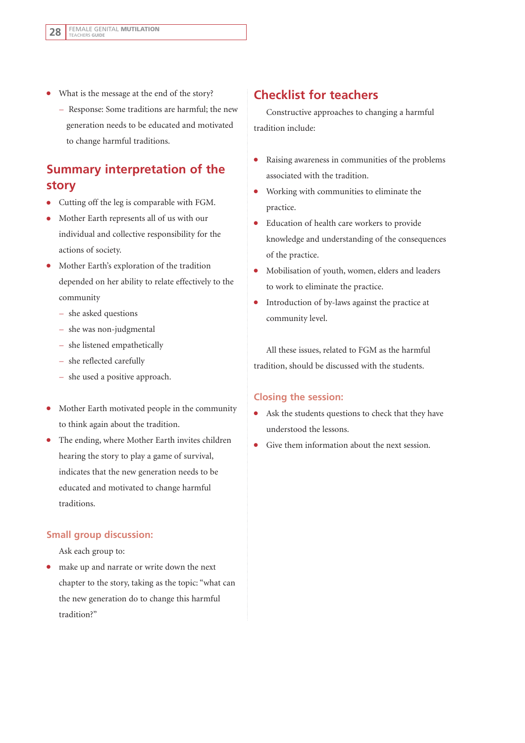- What is the message at the end of the story?
  - Response: Some traditions are harmful; the new generation needs to be educated and motivated to change harmful traditions.

## Summary interpretation of the story

- Cutting off the leg is comparable with FGM.
- Mother Earth represents all of us with our individual and collective responsibility for the actions of society.
- Mother Earth's exploration of the tradition depended on her ability to relate effectively to the community
  - she asked questions
  - she was non-judgmental
  - she listened empathetically
  - she reflected carefully
  - she used a positive approach.

- Mother Earth motivated people in the community to think again about the tradition.
- The ending, where Mother Earth invites children hearing the story to play a game of survival, indicates that the new generation needs to be educated and motivated to change harmful traditions.

### Small group discussion:

Ask each group to:

- make up and narrate or write down the next chapter to the story, taking as the topic: "what can the new generation do to change this harmful tradition?"

## Checklist for teachers

Constructive approaches to changing a harmful tradition include:

- Raising awareness in communities of the problems associated with the tradition.
- Working with communities to eliminate the practice.
- Education of health care workers to provide knowledge and understanding of the consequences of the practice.
- Mobilisation of youth, women, elders and leaders to work to eliminate the practice.
- Introduction of by-laws against the practice at community level.

All these issues, related to FGM as the harmful tradition, should be discussed with the students.

### Closing the session:

- Ask the students questions to check that they have understood the lessons.
- Give them information about the next session.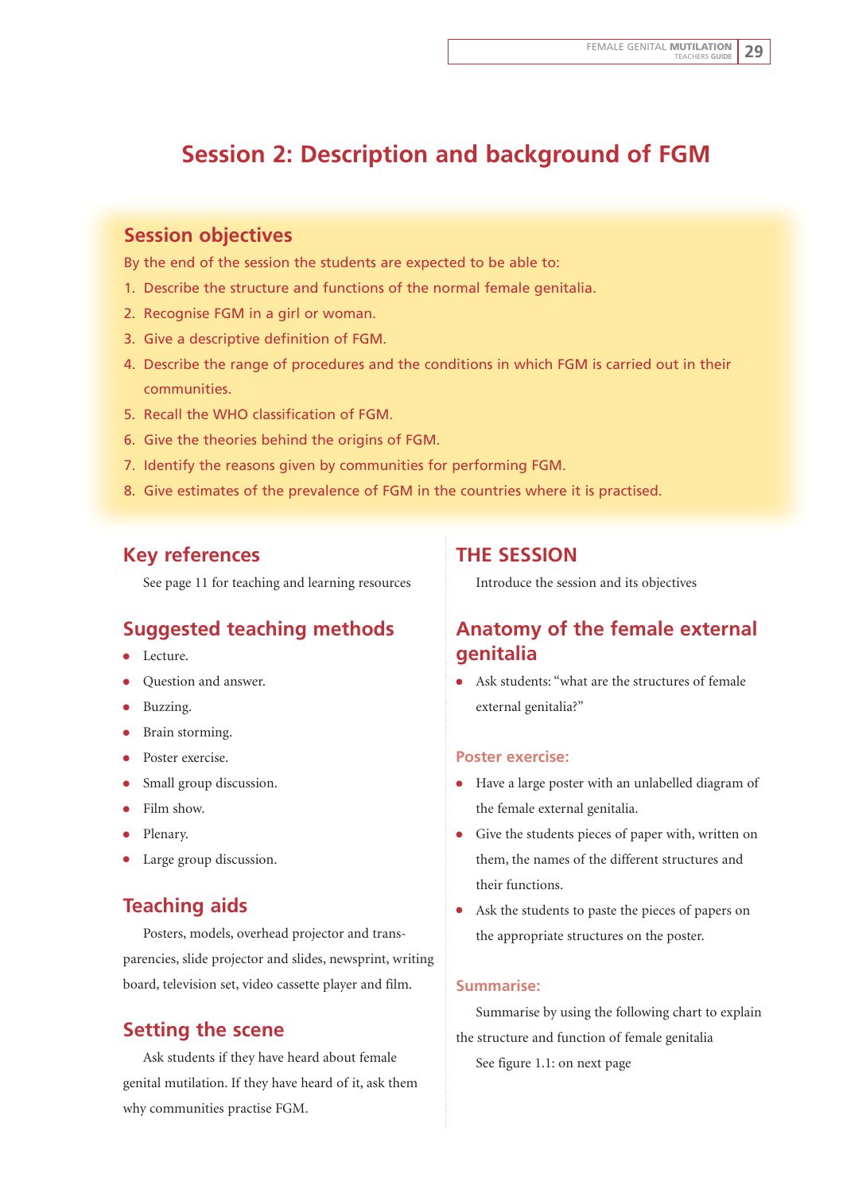# Session 2: Description and background of FGM

## Session objectives

By the end of the session the students are expected to be able to:

1. Describe the structure and functions of the normal female genitalia.
2. Recognise FGM in a girl or woman.
3. Give a descriptive definition of FGM.
4. Describe the range of procedures and the conditions in which FGM is carried out in their communities.
5. Recall the WHO classification of FGM.
6. Give the theories behind the origins of FGM.
7. Identify the reasons given by communities for performing FGM.
8. Give estimates of the prevalence of FGM in the countries where it is practised.

## Key references

See page 11 for teaching and learning resources

## Suggested teaching methods

- Lecture.
- Question and answer.
- Buzzing.
- Brain storming.
- Poster exercise.
- Small group discussion.
- Film show.
- Plenary.
- Large group discussion.

## Teaching aids

Posters, models, overhead projector and transparencies, slide projector and slides, newsprint, writing board, television set, video cassette player and film.

## Setting the scene

Ask students if they have heard about female genital mutilation. If they have heard of it, ask them why communities practise FGM.

## THE SESSION

Introduce the session and its objectives

## Anatomy of the female external genitalia

- Ask students: "what are the structures of female external genitalia?"

### Poster exercise:

- Have a large poster with an unlabelled diagram of the female external genitalia.
- Give the students pieces of paper with, written on them, the names of the different structures and their functions.
- Ask the students to paste the pieces of papers on the appropriate structures on the poster.

### Summarise:

Summarise by using the following chart to explain the structure and function of female genitalia

See figure 1.1: on next page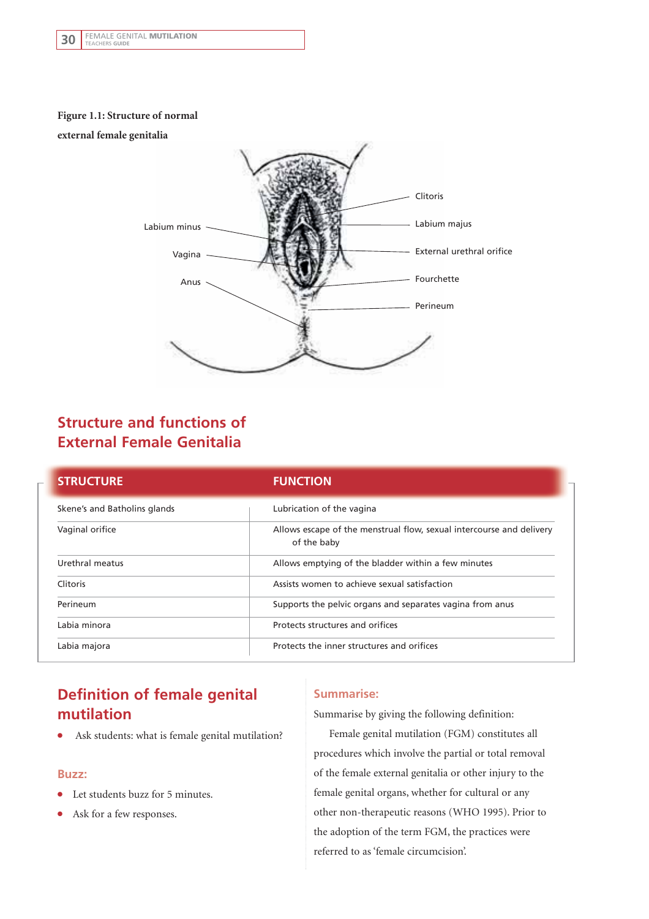**Figure 1.1: Structure of normal external female genitalia**

Labium minus

Vagina

Anus

Clitoris

Labium majus

External urethral orifice

Fourchette

Perineum

## Structure and functions of External Female Genitalia

| STRUCTURE | FUNCTION |
|---|---|
| Skene's and Batholins glands | Lubrication of the vagina |
| Vaginal orifice | Allows escape of the menstrual flow, sexual intercourse and delivery of the baby |
| Urethral meatus | Allows emptying of the bladder within a few minutes |
| Clitoris | Assists women to achieve sexual satisfaction |
| Perineum | Supports the pelvic organs and separates vagina from anus |
| Labia minora | Protects structures and orifices |
| Labia majora | Protects the inner structures and orifices |

## Definition of female genital mutilation

- Ask students: what is female genital mutilation?

### Buzz:

- Let students buzz for 5 minutes.
- Ask for a few responses.

### Summarise:

Summarise by giving the following definition:

Female genital mutilation (FGM) constitutes all procedures which involve the partial or total removal of the female external genitalia or other injury to the female genital organs, whether for cultural or any other non-therapeutic reasons (WHO 1995). Prior to the adoption of the term FGM, the practices were referred to as 'female circumcision'.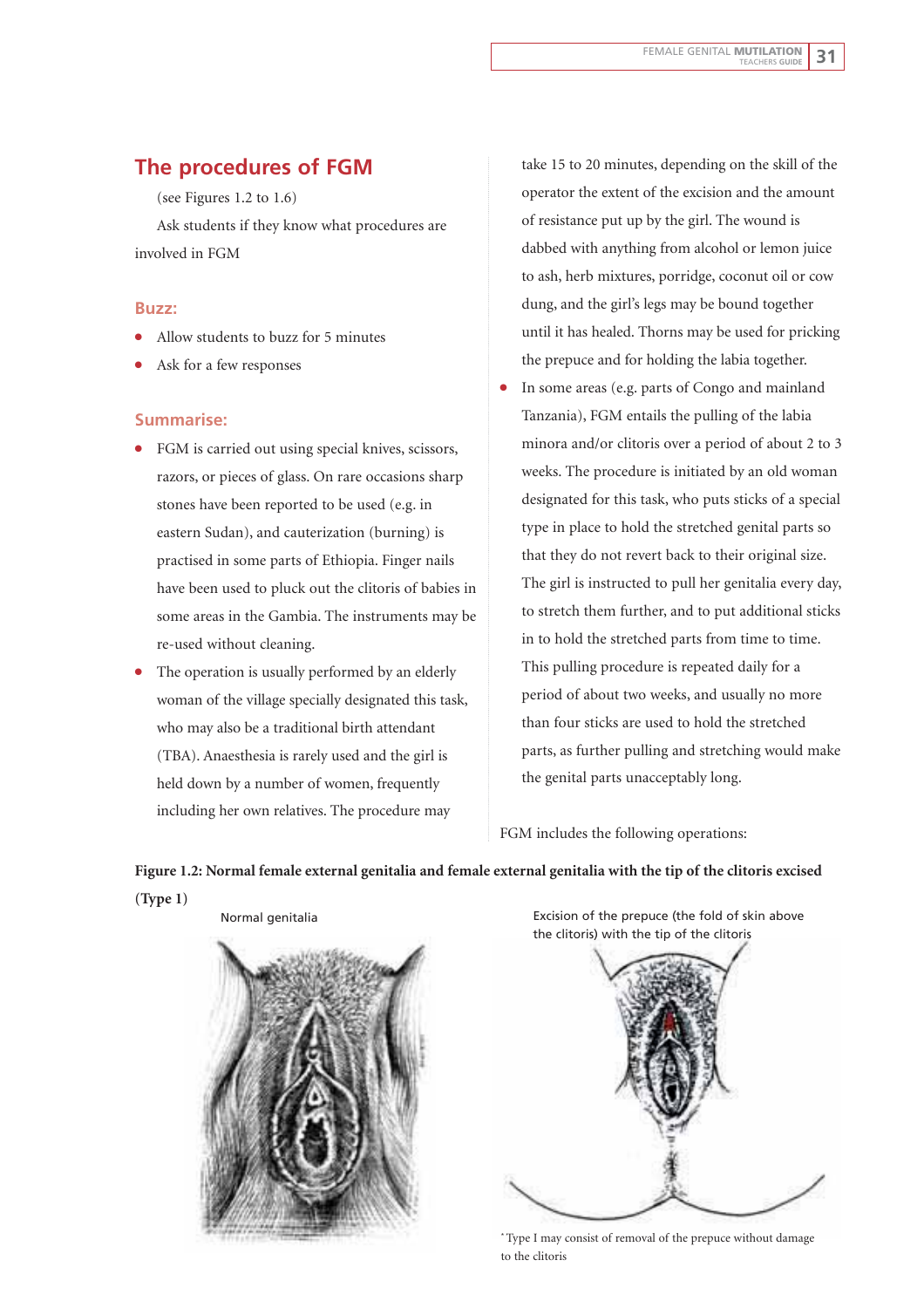## The procedures of FGM

(see Figures 1.2 to 1.6)

Ask students if they know what procedures are involved in FGM

### Buzz:

- Allow students to buzz for 5 minutes
- Ask for a few responses

### Summarise:

- FGM is carried out using special knives, scissors, razors, or pieces of glass. On rare occasions sharp stones have been reported to be used (e.g. in eastern Sudan), and cauterization (burning) is practised in some parts of Ethiopia. Finger nails have been used to pluck out the clitoris of babies in some areas in the Gambia. The instruments may be re-used without cleaning.
- The operation is usually performed by an elderly woman of the village specially designated this task, who may also be a traditional birth attendant (TBA). Anaesthesia is rarely used and the girl is held down by a number of women, frequently including her own relatives. The procedure may take 15 to 20 minutes, depending on the skill of the operator the extent of the excision and the amount of resistance put up by the girl. The wound is dabbed with anything from alcohol or lemon juice to ash, herb mixtures, porridge, coconut oil or cow dung, and the girl's legs may be bound together until it has healed. Thorns may be used for pricking the prepuce and for holding the labia together.
- In some areas (e.g. parts of Congo and mainland Tanzania), FGM entails the pulling of the labia minora and/or clitoris over a period of about 2 to 3 weeks. The procedure is initiated by an old woman designated for this task, who puts sticks of a special type in place to hold the stretched genital parts so that they do not revert back to their original size. The girl is instructed to pull her genitalia every day, to stretch them further, and to put additional sticks in to hold the stretched parts from time to time. This pulling procedure is repeated daily for a period of about two weeks, and usually no more than four sticks are used to hold the stretched parts, as further pulling and stretching would make the genital parts unacceptably long.

FGM includes the following operations:

**Figure 1.2: Normal female external genitalia and female external genitalia with the tip of the clitoris excised (Type 1)**

Normal genitalia

Excision of the prepuce (the fold of skin above the clitoris) with the tip of the clitoris

*Type I may consist of removal of the prepuce without damage to the clitoris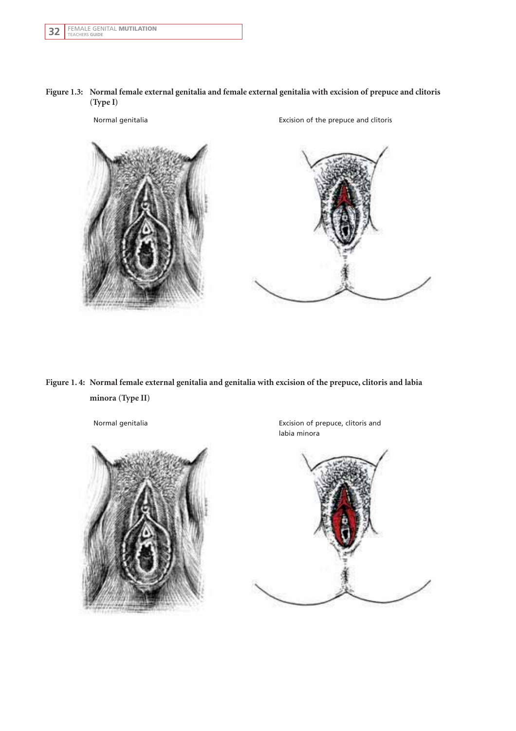**Figure 1.3: Normal female external genitalia and female external genitalia with excision of prepuce and clitoris (Type I)**

Normal genitalia

Excision of the prepuce and clitoris

**Figure 1. 4: Normal female external genitalia and genitalia with excision of the prepuce, clitoris and labia minora (Type II)**

Normal genitalia

Excision of prepuce, clitoris and labia minora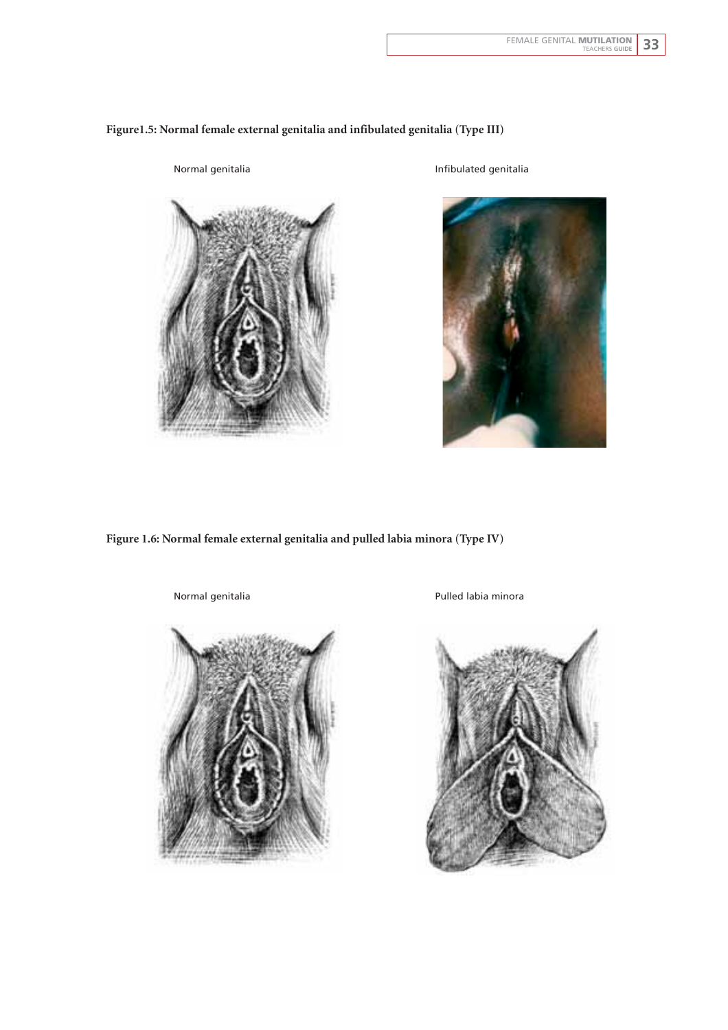**Figure1.5: Normal female external genitalia and infibulated genitalia (Type III)**

Normal genitalia

Infibulated genitalia

**Figure 1.6: Normal female external genitalia and pulled labia minora (Type IV)**

Normal genitalia

Pulled labia minora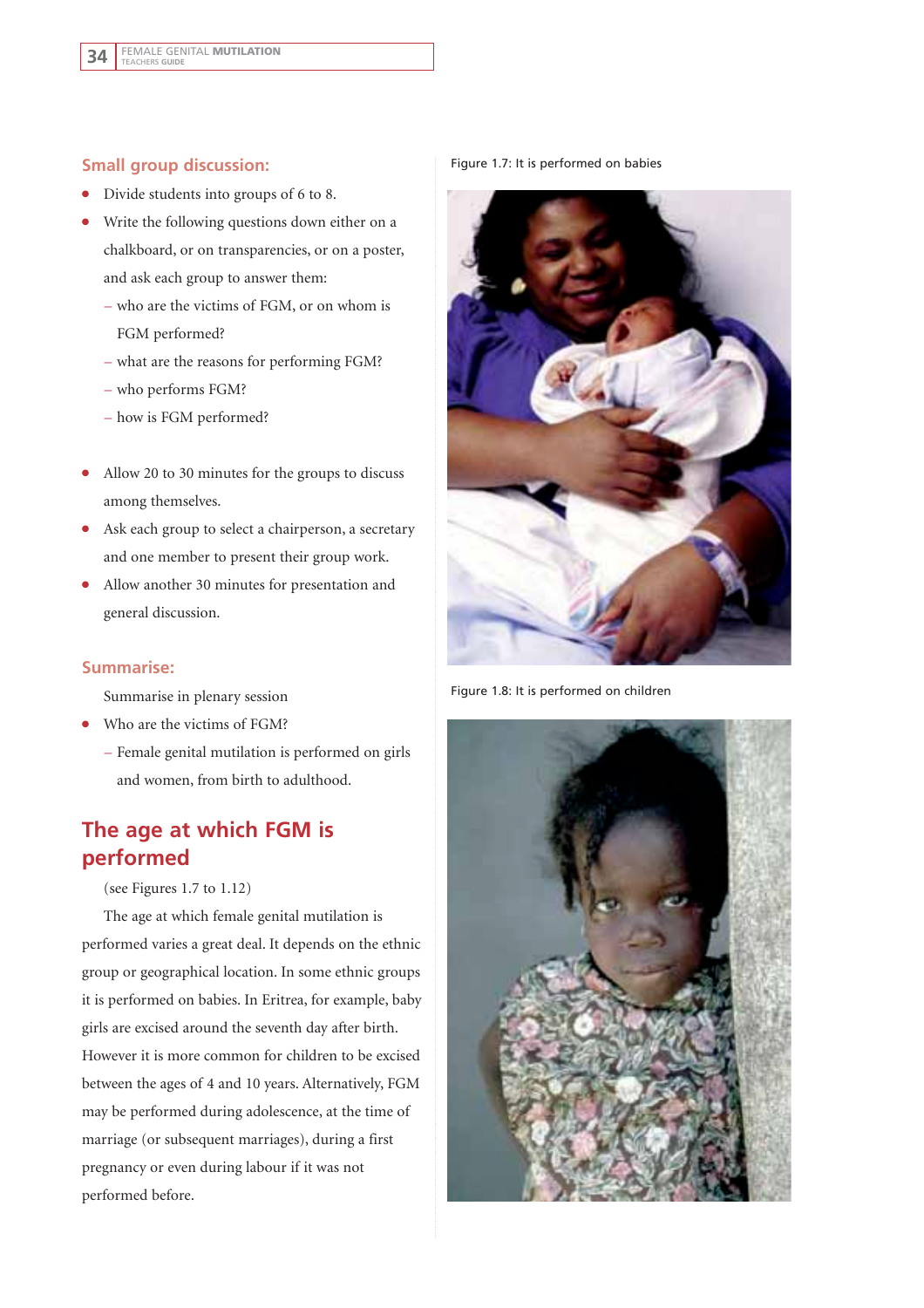### Small group discussion:

- Divide students into groups of 6 to 8.
- Write the following questions down either on a chalkboard, or on transparencies, or on a poster, and ask each group to answer them:
  - who are the victims of FGM, or on whom is FGM performed?
  - what are the reasons for performing FGM?
  - who performs FGM?
  - how is FGM performed?
- Allow 20 to 30 minutes for the groups to discuss among themselves.
- Ask each group to select a chairperson, a secretary and one member to present their group work.
- Allow another 30 minutes for presentation and general discussion.

### Summarise:

Summarise in plenary session

- Who are the victims of FGM?
  - Female genital mutilation is performed on girls and women, from birth to adulthood.

## The age at which FGM is performed

(see Figures 1.7 to 1.12)

The age at which female genital mutilation is performed varies a great deal. It depends on the ethnic group or geographical location. In some ethnic groups it is performed on babies. In Eritrea, for example, baby girls are excised around the seventh day after birth. However it is more common for children to be excised between the ages of 4 and 10 years. Alternatively, FGM may be performed during adolescence, at the time of marriage (or subsequent marriages), during a first pregnancy or even during labour if it was not performed before.

Figure 1.7: It is performed on babies

Figure 1.8: It is performed on children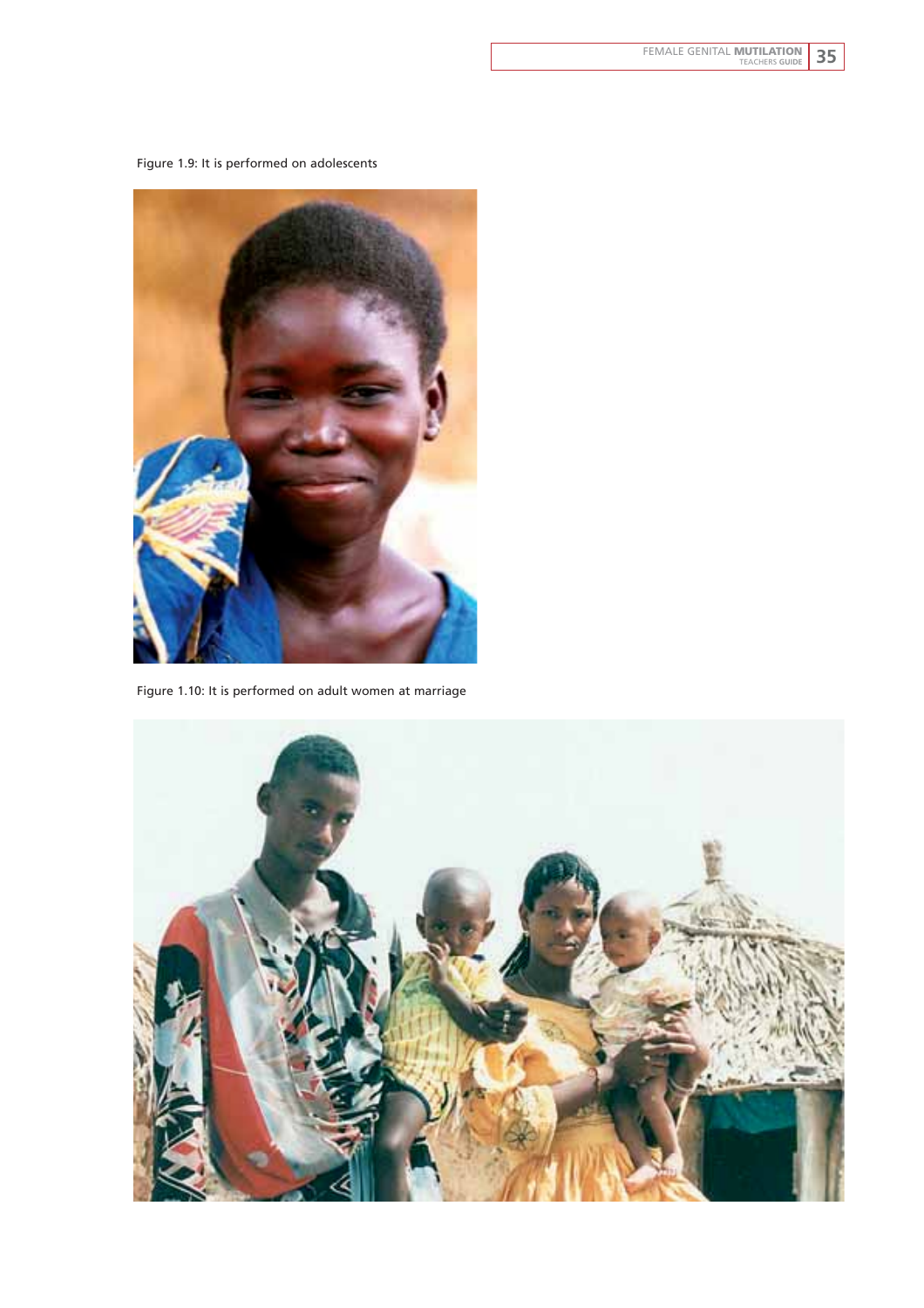Figure 1.9: It is performed on adolescents

Figure 1.10: It is performed on adult women at marriage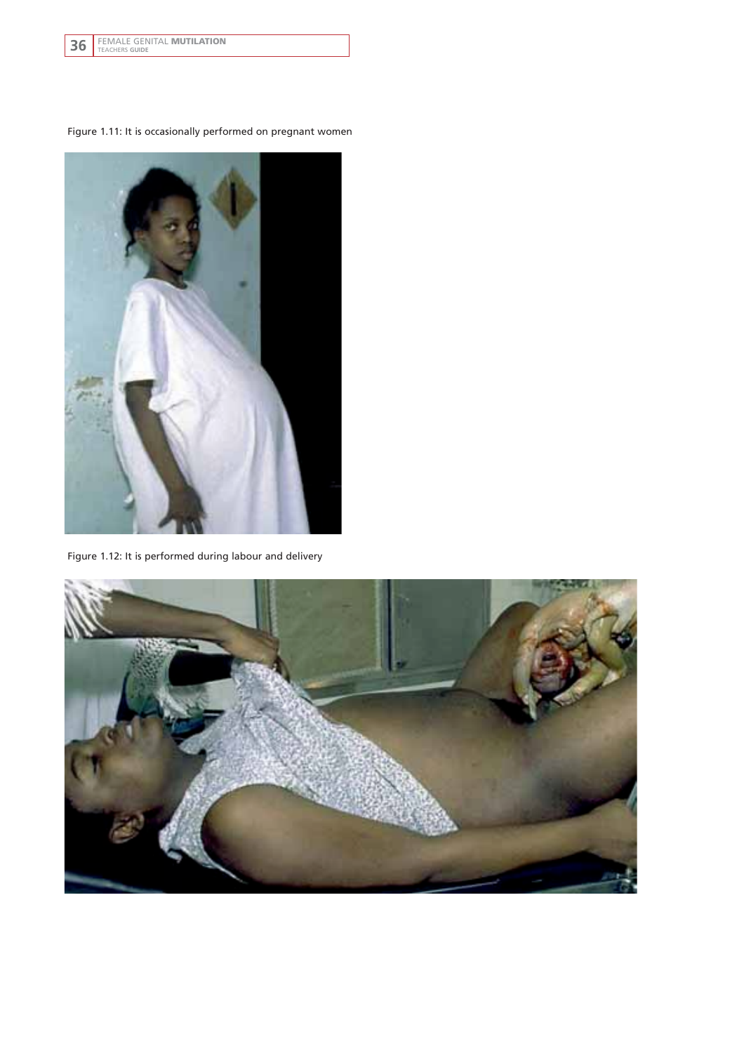Figure 1.11: It is occasionally performed on pregnant women

Figure 1.12: It is performed during labour and delivery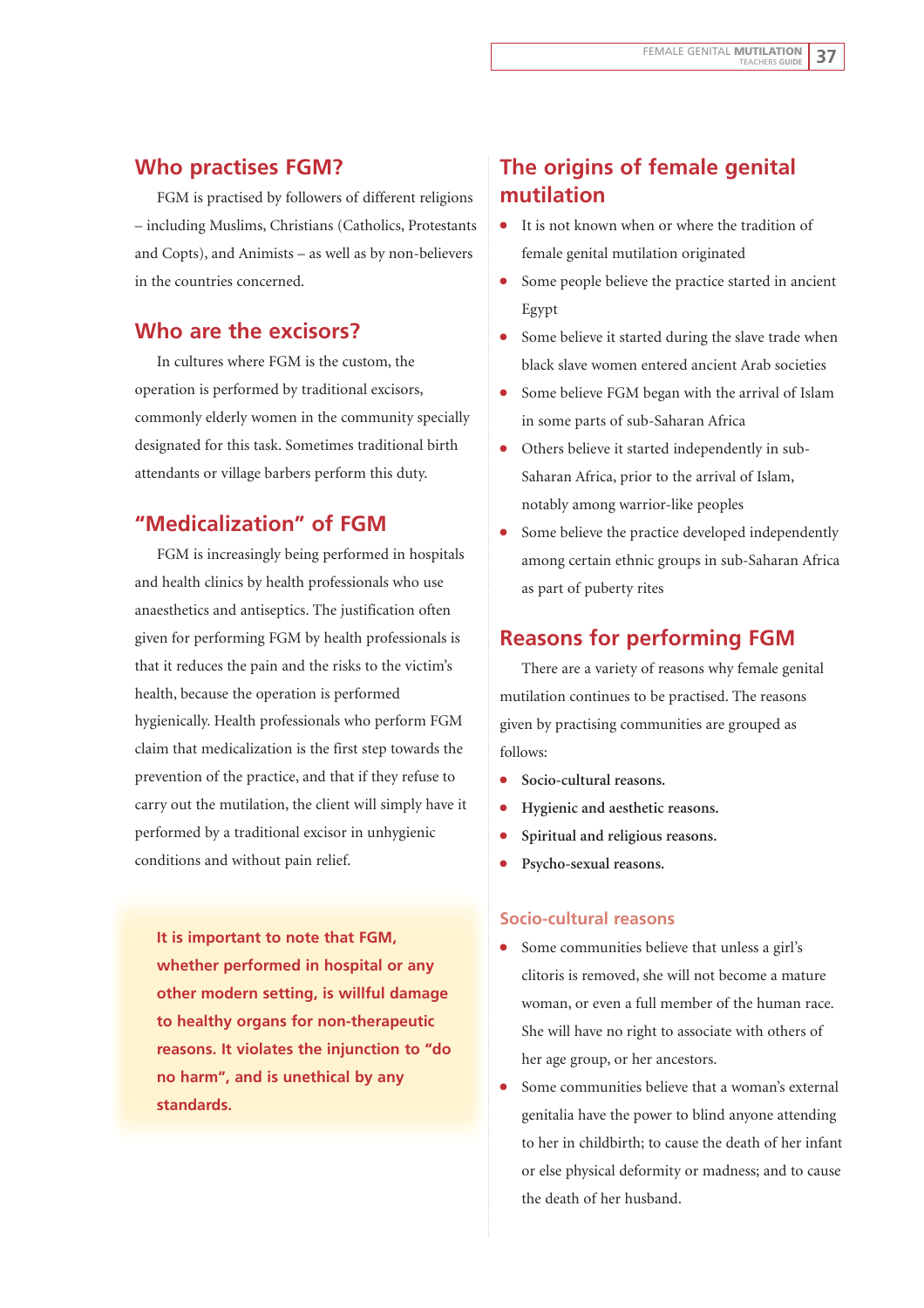## Who practises FGM?

FGM is practised by followers of different religions – including Muslims, Christians (Catholics, Protestants and Copts), and Animists – as well as by non-believers in the countries concerned.

## Who are the excisors?

In cultures where FGM is the custom, the operation is performed by traditional excisors, commonly elderly women in the community specially designated for this task. Sometimes traditional birth attendants or village barbers perform this duty.

## "Medicalization" of FGM

FGM is increasingly being performed in hospitals and health clinics by health professionals who use anaesthetics and antiseptics. The justification often given for performing FGM by health professionals is that it reduces the pain and the risks to the victim's health, because the operation is performed hygienically. Health professionals who perform FGM claim that medicalization is the first step towards the prevention of the practice, and that if they refuse to carry out the mutilation, the client will simply have it performed by a traditional excisor in unhygienic conditions and without pain relief.

**It is important to note that FGM, whether performed in hospital or any other modern setting, is willful damage to healthy organs for non-therapeutic reasons. It violates the injunction to "do no harm", and is unethical by any standards.**

## The origins of female genital mutilation

- It is not known when or where the tradition of female genital mutilation originated
- Some people believe the practice started in ancient Egypt
- Some believe it started during the slave trade when black slave women entered ancient Arab societies
- Some believe FGM began with the arrival of Islam in some parts of sub-Saharan Africa
- Others believe it started independently in sub-Saharan Africa, prior to the arrival of Islam, notably among warrior-like peoples
- Some believe the practice developed independently among certain ethnic groups in sub-Saharan Africa as part of puberty rites

## Reasons for performing FGM

There are a variety of reasons why female genital mutilation continues to be practised. The reasons given by practising communities are grouped as follows:

- **Socio-cultural reasons.**
- **Hygienic and aesthetic reasons.**
- **Spiritual and religious reasons.**
- **Psycho-sexual reasons.**

### Socio-cultural reasons

- Some communities believe that unless a girl's clitoris is removed, she will not become a mature woman, or even a full member of the human race. She will have no right to associate with others of her age group, or her ancestors.
- Some communities believe that a woman's external genitalia have the power to blind anyone attending to her in childbirth; to cause the death of her infant or else physical deformity or madness; and to cause the death of her husband.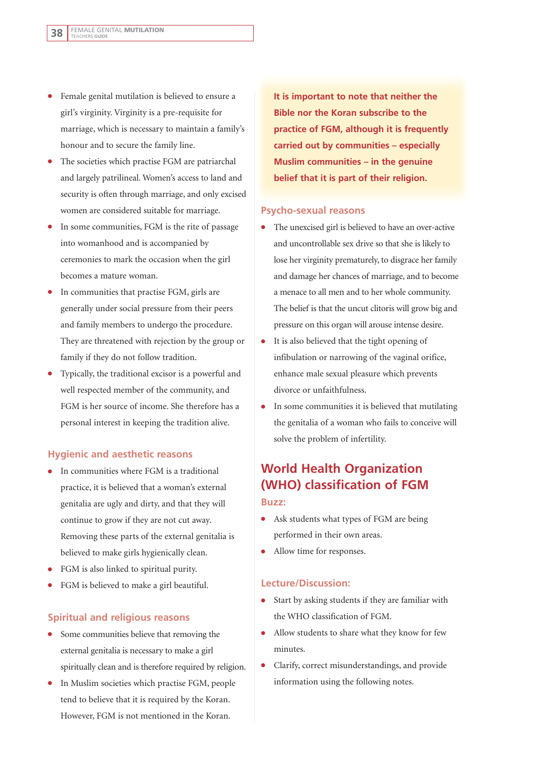- Female genital mutilation is believed to ensure a girl's virginity. Virginity is a pre-requisite for marriage, which is necessary to maintain a family's honour and to secure the family line.
- The societies which practise FGM are patriarchal and largely patrilineal. Women's access to land and security is often through marriage, and only excised women are considered suitable for marriage.
- In some communities, FGM is the rite of passage into womanhood and is accompanied by ceremonies to mark the occasion when the girl becomes a mature woman.
- In communities that practise FGM, girls are generally under social pressure from their peers and family members to undergo the procedure. They are threatened with rejection by the group or family if they do not follow tradition.
- Typically, the traditional excisor is a powerful and well respected member of the community, and FGM is her source of income. She therefore has a personal interest in keeping the tradition alive.

### Hygienic and aesthetic reasons

- In communities where FGM is a traditional practice, it is believed that a woman's external genitalia are ugly and dirty, and that they will continue to grow if they are not cut away. Removing these parts of the external genitalia is believed to make girls hygienically clean.
- FGM is also linked to spiritual purity.
- FGM is believed to make a girl beautiful.

### Spiritual and religious reasons

- Some communities believe that removing the external genitalia is necessary to make a girl spiritually clean and is therefore required by religion.
- In Muslim societies which practise FGM, people tend to believe that it is required by the Koran. However, FGM is not mentioned in the Koran.

**It is important to note that neither the Bible nor the Koran subscribe to the practice of FGM, although it is frequently carried out by communities – especially Muslim communities – in the genuine belief that it is part of their religion.**

### Psycho-sexual reasons

- The unexcised girl is believed to have an over-active and uncontrollable sex drive so that she is likely to lose her virginity prematurely, to disgrace her family and damage her chances of marriage, and to become a menace to all men and to her whole community. The belief is that the uncut clitoris will grow big and pressure on this organ will arouse intense desire.
- It is also believed that the tight opening of infibulation or narrowing of the vaginal orifice, enhance male sexual pleasure which prevents divorce or unfaithfulness.
- In some communities it is believed that mutilating the genitalia of a woman who fails to conceive will solve the problem of infertility.

## World Health Organization (WHO) classification of FGM

### Buzz:

- Ask students what types of FGM are being performed in their own areas.
- Allow time for responses.

### Lecture/Discussion:

- Start by asking students if they are familiar with the WHO classification of FGM.
- Allow students to share what they know for few minutes.
- Clarify, correct misunderstandings, and provide information using the following notes.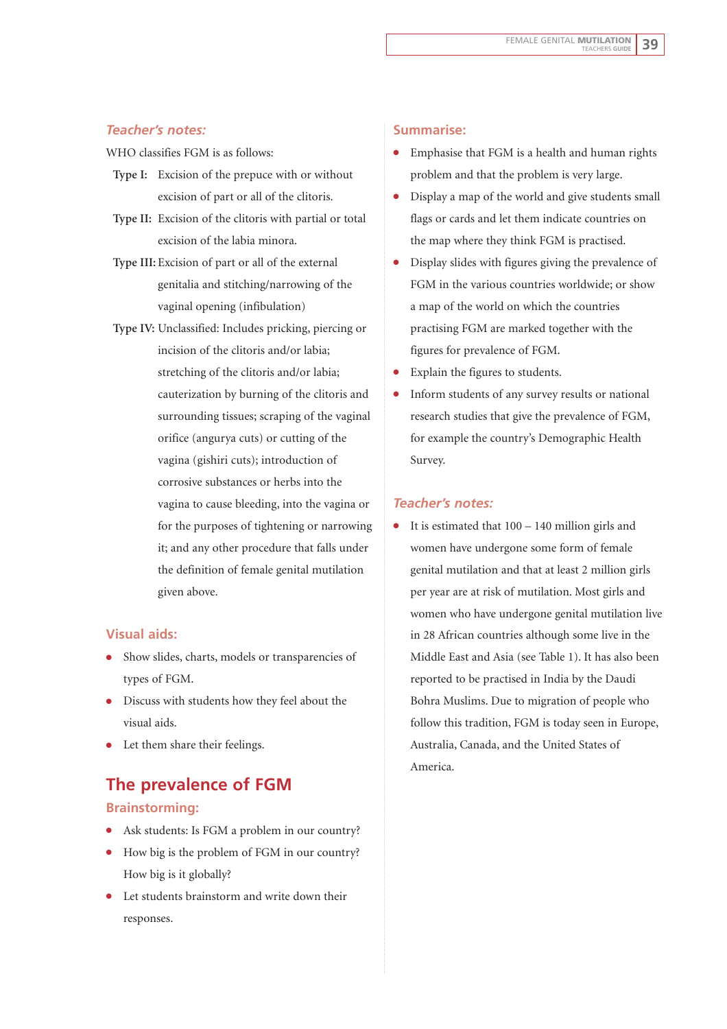### *Teacher's notes:*

WHO classifies FGM is as follows:

**Type I:** Excision of the prepuce with or without excision of part or all of the clitoris.

**Type II:** Excision of the clitoris with partial or total excision of the labia minora.

**Type III:** Excision of part or all of the external genitalia and stitching/narrowing of the vaginal opening (infibulation)

**Type IV:** Unclassified: Includes pricking, piercing or incision of the clitoris and/or labia; stretching of the clitoris and/or labia; cauterization by burning of the clitoris and surrounding tissues; scraping of the vaginal orifice (angurya cuts) or cutting of the vagina (gishiri cuts); introduction of corrosive substances or herbs into the vagina to cause bleeding, into the vagina or for the purposes of tightening or narrowing it; and any other procedure that falls under the definition of female genital mutilation given above.

### Visual aids:

- Show slides, charts, models or transparencies of types of FGM.
- Discuss with students how they feel about the visual aids.
- Let them share their feelings.

## The prevalence of FGM

### Brainstorming:

- Ask students: Is FGM a problem in our country?
- How big is the problem of FGM in our country? How big is it globally?
- Let students brainstorm and write down their responses.

### Summarise:

- Emphasise that FGM is a health and human rights problem and that the problem is very large.
- Display a map of the world and give students small flags or cards and let them indicate countries on the map where they think FGM is practised.
- Display slides with figures giving the prevalence of FGM in the various countries worldwide; or show a map of the world on which the countries practising FGM are marked together with the figures for prevalence of FGM.
- Explain the figures to students.
- Inform students of any survey results or national research studies that give the prevalence of FGM, for example the country's Demographic Health Survey.

### *Teacher's notes:*

- It is estimated that 100 – 140 million girls and women have undergone some form of female genital mutilation and that at least 2 million girls per year are at risk of mutilation. Most girls and women who have undergone genital mutilation live in 28 African countries although some live in the Middle East and Asia (see Table 1). It has also been reported to be practised in India by the Daudi Bohra Muslims. Due to migration of people who follow this tradition, FGM is today seen in Europe, Australia, Canada, and the United States of America.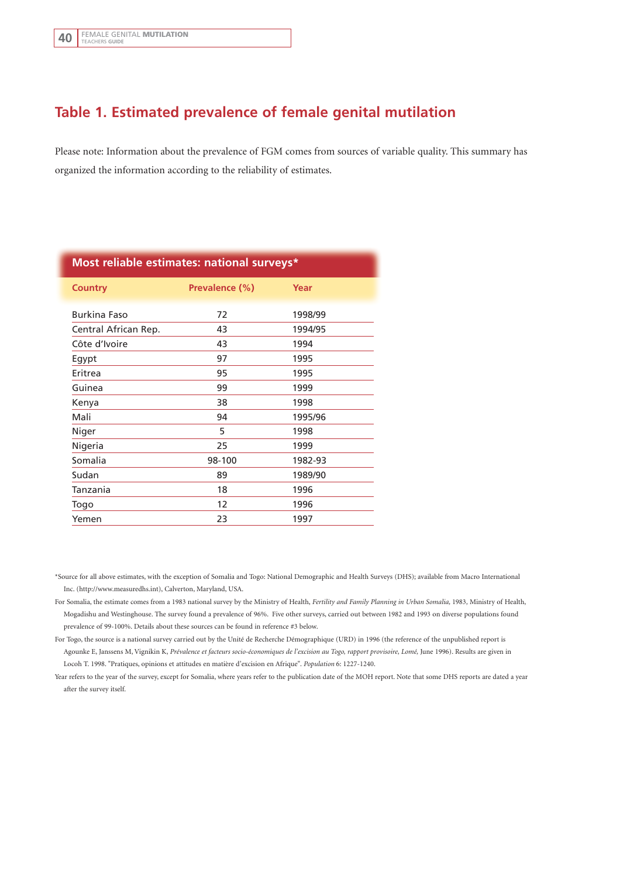## Table 1. Estimated prevalence of female genital mutilation

Please note: Information about the prevalence of FGM comes from sources of variable quality. This summary has organized the information according to the reliability of estimates.

**Most reliable estimates: national surveys***

| Country | Prevalence (%) | Year |
|---|---|---|
| Burkina Faso | 72 | 1998/99 |
| Central African Rep. | 43 | 1994/95 |
| Côte d'Ivoire | 43 | 1994 |
| Egypt | 97 | 1995 |
| Eritrea | 95 | 1995 |
| Guinea | 99 | 1999 |
| Kenya | 38 | 1998 |
| Mali | 94 | 1995/96 |
| Niger | 5 | 1998 |
| Nigeria | 25 | 1999 |
| Somalia | 98-100 | 1982-93 |
| Sudan | 89 | 1989/90 |
| Tanzania | 18 | 1996 |
| Togo | 12 | 1996 |
| Yemen | 23 | 1997 |

*Source for all above estimates, with the exception of Somalia and Togo: National Demographic and Health Surveys (DHS); available from Macro International Inc. (http://www.measuredhs.int), Calverton, Maryland, USA.

For Somalia, the estimate comes from a 1983 national survey by the Ministry of Health, *Fertility and Family Planning in Urban Somalia,* 1983, Ministry of Health, Mogadishu and Westinghouse. The survey found a prevalence of 96%. Five other surveys, carried out between 1982 and 1993 on diverse populations found prevalence of 99-100%. Details about these sources can be found in reference #3 below.

For Togo, the source is a national survey carried out by the Unité de Recherche Démographique (URD) in 1996 (the reference of the unpublished report is Agounke E, Janssens M, Vignikin K, *Prévalence et facteurs socio-économiques de l'excision au Togo, rapport provisoire, Lomé,* June 1996). Results are given in Locoh T. 1998. "Pratiques, opinions et attitudes en matière d'excision en Afrique". *Population* 6: 1227-1240.

Year refers to the year of the survey, except for Somalia, where years refer to the publication date of the MOH report. Note that some DHS reports are dated a year after the survey itself.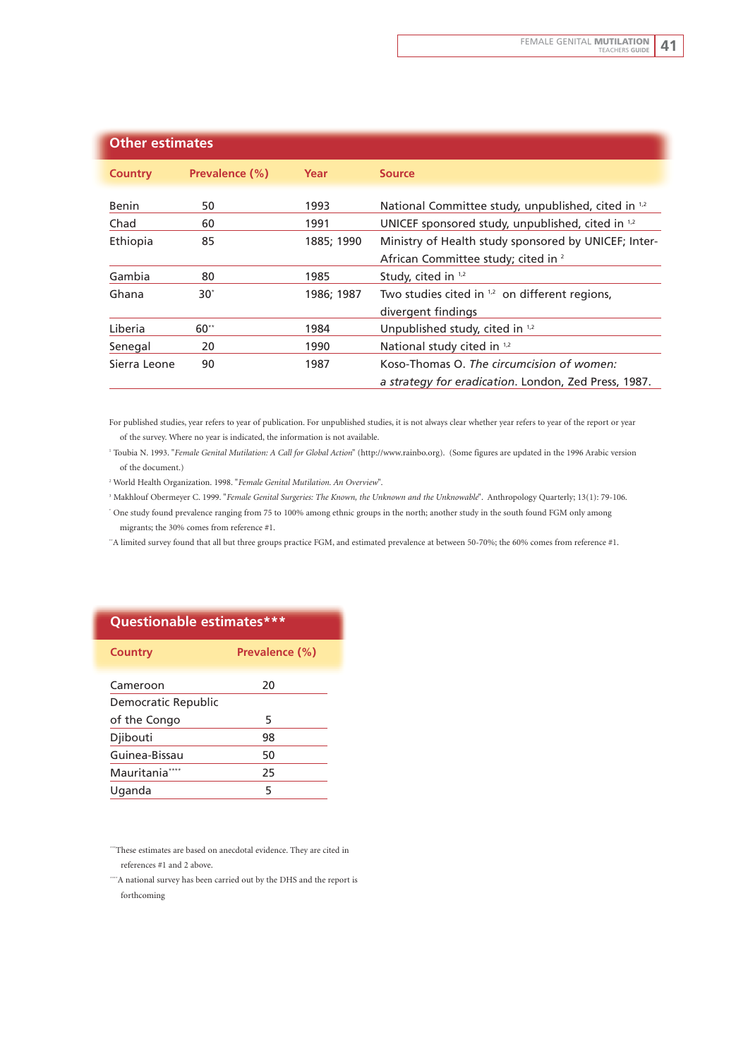## Other estimates

| Country | Prevalence (%) | Year | Source |
|---|---|---|---|
| Benin | 50 | 1993 | National Committee study, unpublished, cited in [1,2] |
| Chad | 60 | 1991 | UNICEF sponsored study, unpublished, cited in [1,2] |
| Ethiopia | 85 | 1885; 1990 | Ministry of Health study sponsored by UNICEF; Inter-African Committee study; cited in [2] |
| Gambia | 80 | 1985 | Study, cited in [1,2] |
| Ghana | 30* | 1986; 1987 | Two studies cited in [1,2] on different regions, divergent findings |
| Liberia | 60** | 1984 | Unpublished study, cited in [1,2] |
| Senegal | 20 | 1990 | National study cited in [1,2] |
| Sierra Leone | 90 | 1987 | Koso-Thomas O. *The circumcision of women: a strategy for eradication*. London, Zed Press, 1987. |

For published studies, year refers to year of publication. For unpublished studies, it is not always clear whether year refers to year of the report or year of the survey. Where no year is indicated, the information is not available.

[1] Toubia N. 1993. "*Female Genital Mutilation: A Call for Global Action*" (http://www.rainbo.org). (Some figures are updated in the 1996 Arabic version of the document.)

[2] World Health Organization. 1998. "*Female Genital Mutilation. An Overview*".

[3] Makhlouf Obermeyer C. 1999. "*Female Genital Surgeries: The Known, the Unknown and the Unknowable*". Anthropology Quarterly; 13(1): 79-106.

* One study found prevalence ranging from 75 to 100% among ethnic groups in the north; another study in the south found FGM only among migrants; the 30% comes from reference #1.

** A limited survey found that all but three groups practice FGM, and estimated prevalence at between 50-70%; the 60% comes from reference #1.

## Questionable estimates***

| Country | Prevalence (%) |
|---|---|
| Cameroon | 20 |
| Democratic Republic of the Congo | 5 |
| Djibouti | 98 |
| Guinea-Bissau | 50 |
| Mauritania**** | 25 |
| Uganda | 5 |

*** These estimates are based on anecdotal evidence. They are cited in references #1 and 2 above.

**** A national survey has been carried out by the DHS and the report is forthcoming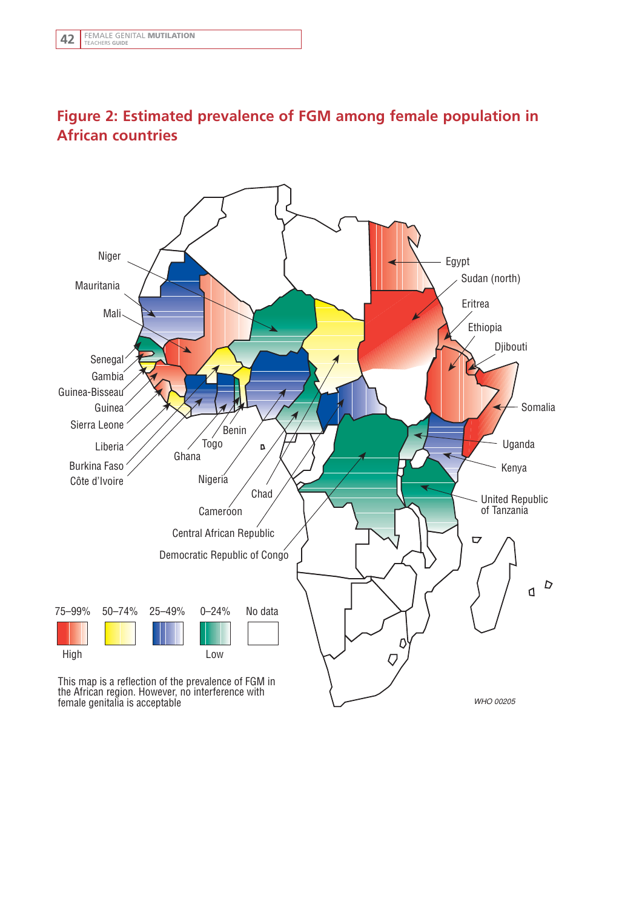## Figure 2: Estimated prevalence of FGM among female population in African countries

Niger
Mauritania
Mali
Senegal
Gambia
Guinea-Bisseau
Guinea
Sierra Leone
Liberia
Burkina Faso
Côte d'Ivoire
Benin
Togo
Ghana
Nigeria
Chad
Cameroon
Central African Republic
Democratic Republic of Congo
Egypt
Sudan (north)
Eritrea
Ethiopia
Djibouti
Somalia
Uganda
Kenya
United Republic of Tanzania

| 75–99% | 50–74% | 25–49% | 0–24% | No data |
|---|---|---|---|---|
| High | | | Low | |

This map is a reflection of the prevalence of FGM in the African region. However, no interference with female genitalia is acceptable

WHO 00205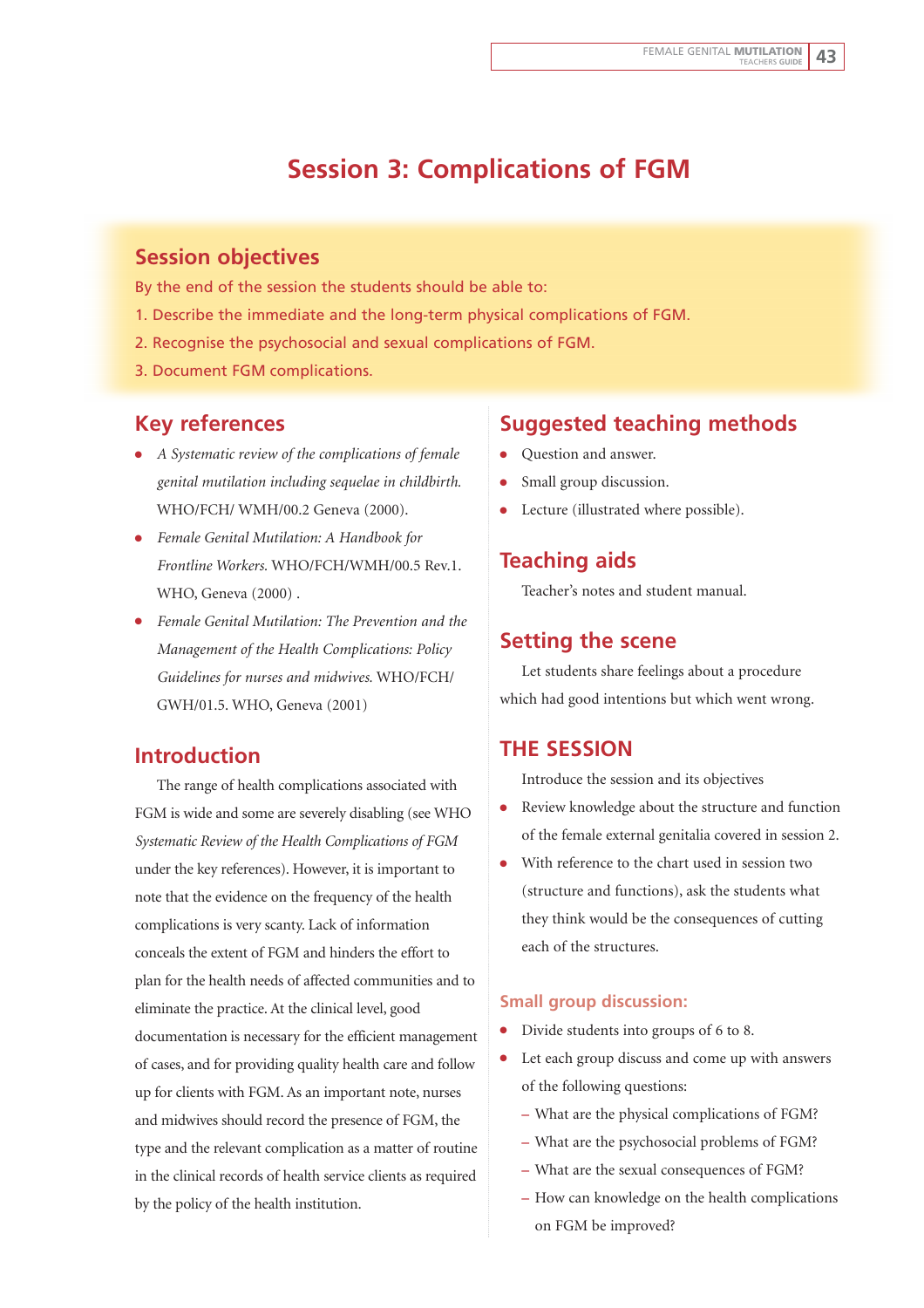# Session 3: Complications of FGM

## Session objectives

By the end of the session the students should be able to:

1. Describe the immediate and the long-term physical complications of FGM.
2. Recognise the psychosocial and sexual complications of FGM.
3. Document FGM complications.

## Key references

- *A Systematic review of the complications of female genital mutilation including sequelae in childbirth.* WHO/FCH/ WMH/00.2 Geneva (2000).
- *Female Genital Mutilation: A Handbook for Frontline Workers.* WHO/FCH/WMH/00.5 Rev.1. WHO, Geneva (2000) .
- *Female Genital Mutilation: The Prevention and the Management of the Health Complications: Policy Guidelines for nurses and midwives.* WHO/FCH/ GWH/01.5. WHO, Geneva (2001)

## Introduction

The range of health complications associated with FGM is wide and some are severely disabling (see WHO *Systematic Review of the Health Complications of FGM* under the key references). However, it is important to note that the evidence on the frequency of the health complications is very scanty. Lack of information conceals the extent of FGM and hinders the effort to plan for the health needs of affected communities and to eliminate the practice. At the clinical level, good documentation is necessary for the efficient management of cases, and for providing quality health care and follow up for clients with FGM. As an important note, nurses and midwives should record the presence of FGM, the type and the relevant complication as a matter of routine in the clinical records of health service clients as required by the policy of the health institution.

## Suggested teaching methods

- Question and answer.
- Small group discussion.
- Lecture (illustrated where possible).

## Teaching aids

Teacher's notes and student manual.

## Setting the scene

Let students share feelings about a procedure which had good intentions but which went wrong.

## THE SESSION

Introduce the session and its objectives

- Review knowledge about the structure and function of the female external genitalia covered in session 2.
- With reference to the chart used in session two (structure and functions), ask the students what they think would be the consequences of cutting each of the structures.

### Small group discussion:

- Divide students into groups of 6 to 8.
- Let each group discuss and come up with answers of the following questions:
  - What are the physical complications of FGM?
  - What are the psychosocial problems of FGM?
  - What are the sexual consequences of FGM?
  - How can knowledge on the health complications on FGM be improved?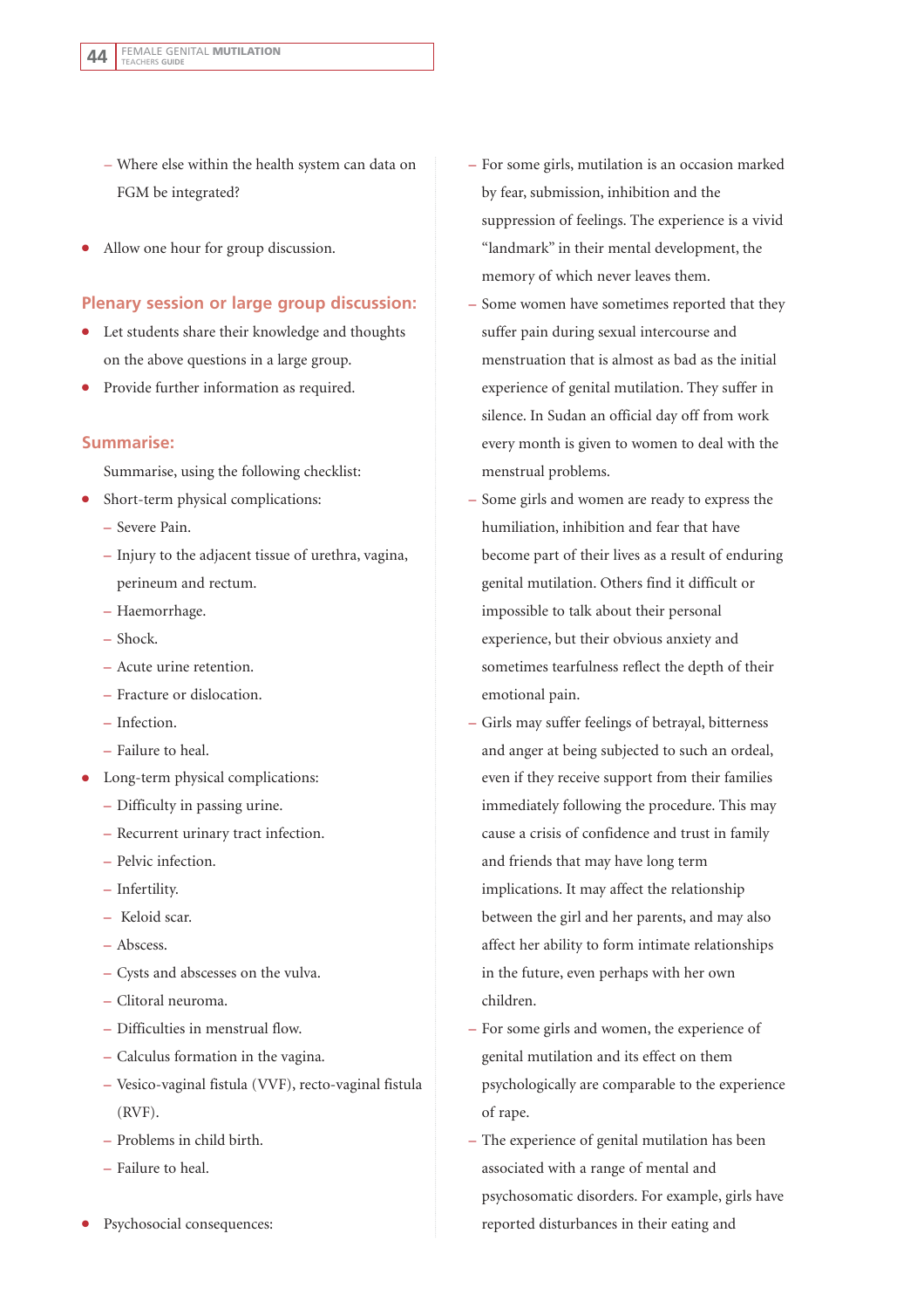- Where else within the health system can data on FGM be integrated?

- Allow one hour for group discussion.

### Plenary session or large group discussion:

- Let students share their knowledge and thoughts on the above questions in a large group.
- Provide further information as required.

### Summarise:

Summarise, using the following checklist:

- Short-term physical complications:
  - Severe Pain.
  - Injury to the adjacent tissue of urethra, vagina, perineum and rectum.
  - Haemorrhage.
  - Shock.
  - Acute urine retention.
  - Fracture or dislocation.
  - Infection.
  - Failure to heal.
- Long-term physical complications:
  - Difficulty in passing urine.
  - Recurrent urinary tract infection.
  - Pelvic infection.
  - Infertility.
  - Keloid scar.
  - Abscess.
  - Cysts and abscesses on the vulva.
  - Clitoral neuroma.
  - Difficulties in menstrual flow.
  - Calculus formation in the vagina.
  - Vesico-vaginal fistula (VVF), recto-vaginal fistula (RVF).
  - Problems in child birth.
  - Failure to heal.

- Psychosocial consequences:
  - For some girls, mutilation is an occasion marked by fear, submission, inhibition and the suppression of feelings. The experience is a vivid "landmark" in their mental development, the memory of which never leaves them.
  - Some women have sometimes reported that they suffer pain during sexual intercourse and menstruation that is almost as bad as the initial experience of genital mutilation. They suffer in silence. In Sudan an official day off from work every month is given to women to deal with the menstrual problems.
  - Some girls and women are ready to express the humiliation, inhibition and fear that have become part of their lives as a result of enduring genital mutilation. Others find it difficult or impossible to talk about their personal experience, but their obvious anxiety and sometimes tearfulness reflect the depth of their emotional pain.
  - Girls may suffer feelings of betrayal, bitterness and anger at being subjected to such an ordeal, even if they receive support from their families immediately following the procedure. This may cause a crisis of confidence and trust in family and friends that may have long term implications. It may affect the relationship between the girl and her parents, and may also affect her ability to form intimate relationships in the future, even perhaps with her own children.
  - For some girls and women, the experience of genital mutilation and its effect on them psychologically are comparable to the experience of rape.
  - The experience of genital mutilation has been associated with a range of mental and psychosomatic disorders. For example, girls have reported disturbances in their eating and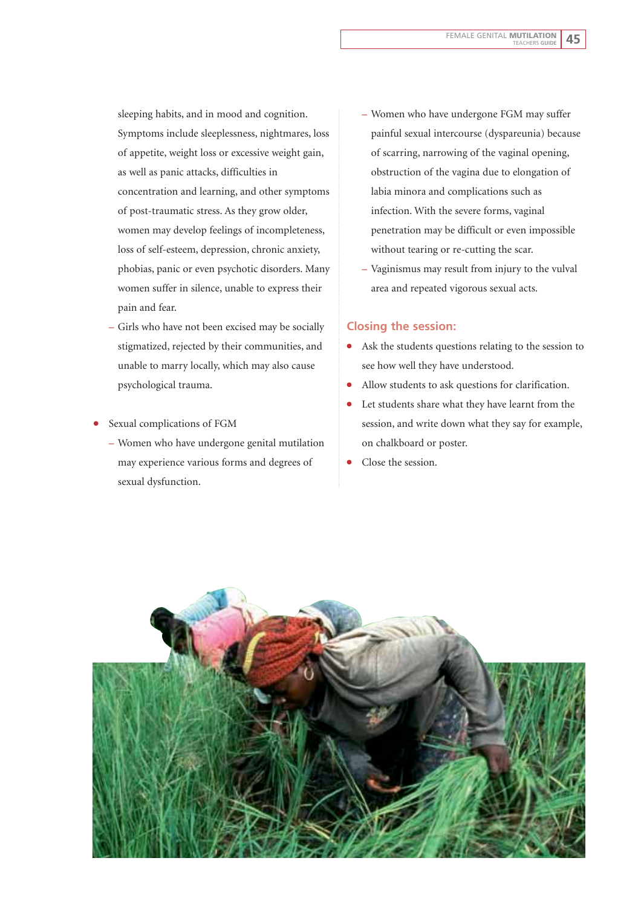sleeping habits, and in mood and cognition. Symptoms include sleeplessness, nightmares, loss of appetite, weight loss or excessive weight gain, as well as panic attacks, difficulties in concentration and learning, and other symptoms of post-traumatic stress. As they grow older, women may develop feelings of incompleteness, loss of self-esteem, depression, chronic anxiety, phobias, panic or even psychotic disorders. Many women suffer in silence, unable to express their pain and fear.

  - Girls who have not been excised may be socially stigmatized, rejected by their communities, and unable to marry locally, which may also cause psychological trauma.

- Sexual complications of FGM
  - Women who have undergone genital mutilation may experience various forms and degrees of sexual dysfunction.
  - Women who have undergone FGM may suffer painful sexual intercourse (dyspareunia) because of scarring, narrowing of the vaginal opening, obstruction of the vagina due to elongation of labia minora and complications such as infection. With the severe forms, vaginal penetration may be difficult or even impossible without tearing or re-cutting the scar.
  - Vaginismus may result from injury to the vulval area and repeated vigorous sexual acts.

## Closing the session:

- Ask the students questions relating to the session to see how well they have understood.
- Allow students to ask questions for clarification.
- Let students share what they have learnt from the session, and write down what they say for example, on chalkboard or poster.
- Close the session.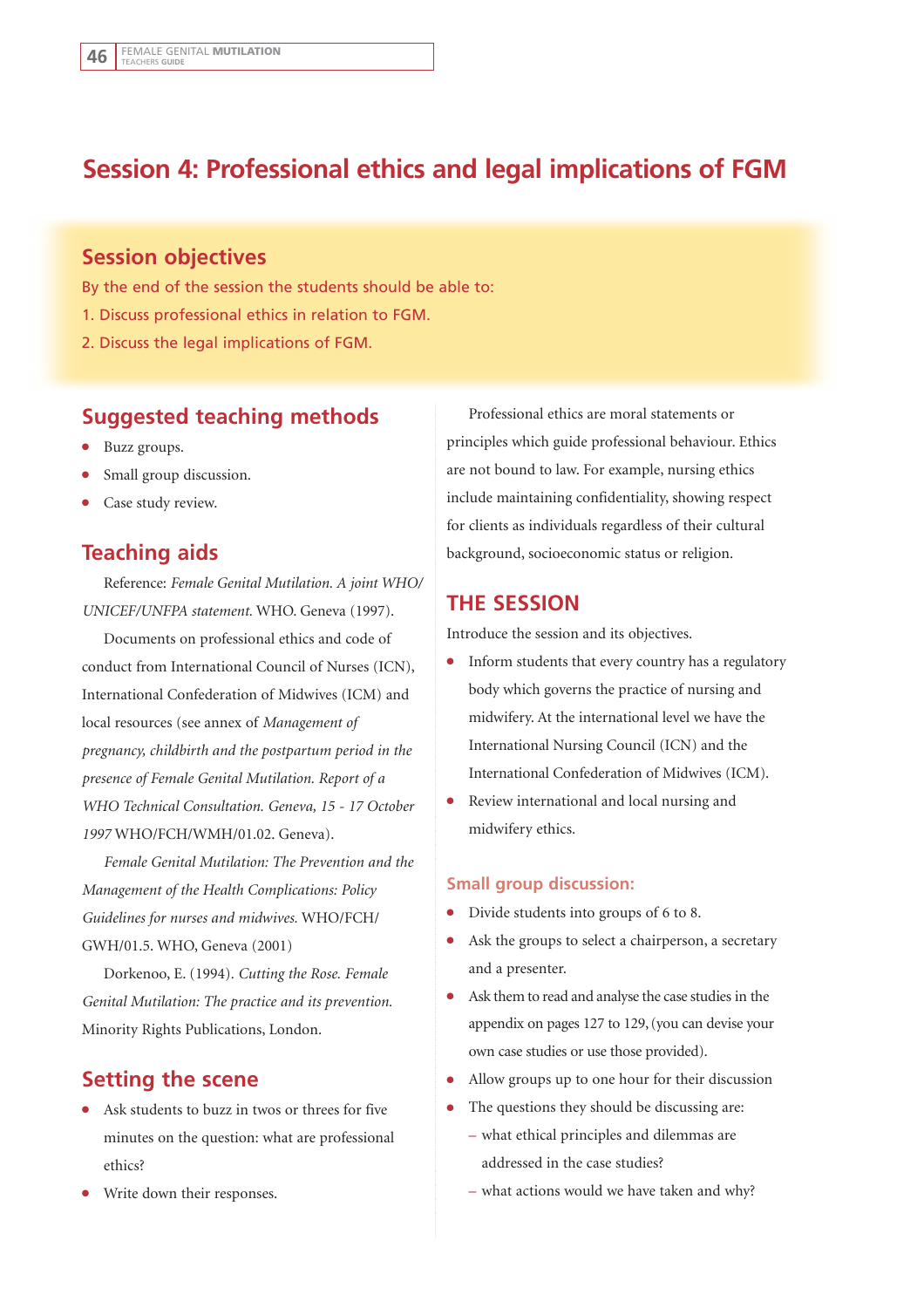# Session 4: Professional ethics and legal implications of FGM

## Session objectives

By the end of the session the students should be able to:

1. Discuss professional ethics in relation to FGM.
2. Discuss the legal implications of FGM.

## Suggested teaching methods

- Buzz groups.
- Small group discussion.
- Case study review.

## Teaching aids

Reference: *Female Genital Mutilation. A joint WHO/UNICEF/UNFPA statement.* WHO. Geneva (1997).

Documents on professional ethics and code of conduct from International Council of Nurses (ICN), International Confederation of Midwives (ICM) and local resources (see annex of *Management of pregnancy, childbirth and the postpartum period in the presence of Female Genital Mutilation. Report of a WHO Technical Consultation. Geneva, 15 - 17 October 1997* WHO/FCH/WMH/01.02. Geneva).

*Female Genital Mutilation: The Prevention and the Management of the Health Complications: Policy Guidelines for nurses and midwives.* WHO/FCH/GWH/01.5. WHO, Geneva (2001)

Dorkenoo, E. (1994). *Cutting the Rose. Female Genital Mutilation: The practice and its prevention.* Minority Rights Publications, London.

## Setting the scene

- Ask students to buzz in twos or threes for five minutes on the question: what are professional ethics?
- Write down their responses.

Professional ethics are moral statements or principles which guide professional behaviour. Ethics are not bound to law. For example, nursing ethics include maintaining confidentiality, showing respect for clients as individuals regardless of their cultural background, socioeconomic status or religion.

## THE SESSION

Introduce the session and its objectives.

- Inform students that every country has a regulatory body which governs the practice of nursing and midwifery. At the international level we have the International Nursing Council (ICN) and the International Confederation of Midwives (ICM).
- Review international and local nursing and midwifery ethics.

### Small group discussion:

- Divide students into groups of 6 to 8.
- Ask the groups to select a chairperson, a secretary and a presenter.
- Ask them to read and analyse the case studies in the appendix on pages 127 to 129, (you can devise your own case studies or use those provided).
- Allow groups up to one hour for their discussion
- The questions they should be discussing are:
  - what ethical principles and dilemmas are addressed in the case studies?
  - what actions would we have taken and why?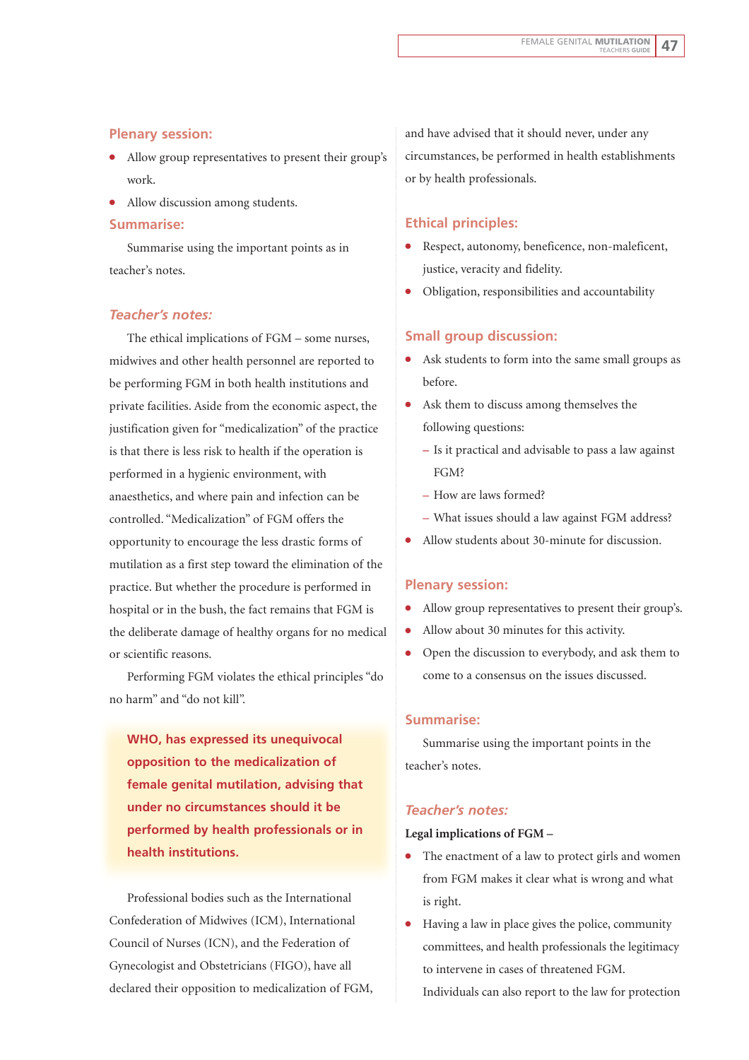### Plenary session:

- Allow group representatives to present their group's work.
- Allow discussion among students.

### Summarise:

Summarise using the important points as in teacher's notes.

### *Teacher's notes:*

The ethical implications of FGM – some nurses, midwives and other health personnel are reported to be performing FGM in both health institutions and private facilities. Aside from the economic aspect, the justification given for "medicalization" of the practice is that there is less risk to health if the operation is performed in a hygienic environment, with anaesthetics, and where pain and infection can be controlled. "Medicalization" of FGM offers the opportunity to encourage the less drastic forms of mutilation as a first step toward the elimination of the practice. But whether the procedure is performed in hospital or in the bush, the fact remains that FGM is the deliberate damage of healthy organs for no medical or scientific reasons.

Performing FGM violates the ethical principles "do no harm" and "do not kill".

**WHO, has expressed its unequivocal opposition to the medicalization of female genital mutilation, advising that under no circumstances should it be performed by health professionals or in health institutions.**

Professional bodies such as the International Confederation of Midwives (ICM), International Council of Nurses (ICN), and the Federation of Gynecologist and Obstetricians (FIGO), have all declared their opposition to medicalization of FGM, and have advised that it should never, under any circumstances, be performed in health establishments or by health professionals.

### Ethical principles:

- Respect, autonomy, beneficence, non-maleficent, justice, veracity and fidelity.
- Obligation, responsibilities and accountability

### Small group discussion:

- Ask students to form into the same small groups as before.
- Ask them to discuss among themselves the following questions:
  - Is it practical and advisable to pass a law against FGM?
  - How are laws formed?
  - What issues should a law against FGM address?
- Allow students about 30-minute for discussion.

### Plenary session:

- Allow group representatives to present their group's.
- Allow about 30 minutes for this activity.
- Open the discussion to everybody, and ask them to come to a consensus on the issues discussed.

### Summarise:

Summarise using the important points in the teacher's notes.

### *Teacher's notes:*

**Legal implications of FGM –**

- The enactment of a law to protect girls and women from FGM makes it clear what is wrong and what is right.
- Having a law in place gives the police, community committees, and health professionals the legitimacy to intervene in cases of threatened FGM. Individuals can also report to the law for protection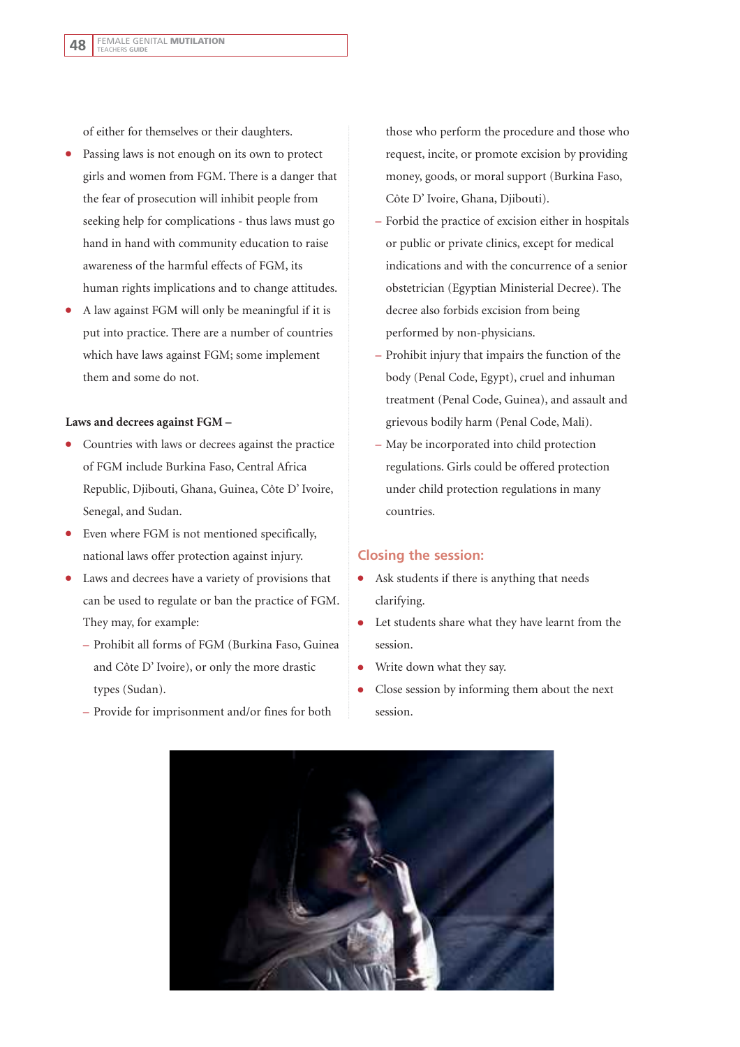of either for themselves or their daughters.

- Passing laws is not enough on its own to protect girls and women from FGM. There is a danger that the fear of prosecution will inhibit people from seeking help for complications - thus laws must go hand in hand with community education to raise awareness of the harmful effects of FGM, its human rights implications and to change attitudes.
- A law against FGM will only be meaningful if it is put into practice. There are a number of countries which have laws against FGM; some implement them and some do not.

**Laws and decrees against FGM –**

- Countries with laws or decrees against the practice of FGM include Burkina Faso, Central Africa Republic, Djibouti, Ghana, Guinea, Côte D' Ivoire, Senegal, and Sudan.
- Even where FGM is not mentioned specifically, national laws offer protection against injury.
- Laws and decrees have a variety of provisions that can be used to regulate or ban the practice of FGM. They may, for example:
  - Prohibit all forms of FGM (Burkina Faso, Guinea and Côte D' Ivoire), or only the more drastic types (Sudan).
  - Provide for imprisonment and/or fines for both those who perform the procedure and those who request, incite, or promote excision by providing money, goods, or moral support (Burkina Faso, Côte D' Ivoire, Ghana, Djibouti).
  - Forbid the practice of excision either in hospitals or public or private clinics, except for medical indications and with the concurrence of a senior obstetrician (Egyptian Ministerial Decree). The decree also forbids excision from being performed by non-physicians.
  - Prohibit injury that impairs the function of the body (Penal Code, Egypt), cruel and inhuman treatment (Penal Code, Guinea), and assault and grievous bodily harm (Penal Code, Mali).
  - May be incorporated into child protection regulations. Girls could be offered protection under child protection regulations in many countries.

## Closing the session:

- Ask students if there is anything that needs clarifying.
- Let students share what they have learnt from the session.
- Write down what they say.
- Close session by informing them about the next session.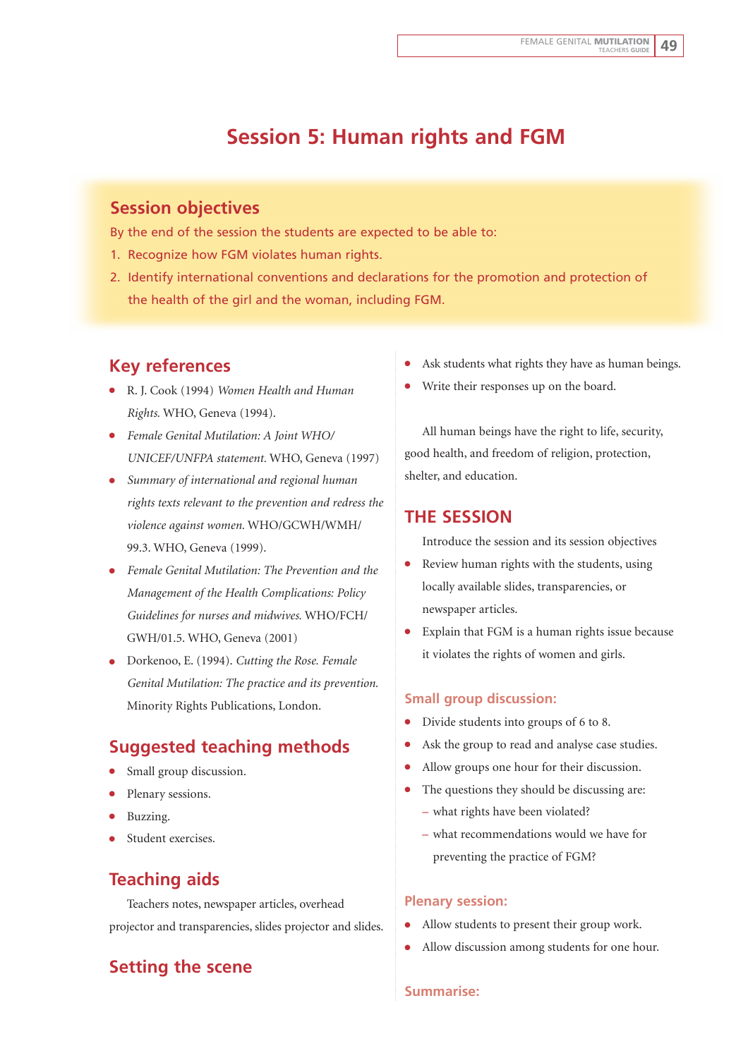# Session 5: Human rights and FGM

## Session objectives

By the end of the session the students are expected to be able to:

1. Recognize how FGM violates human rights.
2. Identify international conventions and declarations for the promotion and protection of the health of the girl and the woman, including FGM.

## Key references

- R. J. Cook (1994) *Women Health and Human Rights.* WHO, Geneva (1994).
- *Female Genital Mutilation: A Joint WHO/UNICEF/UNFPA statement.* WHO, Geneva (1997)
- *Summary of international and regional human rights texts relevant to the prevention and redress the violence against women.* WHO/GCWH/WMH/99.3. WHO, Geneva (1999).
- *Female Genital Mutilation: The Prevention and the Management of the Health Complications: Policy Guidelines for nurses and midwives.* WHO/FCH/GWH/01.5. WHO, Geneva (2001)
- Dorkenoo, E. (1994). *Cutting the Rose. Female Genital Mutilation: The practice and its prevention.* Minority Rights Publications, London.

## Suggested teaching methods

- Small group discussion.
- Plenary sessions.
- Buzzing.
- Student exercises.

## Teaching aids

Teachers notes, newspaper articles, overhead projector and transparencies, slides projector and slides.

## Setting the scene

- Ask students what rights they have as human beings.
- Write their responses up on the board.

All human beings have the right to life, security, good health, and freedom of religion, protection, shelter, and education.

## THE SESSION

Introduce the session and its session objectives

- Review human rights with the students, using locally available slides, transparencies, or newspaper articles.
- Explain that FGM is a human rights issue because it violates the rights of women and girls.

### Small group discussion:

- Divide students into groups of 6 to 8.
- Ask the group to read and analyse case studies.
- Allow groups one hour for their discussion.
- The questions they should be discussing are:
  - what rights have been violated?
  - what recommendations would we have for preventing the practice of FGM?

### Plenary session:

- Allow students to present their group work.
- Allow discussion among students for one hour.

### Summarise: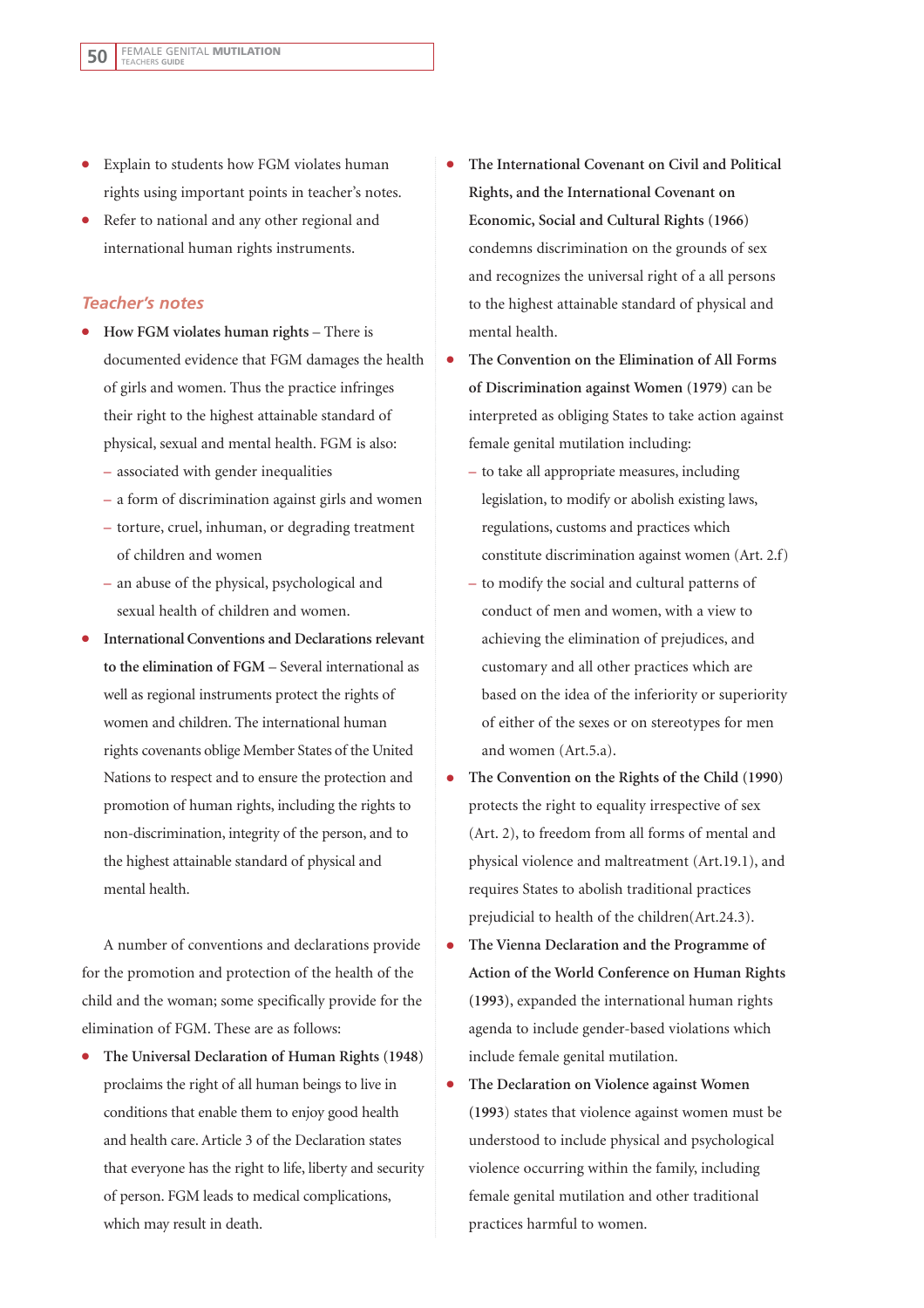- Explain to students how FGM violates human rights using important points in teacher's notes.
- Refer to national and any other regional and international human rights instruments.

### *Teacher's notes*

- **How FGM violates human rights** – There is documented evidence that FGM damages the health of girls and women. Thus the practice infringes their right to the highest attainable standard of physical, sexual and mental health. FGM is also:
  - associated with gender inequalities
  - a form of discrimination against girls and women
  - torture, cruel, inhuman, or degrading treatment of children and women
  - an abuse of the physical, psychological and sexual health of children and women.
- **International Conventions and Declarations relevant to the elimination of FGM** – Several international as well as regional instruments protect the rights of women and children. The international human rights covenants oblige Member States of the United Nations to respect and to ensure the protection and promotion of human rights, including the rights to non-discrimination, integrity of the person, and to the highest attainable standard of physical and mental health.

A number of conventions and declarations provide for the promotion and protection of the health of the child and the woman; some specifically provide for the elimination of FGM. These are as follows:

- **The Universal Declaration of Human Rights (1948)** proclaims the right of all human beings to live in conditions that enable them to enjoy good health and health care. Article 3 of the Declaration states that everyone has the right to life, liberty and security of person. FGM leads to medical complications, which may result in death.
- **The International Covenant on Civil and Political Rights, and the International Covenant on Economic, Social and Cultural Rights (1966)** condemns discrimination on the grounds of sex and recognizes the universal right of a all persons to the highest attainable standard of physical and mental health.
- **The Convention on the Elimination of All Forms of Discrimination against Women (1979)** can be interpreted as obliging States to take action against female genital mutilation including:
  - to take all appropriate measures, including legislation, to modify or abolish existing laws, regulations, customs and practices which constitute discrimination against women (Art. 2.f)
  - to modify the social and cultural patterns of conduct of men and women, with a view to achieving the elimination of prejudices, and customary and all other practices which are based on the idea of the inferiority or superiority of either of the sexes or on stereotypes for men and women (Art.5.a).
- **The Convention on the Rights of the Child (1990)** protects the right to equality irrespective of sex (Art. 2), to freedom from all forms of mental and physical violence and maltreatment (Art.19.1), and requires States to abolish traditional practices prejudicial to health of the children(Art.24.3).
- **The Vienna Declaration and the Programme of Action of the World Conference on Human Rights (1993)**, expanded the international human rights agenda to include gender-based violations which include female genital mutilation.
- **The Declaration on Violence against Women (1993)** states that violence against women must be understood to include physical and psychological violence occurring within the family, including female genital mutilation and other traditional practices harmful to women.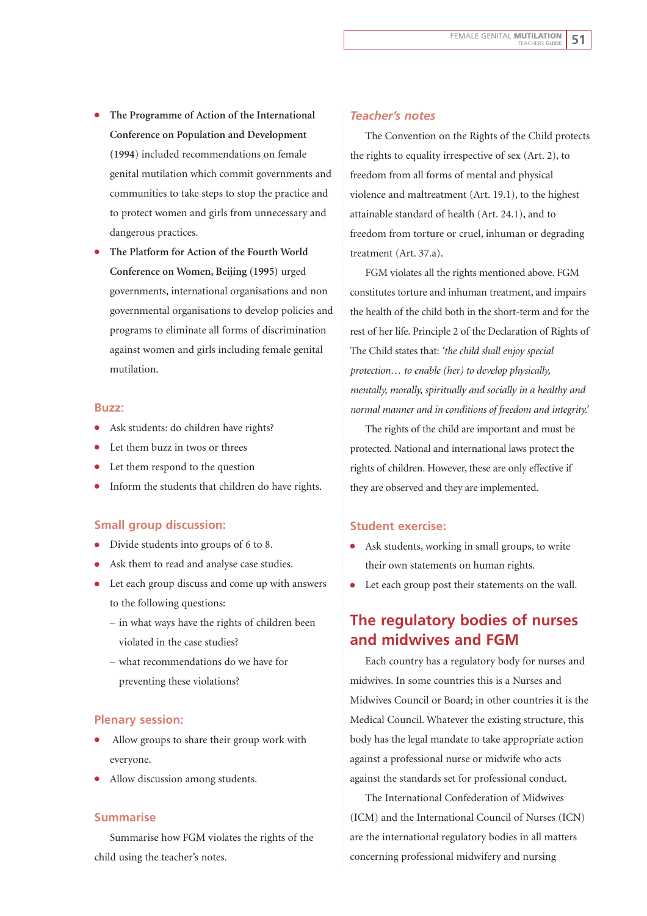- **The Programme of Action of the International Conference on Population and Development (1994)** included recommendations on female genital mutilation which commit governments and communities to take steps to stop the practice and to protect women and girls from unnecessary and dangerous practices.
- **The Platform for Action of the Fourth World Conference on Women, Beijing (1995)** urged governments, international organisations and non governmental organisations to develop policies and programs to eliminate all forms of discrimination against women and girls including female genital mutilation.

### Buzz:

- Ask students: do children have rights?
- Let them buzz in twos or threes
- Let them respond to the question
- Inform the students that children do have rights.

### Small group discussion:

- Divide students into groups of 6 to 8.
- Ask them to read and analyse case studies.
- Let each group discuss and come up with answers to the following questions:
  - in what ways have the rights of children been violated in the case studies?
  - what recommendations do we have for preventing these violations?

### Plenary session:

- Allow groups to share their group work with everyone.
- Allow discussion among students.

### Summarise

Summarise how FGM violates the rights of the child using the teacher's notes.

### *Teacher's notes*

The Convention on the Rights of the Child protects the rights to equality irrespective of sex (Art. 2), to freedom from all forms of mental and physical violence and maltreatment (Art. 19.1), to the highest attainable standard of health (Art. 24.1), and to freedom from torture or cruel, inhuman or degrading treatment (Art. 37.a).

FGM violates all the rights mentioned above. FGM constitutes torture and inhuman treatment, and impairs the health of the child both in the short-term and for the rest of her life. Principle 2 of the Declaration of Rights of The Child states that: *'the child shall enjoy special protection… to enable (her) to develop physically, mentally, morally, spiritually and socially in a healthy and normal manner and in conditions of freedom and integrity.'*

The rights of the child are important and must be protected. National and international laws protect the rights of children. However, these are only effective if they are observed and they are implemented.

### Student exercise:

- Ask students, working in small groups, to write their own statements on human rights.
- Let each group post their statements on the wall.

## The regulatory bodies of nurses and midwives and FGM

Each country has a regulatory body for nurses and midwives. In some countries this is a Nurses and Midwives Council or Board; in other countries it is the Medical Council. Whatever the existing structure, this body has the legal mandate to take appropriate action against a professional nurse or midwife who acts against the standards set for professional conduct.

The International Confederation of Midwives (ICM) and the International Council of Nurses (ICN) are the international regulatory bodies in all matters concerning professional midwifery and nursing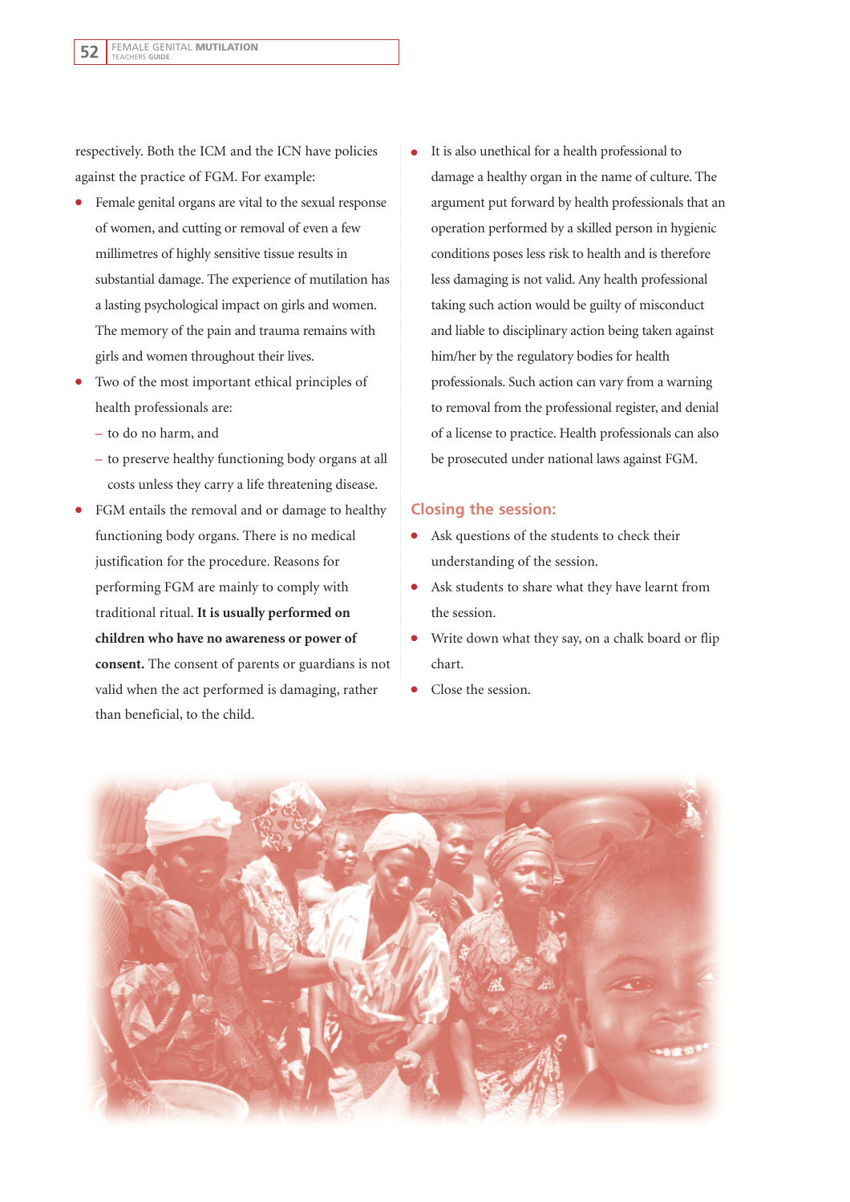respectively. Both the ICM and the ICN have policies against the practice of FGM. For example:

- Female genital organs are vital to the sexual response of women, and cutting or removal of even a few millimetres of highly sensitive tissue results in substantial damage. The experience of mutilation has a lasting psychological impact on girls and women. The memory of the pain and trauma remains with girls and women throughout their lives.
- Two of the most important ethical principles of health professionals are:
  - to do no harm, and
  - to preserve healthy functioning body organs at all costs unless they carry a life threatening disease.
- FGM entails the removal and or damage to healthy functioning body organs. There is no medical justification for the procedure. Reasons for performing FGM are mainly to comply with traditional ritual. **It is usually performed on children who have no awareness or power of consent.** The consent of parents or guardians is not valid when the act performed is damaging, rather than beneficial, to the child.
- It is also unethical for a health professional to damage a healthy organ in the name of culture. The argument put forward by health professionals that an operation performed by a skilled person in hygienic conditions poses less risk to health and is therefore less damaging is not valid. Any health professional taking such action would be guilty of misconduct and liable to disciplinary action being taken against him/her by the regulatory bodies for health professionals. Such action can vary from a warning to removal from the professional register, and denial of a license to practice. Health professionals can also be prosecuted under national laws against FGM.

## Closing the session:

- Ask questions of the students to check their understanding of the session.
- Ask students to share what they have learnt from the session.
- Write down what they say, on a chalk board or flip chart.
- Close the session.